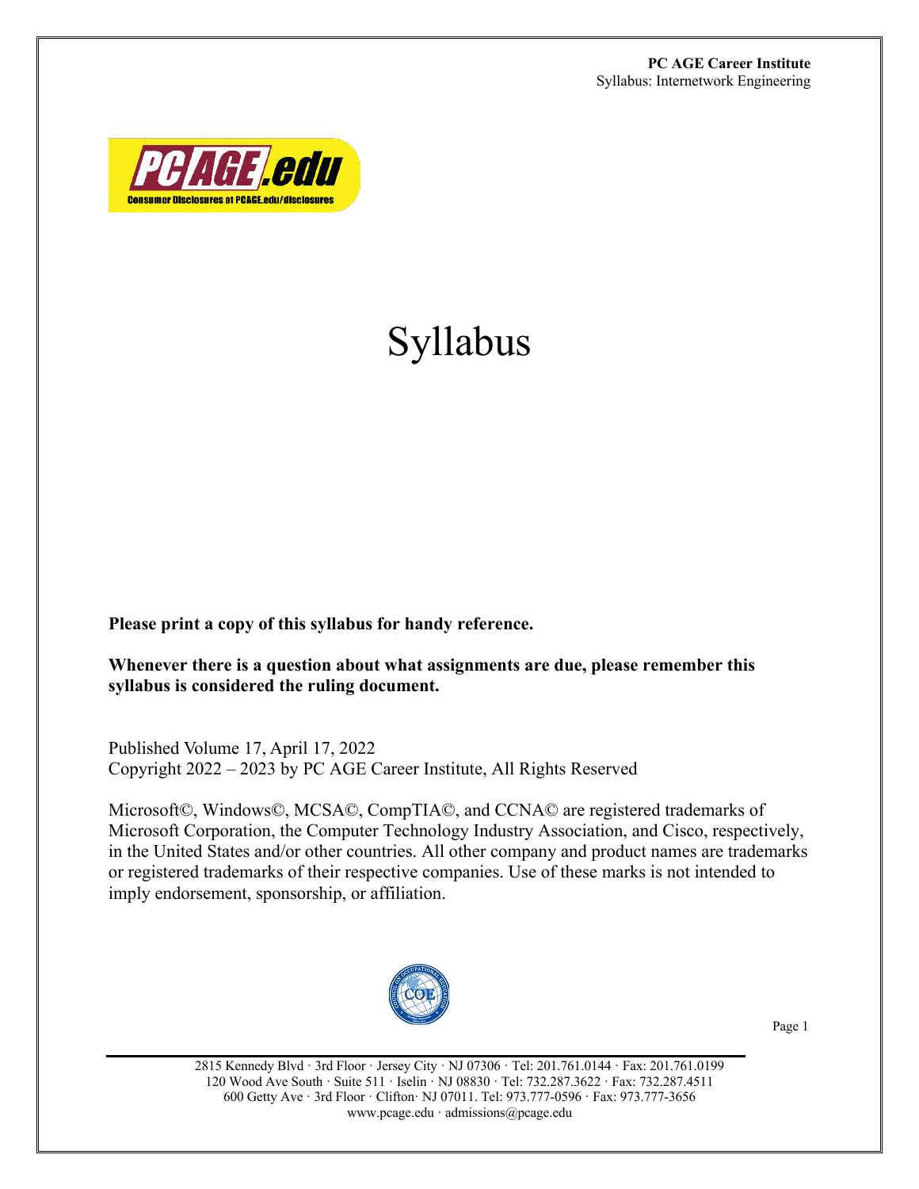# Syllabus

**Please print a copy of this syllabus for handy reference.**

**Whenever there is a question about what assignments are due, please remember this syllabus is considered the ruling document.**

Published Volume 17, April 17, 2022
Copyright 2022 – 2023 by PC AGE Career Institute, All Rights Reserved

Microsoft©, Windows©, MCSA©, CompTIA©, and CCNA© are registered trademarks of Microsoft Corporation, the Computer Technology Industry Association, and Cisco, respectively, in the United States and/or other countries. All other company and product names are trademarks or registered trademarks of their respective companies. Use of these marks is not intended to imply endorsement, sponsorship, or affiliation.

2815 Kennedy Blvd · 3rd Floor · Jersey City · NJ 07306 · Tel: 201.761.0144 · Fax: 201.761.0199
120 Wood Ave South · Suite 511 · Iselin · NJ 08830 · Tel: 732.287.3622 · Fax: 732.287.4511
600 Getty Ave · 3rd Floor · Clifton· NJ 07011. Tel: 973.777-0596 · Fax: 973.777-3656
www.pcage.edu · admissions@pcage.edu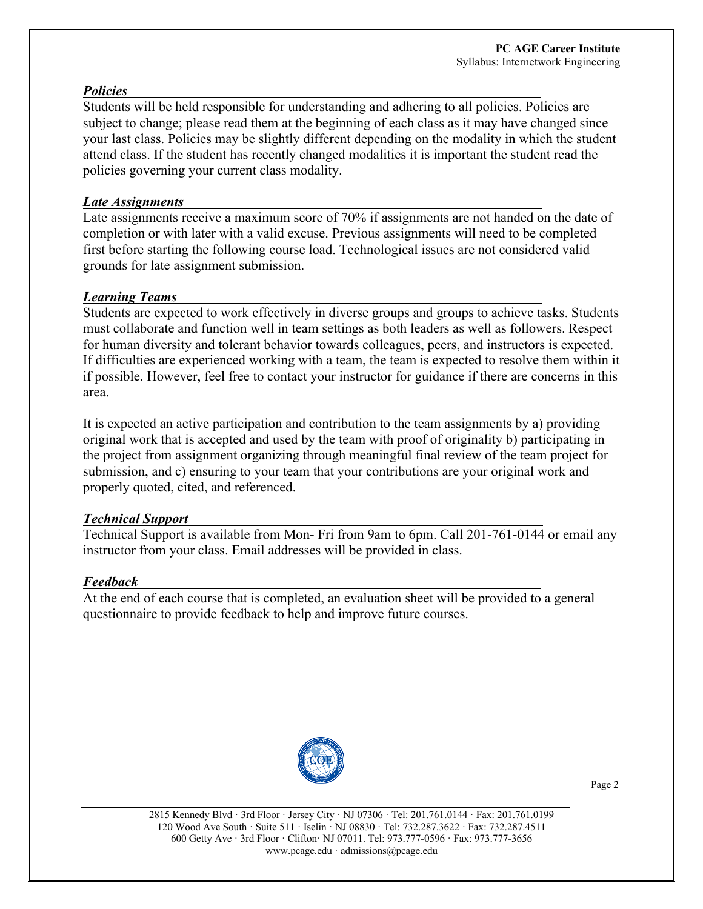### ***Policies***

Students will be held responsible for understanding and adhering to all policies. Policies are subject to change; please read them at the beginning of each class as it may have changed since your last class. Policies may be slightly different depending on the modality in which the student attend class. If the student has recently changed modalities it is important the student read the policies governing your current class modality.

### ***Late Assignments***

Late assignments receive a maximum score of 70% if assignments are not handed on the date of completion or with later with a valid excuse. Previous assignments will need to be completed first before starting the following course load. Technological issues are not considered valid grounds for late assignment submission.

### ***Learning Teams***

Students are expected to work effectively in diverse groups and groups to achieve tasks. Students must collaborate and function well in team settings as both leaders as well as followers. Respect for human diversity and tolerant behavior towards colleagues, peers, and instructors is expected. If difficulties are experienced working with a team, the team is expected to resolve them within it if possible. However, feel free to contact your instructor for guidance if there are concerns in this area.

It is expected an active participation and contribution to the team assignments by a) providing original work that is accepted and used by the team with proof of originality b) participating in the project from assignment organizing through meaningful final review of the team project for submission, and c) ensuring to your team that your contributions are your original work and properly quoted, cited, and referenced.

### ***Technical Support***

Technical Support is available from Mon- Fri from 9am to 6pm. Call 201-761-0144 or email any instructor from your class. Email addresses will be provided in class.

### ***Feedback***

At the end of each course that is completed, an evaluation sheet will be provided to a general questionnaire to provide feedback to help and improve future courses.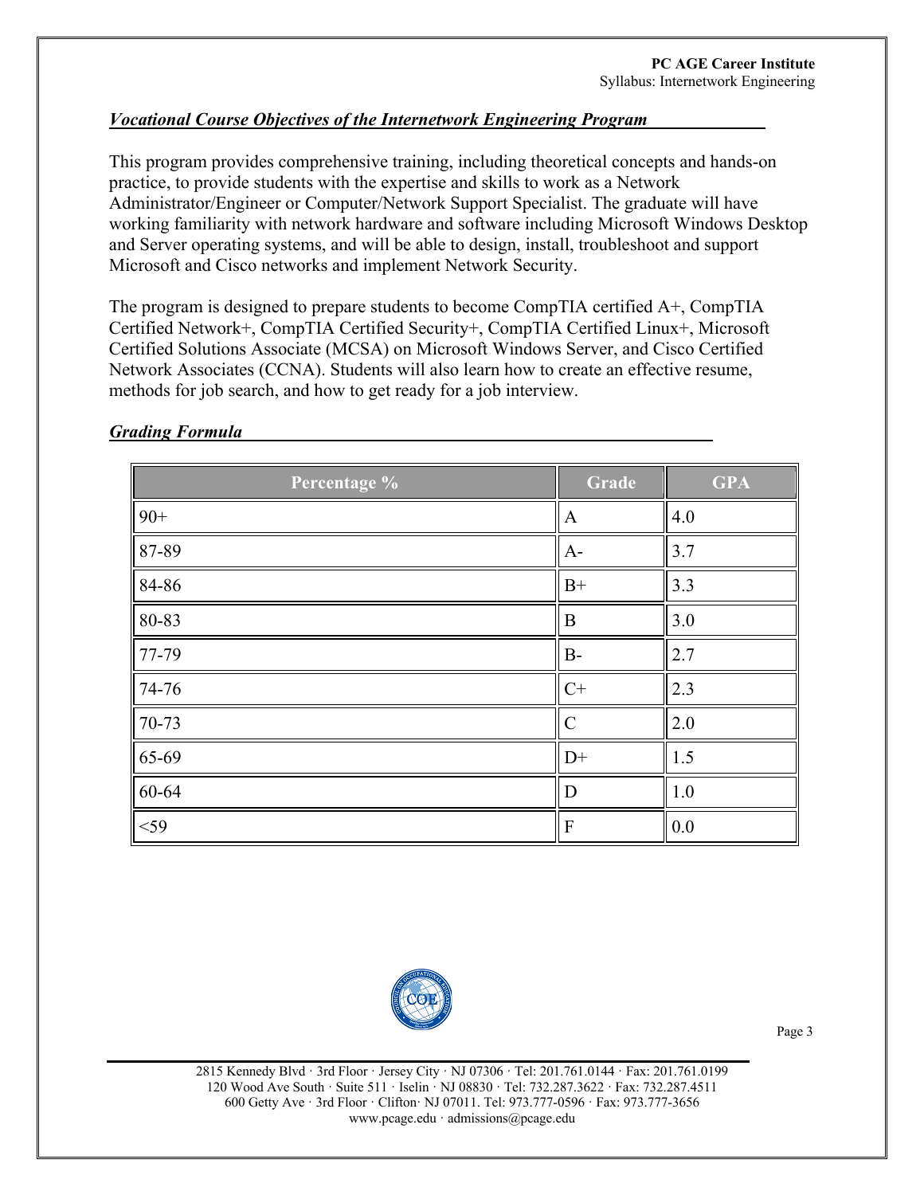### *Vocational Course Objectives of the Internetwork Engineering Program*

This program provides comprehensive training, including theoretical concepts and hands-on practice, to provide students with the expertise and skills to work as a Network Administrator/Engineer or Computer/Network Support Specialist. The graduate will have working familiarity with network hardware and software including Microsoft Windows Desktop and Server operating systems, and will be able to design, install, troubleshoot and support Microsoft and Cisco networks and implement Network Security.

The program is designed to prepare students to become CompTIA certified A+, CompTIA Certified Network+, CompTIA Certified Security+, CompTIA Certified Linux+, Microsoft Certified Solutions Associate (MCSA) on Microsoft Windows Server, and Cisco Certified Network Associates (CCNA). Students will also learn how to create an effective resume, methods for job search, and how to get ready for a job interview.

### *Grading Formula*

| Percentage % | Grade | GPA |
|---|---|---|
| 90+ | A | 4.0 |
| 87-89 | A- | 3.7 |
| 84-86 | B+ | 3.3 |
| 80-83 | B | 3.0 |
| 77-79 | B- | 2.7 |
| 74-76 | C+ | 2.3 |
| 70-73 | C | 2.0 |
| 65-69 | D+ | 1.5 |
| 60-64 | D | 1.0 |
| <59 | F | 0.0 |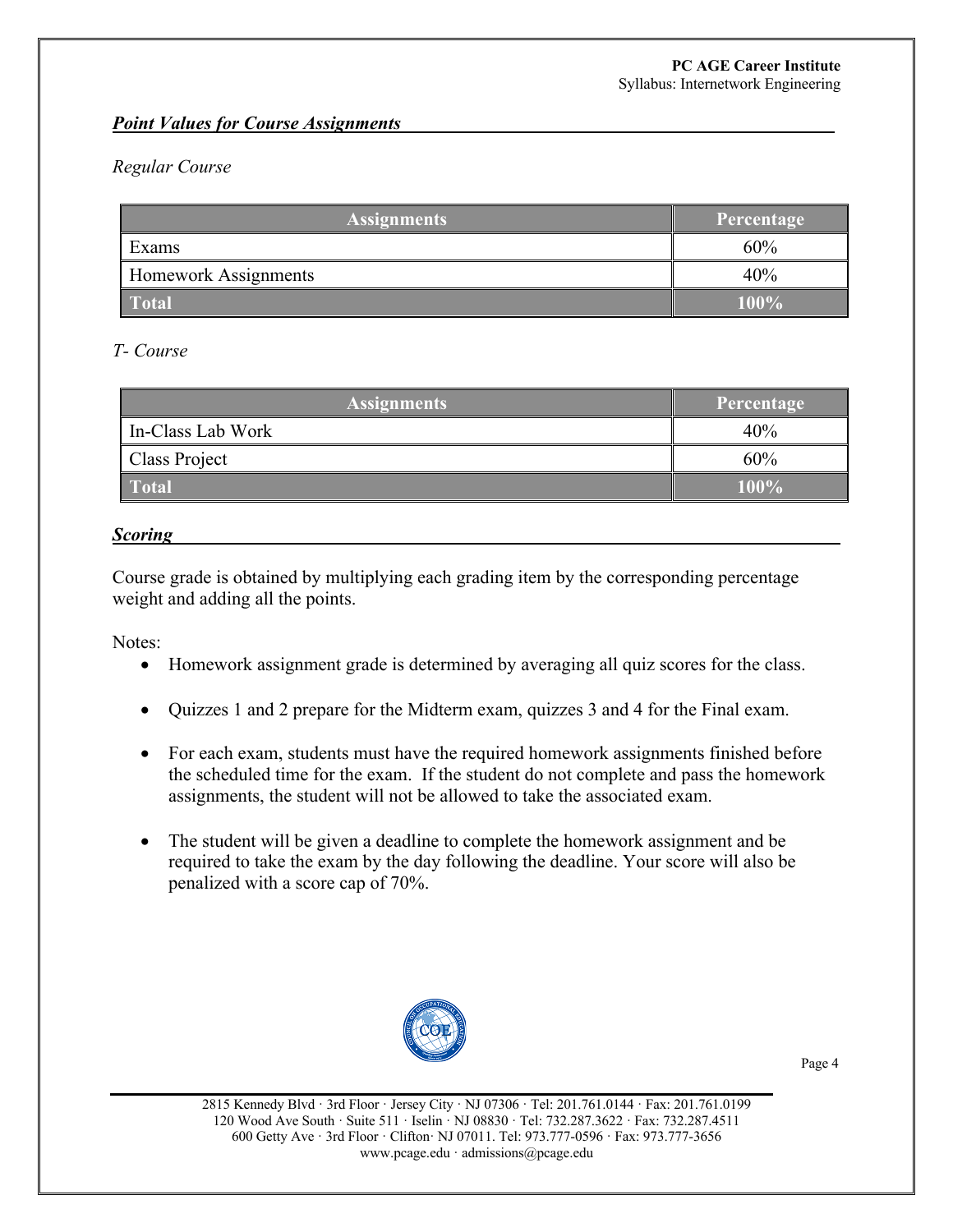***Point Values for Course Assignments***

*Regular Course*

| Assignments | Percentage |
|---|---|
| Exams | 60% |
| Homework Assignments | 40% |
| **Total** | **100%** |

*T- Course*

| Assignments | Percentage |
|---|---|
| In-Class Lab Work | 40% |
| Class Project | 60% |
| **Total** | **100%** |

***Scoring***

Course grade is obtained by multiplying each grading item by the corresponding percentage weight and adding all the points.

Notes:

- Homework assignment grade is determined by averaging all quiz scores for the class.
- Quizzes 1 and 2 prepare for the Midterm exam, quizzes 3 and 4 for the Final exam.
- For each exam, students must have the required homework assignments finished before the scheduled time for the exam. If the student do not complete and pass the homework assignments, the student will not be allowed to take the associated exam.
- The student will be given a deadline to complete the homework assignment and be required to take the exam by the day following the deadline. Your score will also be penalized with a score cap of 70%.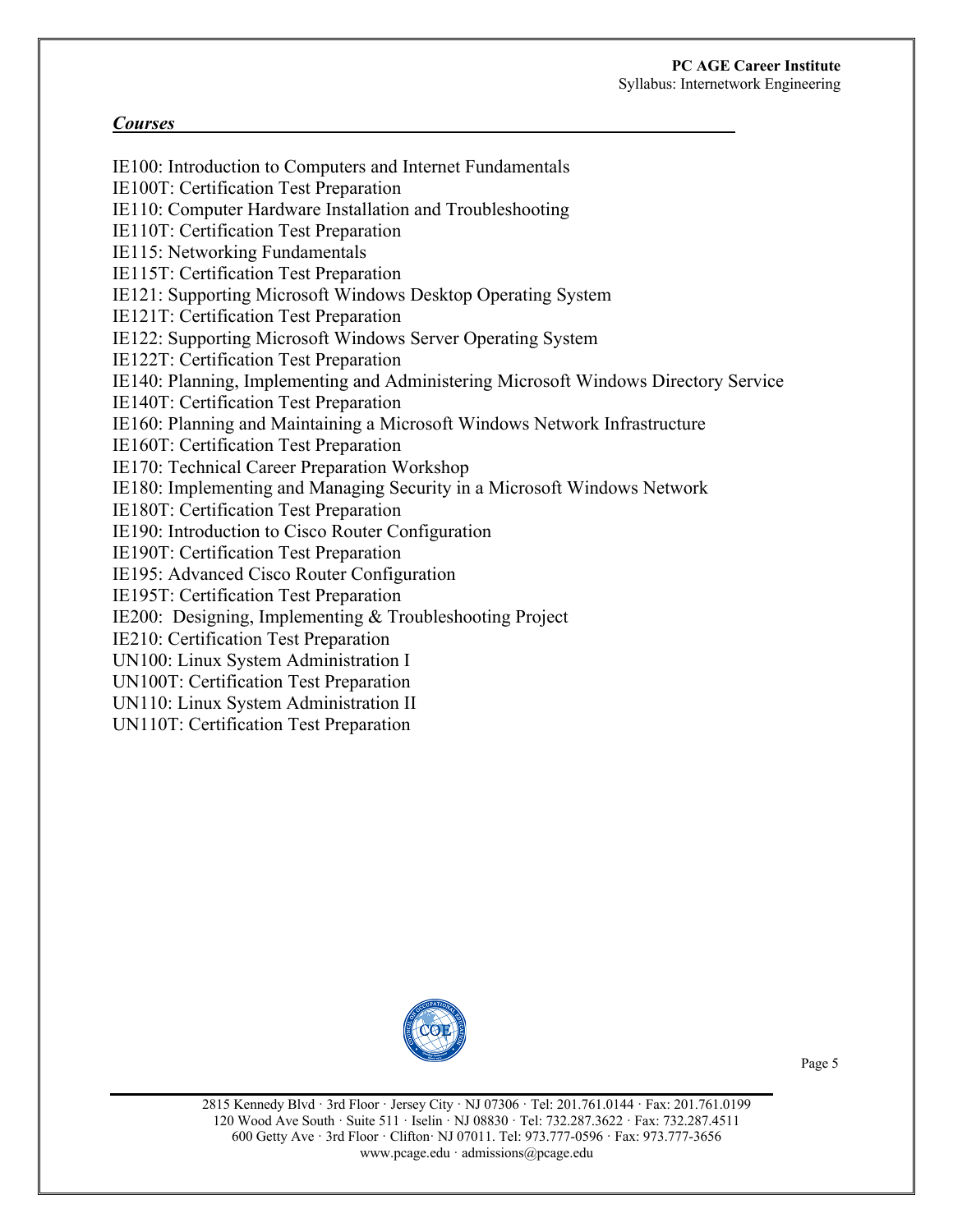## *Courses*

IE100: Introduction to Computers and Internet Fundamentals
IE100T: Certification Test Preparation
IE110: Computer Hardware Installation and Troubleshooting
IE110T: Certification Test Preparation
IE115: Networking Fundamentals
IE115T: Certification Test Preparation
IE121: Supporting Microsoft Windows Desktop Operating System
IE121T: Certification Test Preparation
IE122: Supporting Microsoft Windows Server Operating System
IE122T: Certification Test Preparation
IE140: Planning, Implementing and Administering Microsoft Windows Directory Service
IE140T: Certification Test Preparation
IE160: Planning and Maintaining a Microsoft Windows Network Infrastructure
IE160T: Certification Test Preparation
IE170: Technical Career Preparation Workshop
IE180: Implementing and Managing Security in a Microsoft Windows Network
IE180T: Certification Test Preparation
IE190: Introduction to Cisco Router Configuration
IE190T: Certification Test Preparation
IE195: Advanced Cisco Router Configuration
IE195T: Certification Test Preparation
IE200: Designing, Implementing & Troubleshooting Project
IE210: Certification Test Preparation
UN100: Linux System Administration I
UN100T: Certification Test Preparation
UN110: Linux System Administration II
UN110T: Certification Test Preparation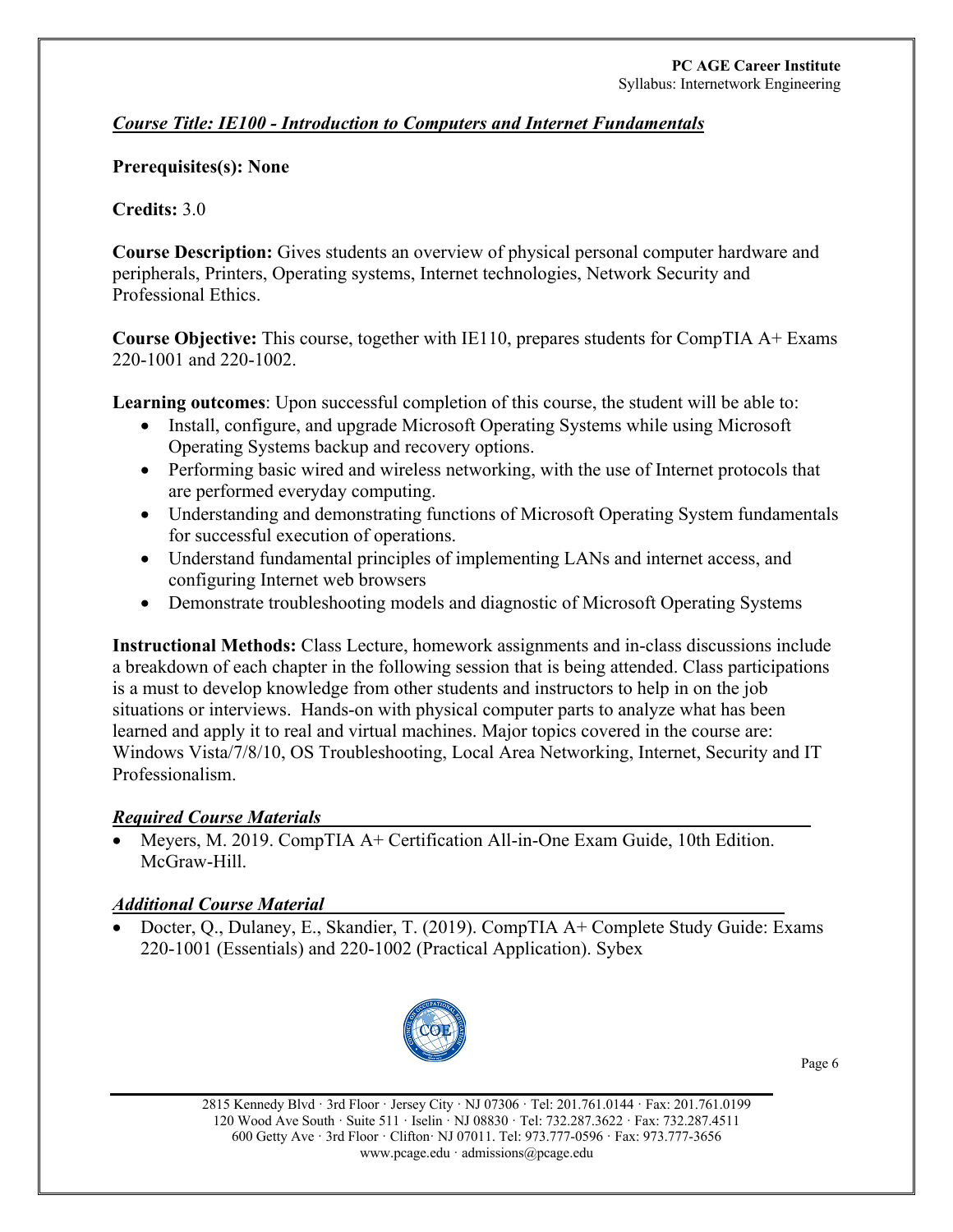***Course Title: IE100 - Introduction to Computers and Internet Fundamentals***

**Prerequisites(s): None**

**Credits:** 3.0

**Course Description:** Gives students an overview of physical personal computer hardware and peripherals, Printers, Operating systems, Internet technologies, Network Security and Professional Ethics.

**Course Objective:** This course, together with IE110, prepares students for CompTIA A+ Exams 220-1001 and 220-1002.

**Learning outcomes**: Upon successful completion of this course, the student will be able to:

- Install, configure, and upgrade Microsoft Operating Systems while using Microsoft Operating Systems backup and recovery options.
- Performing basic wired and wireless networking, with the use of Internet protocols that are performed everyday computing.
- Understanding and demonstrating functions of Microsoft Operating System fundamentals for successful execution of operations.
- Understand fundamental principles of implementing LANs and internet access, and configuring Internet web browsers
- Demonstrate troubleshooting models and diagnostic of Microsoft Operating Systems

**Instructional Methods:** Class Lecture, homework assignments and in-class discussions include a breakdown of each chapter in the following session that is being attended. Class participations is a must to develop knowledge from other students and instructors to help in on the job situations or interviews. Hands-on with physical computer parts to analyze what has been learned and apply it to real and virtual machines. Major topics covered in the course are: Windows Vista/7/8/10, OS Troubleshooting, Local Area Networking, Internet, Security and IT Professionalism.

***Required Course Materials***

- Meyers, M. 2019. CompTIA A+ Certification All-in-One Exam Guide, 10th Edition. McGraw-Hill.

***Additional Course Material***

- Docter, Q., Dulaney, E., Skandier, T. (2019). CompTIA A+ Complete Study Guide: Exams 220-1001 (Essentials) and 220-1002 (Practical Application). Sybex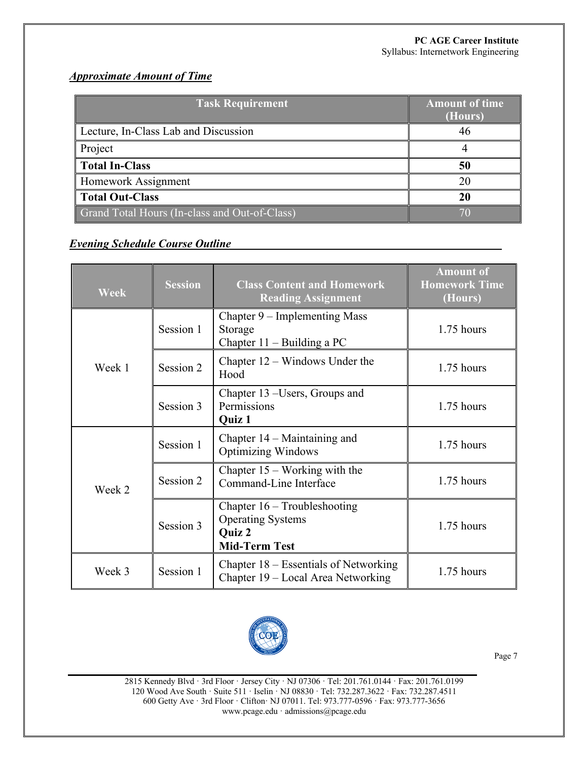### *Approximate Amount of Time*

| Task Requirement | Amount of time (Hours) |
|---|---|
| Lecture, In-Class Lab and Discussion | 46 |
| Project | 4 |
| **Total In-Class** | **50** |
| Homework Assignment | 20 |
| **Total Out-Class** | **20** |
| Grand Total Hours (In-class and Out-of-Class) | 70 |

### *Evening Schedule Course Outline*

| Week | Session | Class Content and Homework Reading Assignment | Amount of Homework Time (Hours) |
|---|---|---|---|
| Week 1 | Session 1 | Chapter 9 – Implementing Mass Storage<br>Chapter 11 – Building a PC | 1.75 hours |
| | Session 2 | Chapter 12 – Windows Under the Hood | 1.75 hours |
| | Session 3 | Chapter 13 –Users, Groups and Permissions<br>**Quiz 1** | 1.75 hours |
| Week 2 | Session 1 | Chapter 14 – Maintaining and Optimizing Windows | 1.75 hours |
| | Session 2 | Chapter 15 – Working with the Command-Line Interface | 1.75 hours |
| | Session 3 | Chapter 16 – Troubleshooting Operating Systems<br>**Quiz 2**<br>**Mid-Term Test** | 1.75 hours |
| Week 3 | Session 1 | Chapter 18 – Essentials of Networking<br>Chapter 19 – Local Area Networking | 1.75 hours |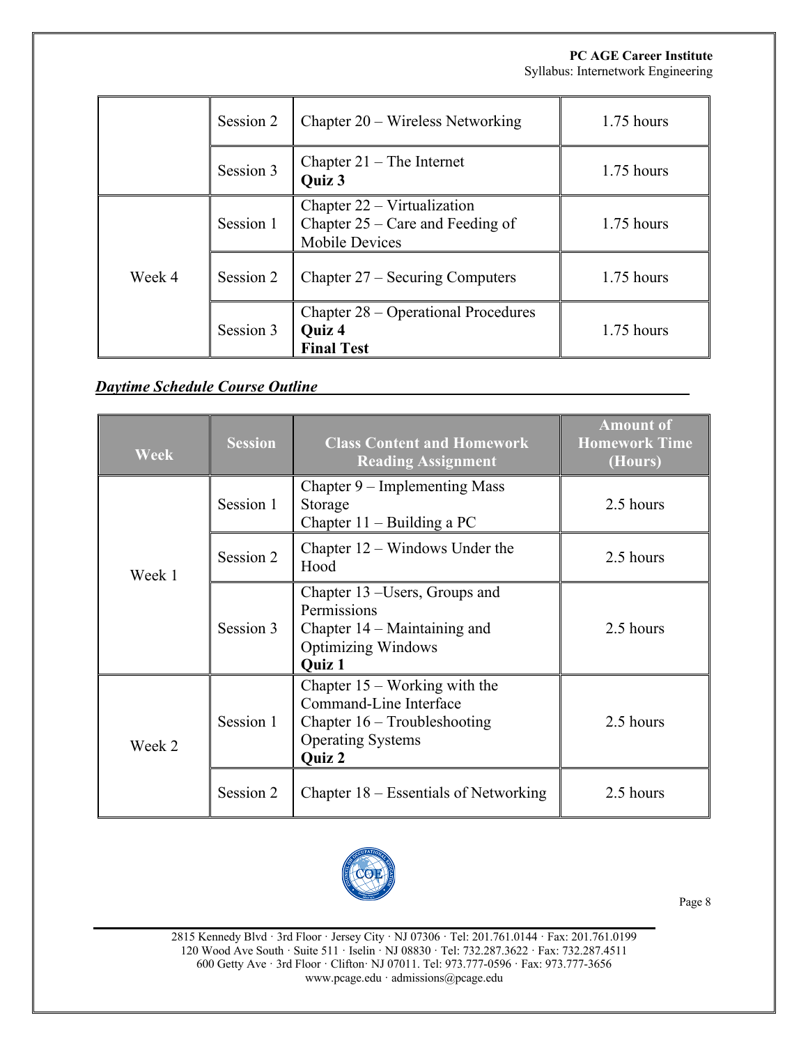| Week | Session | Class Content and Homework Reading Assignment | Amount of Homework Time (Hours) |
|---|---|---|---|
| | Session 2 | Chapter 20 – Wireless Networking | 1.75 hours |
| | Session 3 | Chapter 21 – The Internet<br>**Quiz 3** | 1.75 hours |
| Week 4 | Session 1 | Chapter 22 – Virtualization<br>Chapter 25 – Care and Feeding of Mobile Devices | 1.75 hours |
| | Session 2 | Chapter 27 – Securing Computers | 1.75 hours |
| | Session 3 | Chapter 28 – Operational Procedures<br>**Quiz 4**<br>**Final Test** | 1.75 hours |

***Daytime Schedule Course Outline***

| Week | Session | Class Content and Homework Reading Assignment | Amount of Homework Time (Hours) |
|---|---|---|---|
| Week 1 | Session 1 | Chapter 9 – Implementing Mass Storage<br>Chapter 11 – Building a PC | 2.5 hours |
| | Session 2 | Chapter 12 – Windows Under the Hood | 2.5 hours |
| | Session 3 | Chapter 13 –Users, Groups and Permissions<br>Chapter 14 – Maintaining and Optimizing Windows<br>**Quiz 1** | 2.5 hours |
| Week 2 | Session 1 | Chapter 15 – Working with the Command-Line Interface<br>Chapter 16 – Troubleshooting Operating Systems<br>**Quiz 2** | 2.5 hours |
| | Session 2 | Chapter 18 – Essentials of Networking | 2.5 hours |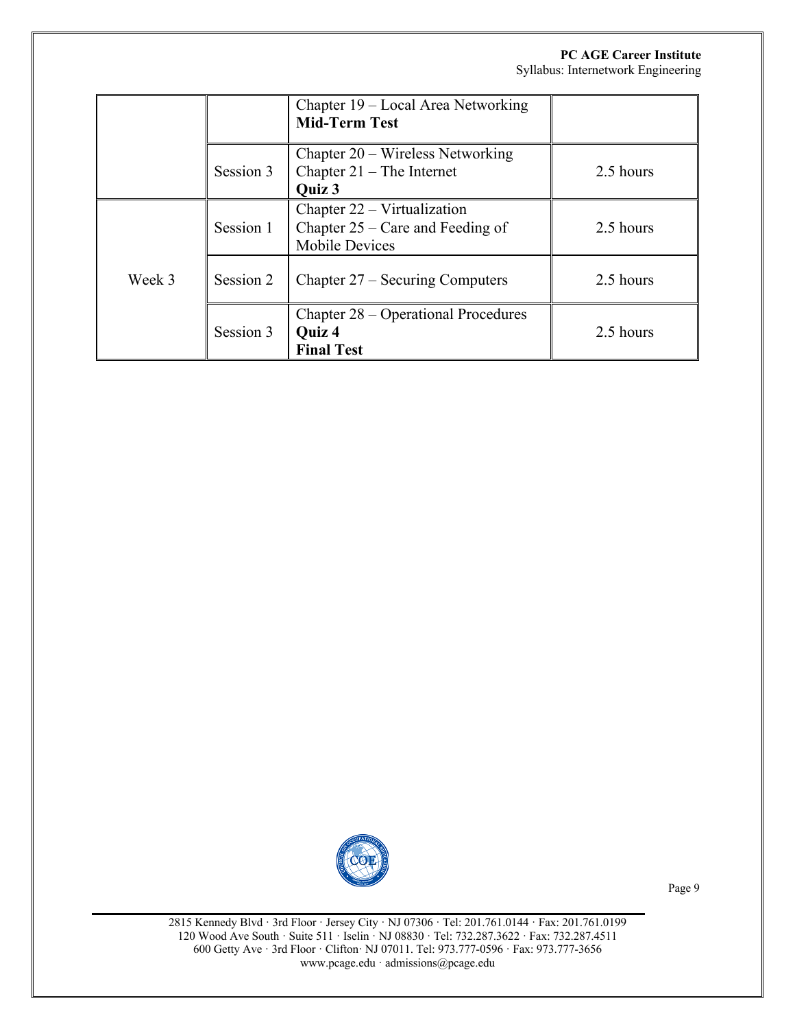| | | | |
|---|---|---|---|
| | | Chapter 19 – Local Area Networking<br>**Mid-Term Test** | |
| | Session 3 | Chapter 20 – Wireless Networking<br>Chapter 21 – The Internet<br>**Quiz 3** | 2.5 hours |
| Week 3 | Session 1 | Chapter 22 – Virtualization<br>Chapter 25 – Care and Feeding of Mobile Devices | 2.5 hours |
| | Session 2 | Chapter 27 – Securing Computers | 2.5 hours |
| | Session 3 | Chapter 28 – Operational Procedures<br>**Quiz 4**<br>**Final Test** | 2.5 hours |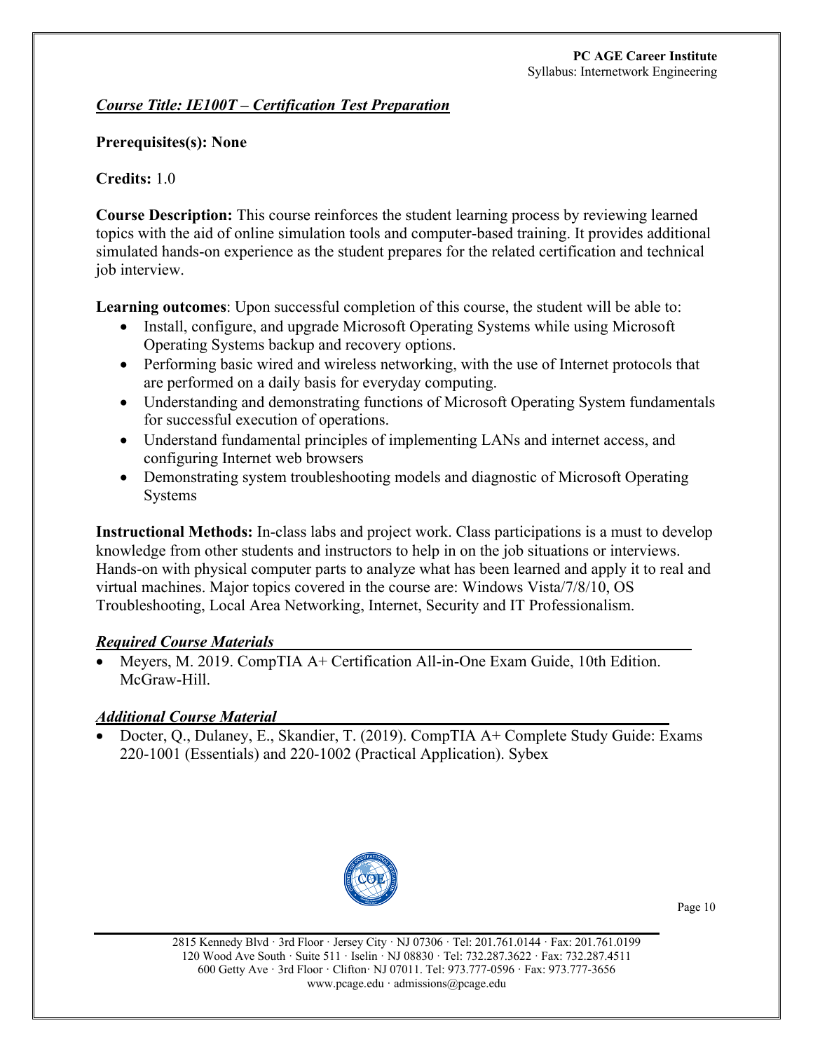***Course Title: IE100T – Certification Test Preparation***

**Prerequisites(s): None**

**Credits:** 1.0

**Course Description:** This course reinforces the student learning process by reviewing learned topics with the aid of online simulation tools and computer-based training. It provides additional simulated hands-on experience as the student prepares for the related certification and technical job interview.

**Learning outcomes**: Upon successful completion of this course, the student will be able to:

- Install, configure, and upgrade Microsoft Operating Systems while using Microsoft Operating Systems backup and recovery options.
- Performing basic wired and wireless networking, with the use of Internet protocols that are performed on a daily basis for everyday computing.
- Understanding and demonstrating functions of Microsoft Operating System fundamentals for successful execution of operations.
- Understand fundamental principles of implementing LANs and internet access, and configuring Internet web browsers
- Demonstrating system troubleshooting models and diagnostic of Microsoft Operating Systems

**Instructional Methods:** In-class labs and project work. Class participations is a must to develop knowledge from other students and instructors to help in on the job situations or interviews. Hands-on with physical computer parts to analyze what has been learned and apply it to real and virtual machines. Major topics covered in the course are: Windows Vista/7/8/10, OS Troubleshooting, Local Area Networking, Internet, Security and IT Professionalism.

***Required Course Materials***

- Meyers, M. 2019. CompTIA A+ Certification All-in-One Exam Guide, 10th Edition. McGraw-Hill.

***Additional Course Material***

- Docter, Q., Dulaney, E., Skandier, T. (2019). CompTIA A+ Complete Study Guide: Exams 220-1001 (Essentials) and 220-1002 (Practical Application). Sybex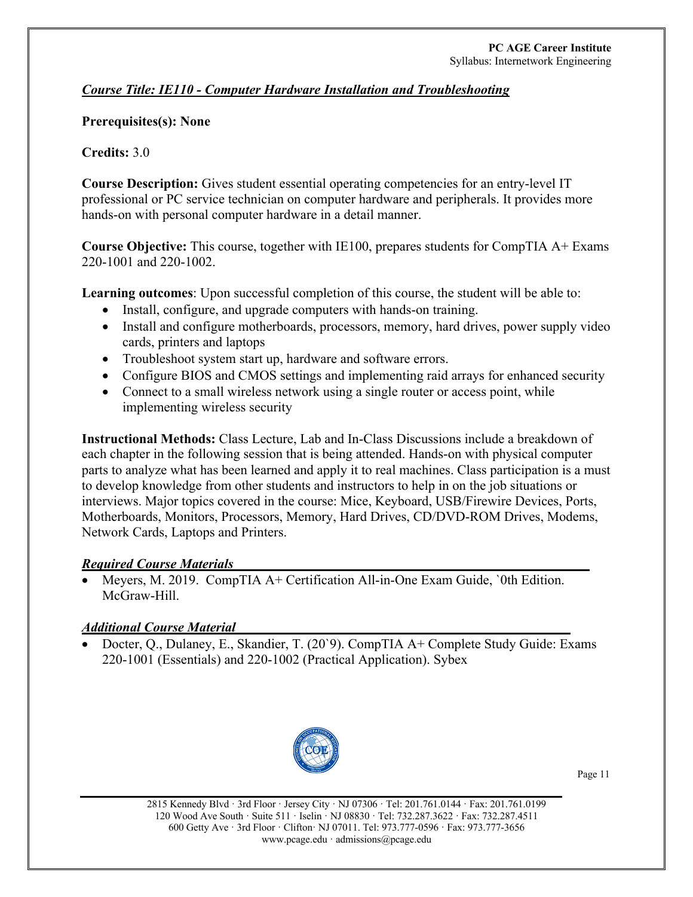***Course Title: IE110 - Computer Hardware Installation and Troubleshooting***

**Prerequisites(s): None**

**Credits:** 3.0

**Course Description:** Gives student essential operating competencies for an entry-level IT professional or PC service technician on computer hardware and peripherals. It provides more hands-on with personal computer hardware in a detail manner.

**Course Objective:** This course, together with IE100, prepares students for CompTIA A+ Exams 220-1001 and 220-1002.

**Learning outcomes**: Upon successful completion of this course, the student will be able to:

- Install, configure, and upgrade computers with hands-on training.
- Install and configure motherboards, processors, memory, hard drives, power supply video cards, printers and laptops
- Troubleshoot system start up, hardware and software errors.
- Configure BIOS and CMOS settings and implementing raid arrays for enhanced security
- Connect to a small wireless network using a single router or access point, while implementing wireless security

**Instructional Methods:** Class Lecture, Lab and In-Class Discussions include a breakdown of each chapter in the following session that is being attended. Hands-on with physical computer parts to analyze what has been learned and apply it to real machines. Class participation is a must to develop knowledge from other students and instructors to help in on the job situations or interviews. Major topics covered in the course: Mice, Keyboard, USB/Firewire Devices, Ports, Motherboards, Monitors, Processors, Memory, Hard Drives, CD/DVD-ROM Drives, Modems, Network Cards, Laptops and Printers.

***Required Course Materials***

- Meyers, M. 2019. CompTIA A+ Certification All-in-One Exam Guide, `0th Edition. McGraw-Hill.

***Additional Course Material***

- Docter, Q., Dulaney, E., Skandier, T. (20`9). CompTIA A+ Complete Study Guide: Exams 220-1001 (Essentials) and 220-1002 (Practical Application). Sybex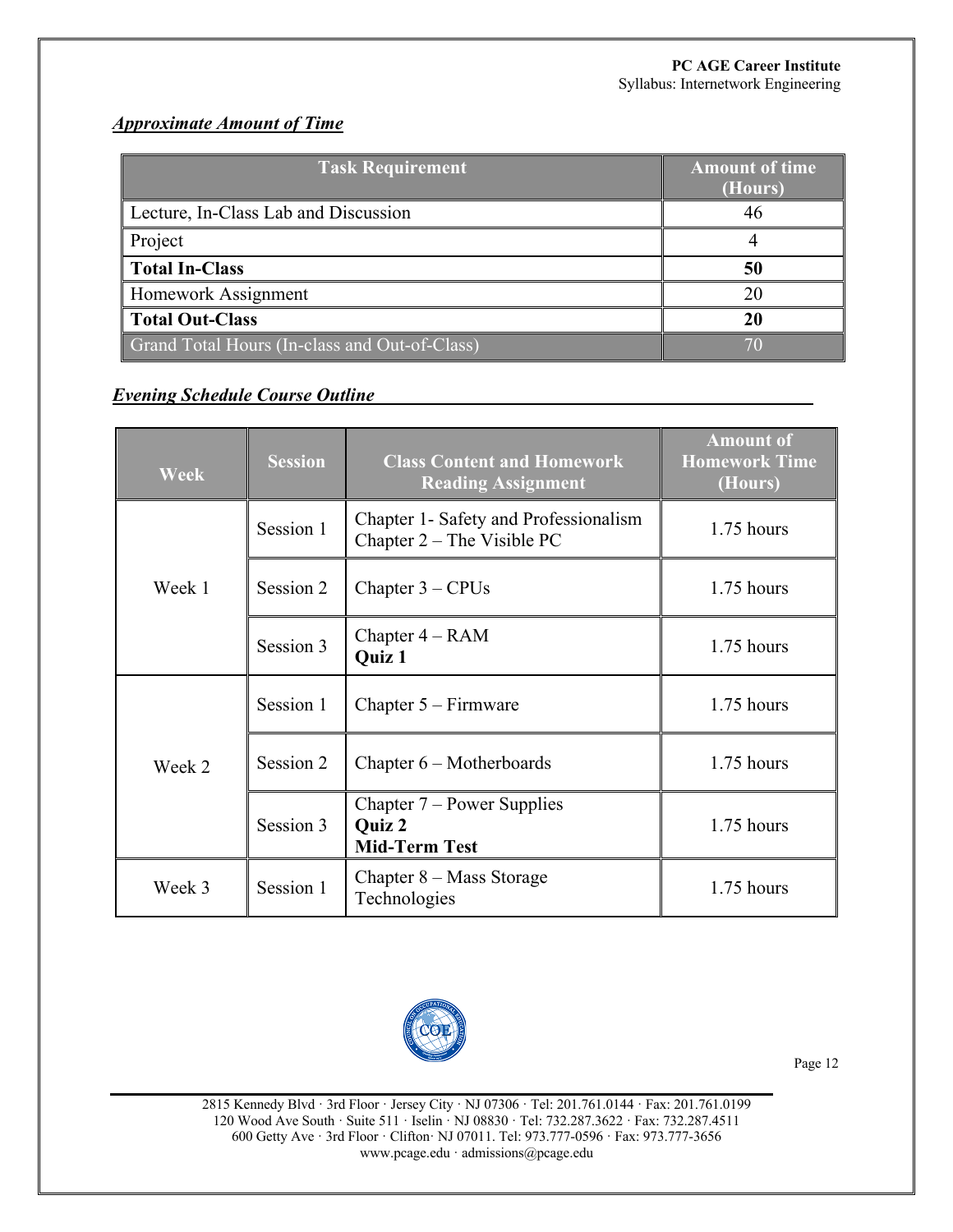### *Approximate Amount of Time*

| Task Requirement | Amount of time (Hours) |
|---|---|
| Lecture, In-Class Lab and Discussion | 46 |
| Project | 4 |
| **Total In-Class** | **50** |
| Homework Assignment | 20 |
| **Total Out-Class** | **20** |
| Grand Total Hours (In-class and Out-of-Class) | 70 |

### *Evening Schedule Course Outline*

| Week | Session | Class Content and Homework Reading Assignment | Amount of Homework Time (Hours) |
|---|---|---|---|
| Week 1 | Session 1 | Chapter 1- Safety and Professionalism<br>Chapter 2 – The Visible PC | 1.75 hours |
| | Session 2 | Chapter 3 – CPUs | 1.75 hours |
| | Session 3 | Chapter 4 – RAM<br>**Quiz 1** | 1.75 hours |
| Week 2 | Session 1 | Chapter 5 – Firmware | 1.75 hours |
| | Session 2 | Chapter 6 – Motherboards | 1.75 hours |
| | Session 3 | Chapter 7 – Power Supplies<br>**Quiz 2**<br>**Mid-Term Test** | 1.75 hours |
| Week 3 | Session 1 | Chapter 8 – Mass Storage Technologies | 1.75 hours |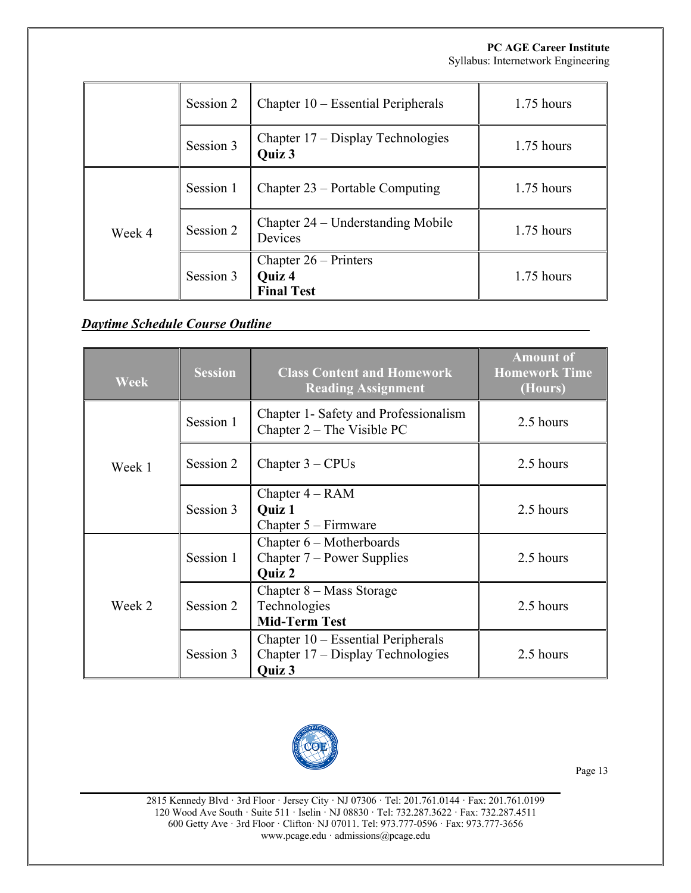| | | | |
|---|---|---|---|
| | Session 2 | Chapter 10 – Essential Peripherals | 1.75 hours |
| | Session 3 | Chapter 17 – Display Technologies<br>**Quiz 3** | 1.75 hours |
| Week 4 | Session 1 | Chapter 23 – Portable Computing | 1.75 hours |
| | Session 2 | Chapter 24 – Understanding Mobile Devices | 1.75 hours |
| | Session 3 | Chapter 26 – Printers<br>**Quiz 4**<br>**Final Test** | 1.75 hours |

***Daytime Schedule Course Outline***

| Week | Session | Class Content and Homework Reading Assignment | Amount of Homework Time (Hours) |
|---|---|---|---|
| Week 1 | Session 1 | Chapter 1- Safety and Professionalism<br>Chapter 2 – The Visible PC | 2.5 hours |
| | Session 2 | Chapter 3 – CPUs | 2.5 hours |
| | Session 3 | Chapter 4 – RAM<br>**Quiz 1**<br>Chapter 5 – Firmware | 2.5 hours |
| Week 2 | Session 1 | Chapter 6 – Motherboards<br>Chapter 7 – Power Supplies<br>**Quiz 2** | 2.5 hours |
| | Session 2 | Chapter 8 – Mass Storage Technologies<br>**Mid-Term Test** | 2.5 hours |
| | Session 3 | Chapter 10 – Essential Peripherals<br>Chapter 17 – Display Technologies<br>**Quiz 3** | 2.5 hours |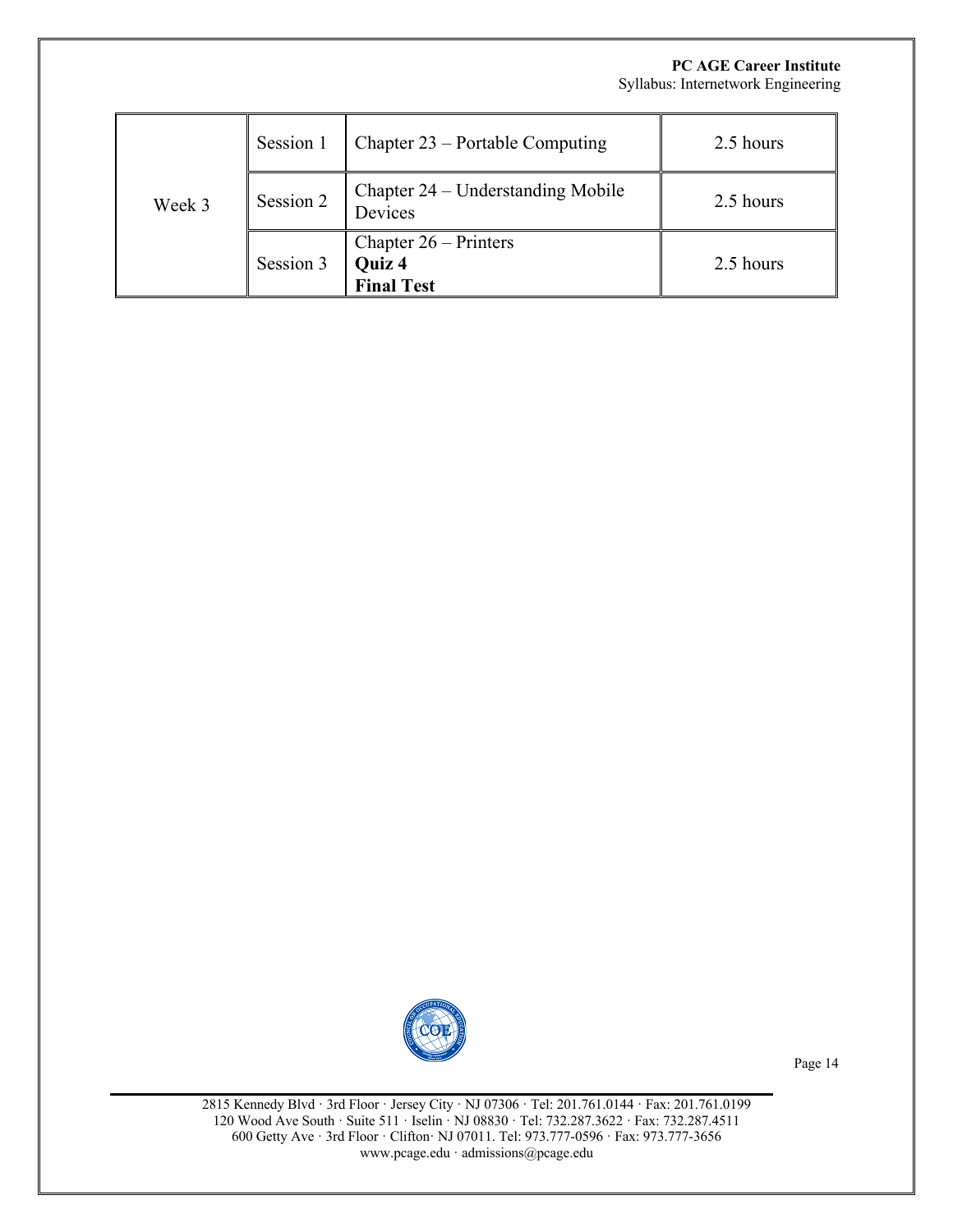| | | | |
|---|---|---|---|
| Week 3 | Session 1 | Chapter 23 – Portable Computing | 2.5 hours |
| | Session 2 | Chapter 24 – Understanding Mobile Devices | 2.5 hours |
| | Session 3 | Chapter 26 – Printers<br>**Quiz 4**<br>**Final Test** | 2.5 hours |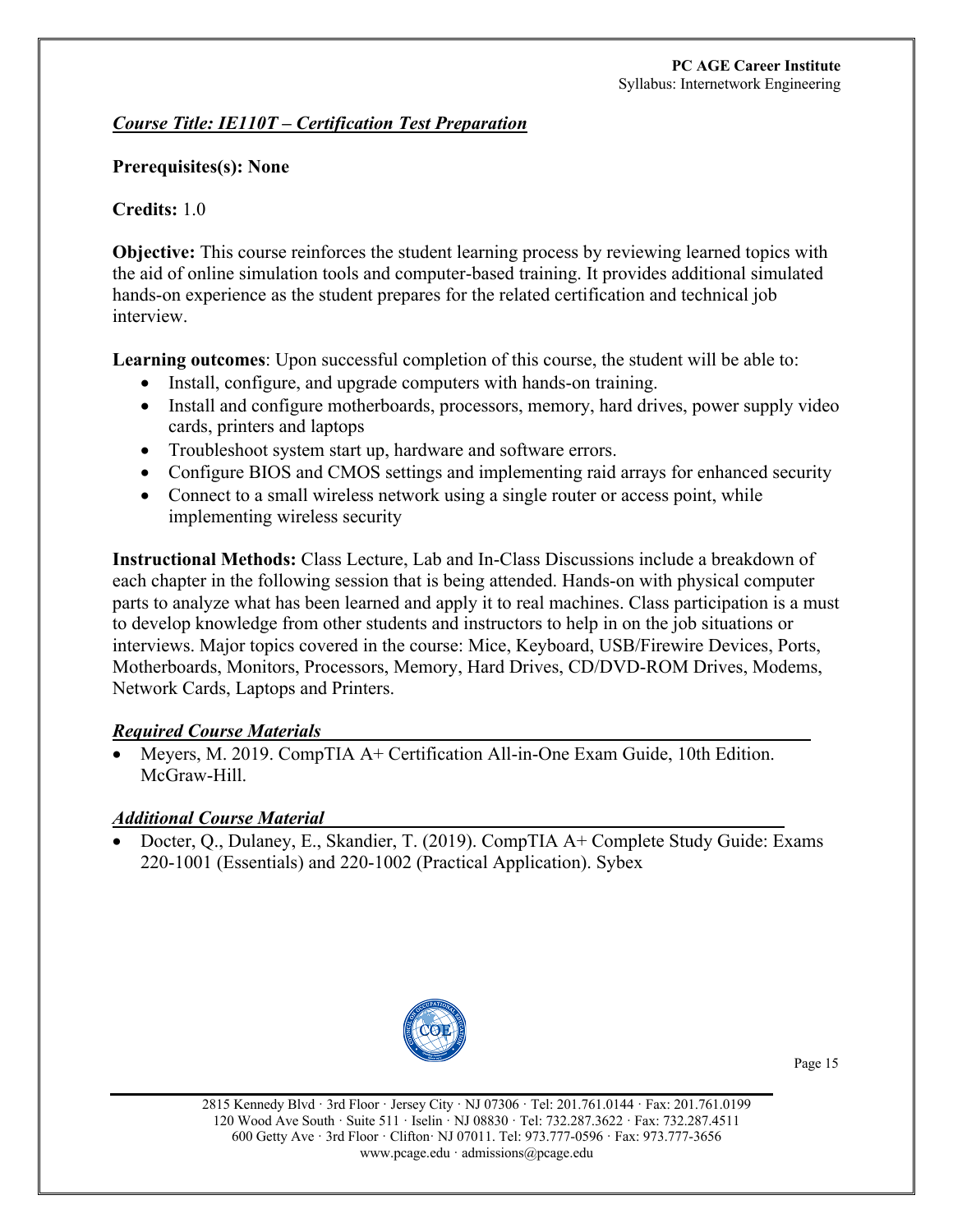***Course Title: IE110T – Certification Test Preparation***

**Prerequisites(s): None**

**Credits:** 1.0

**Objective:** This course reinforces the student learning process by reviewing learned topics with the aid of online simulation tools and computer-based training. It provides additional simulated hands-on experience as the student prepares for the related certification and technical job interview.

**Learning outcomes**: Upon successful completion of this course, the student will be able to:

- Install, configure, and upgrade computers with hands-on training.
- Install and configure motherboards, processors, memory, hard drives, power supply video cards, printers and laptops
- Troubleshoot system start up, hardware and software errors.
- Configure BIOS and CMOS settings and implementing raid arrays for enhanced security
- Connect to a small wireless network using a single router or access point, while implementing wireless security

**Instructional Methods:** Class Lecture, Lab and In-Class Discussions include a breakdown of each chapter in the following session that is being attended. Hands-on with physical computer parts to analyze what has been learned and apply it to real machines. Class participation is a must to develop knowledge from other students and instructors to help in on the job situations or interviews. Major topics covered in the course: Mice, Keyboard, USB/Firewire Devices, Ports, Motherboards, Monitors, Processors, Memory, Hard Drives, CD/DVD-ROM Drives, Modems, Network Cards, Laptops and Printers.

***Required Course Materials***

- Meyers, M. 2019. CompTIA A+ Certification All-in-One Exam Guide, 10th Edition. McGraw-Hill.

***Additional Course Material***

- Docter, Q., Dulaney, E., Skandier, T. (2019). CompTIA A+ Complete Study Guide: Exams 220-1001 (Essentials) and 220-1002 (Practical Application). Sybex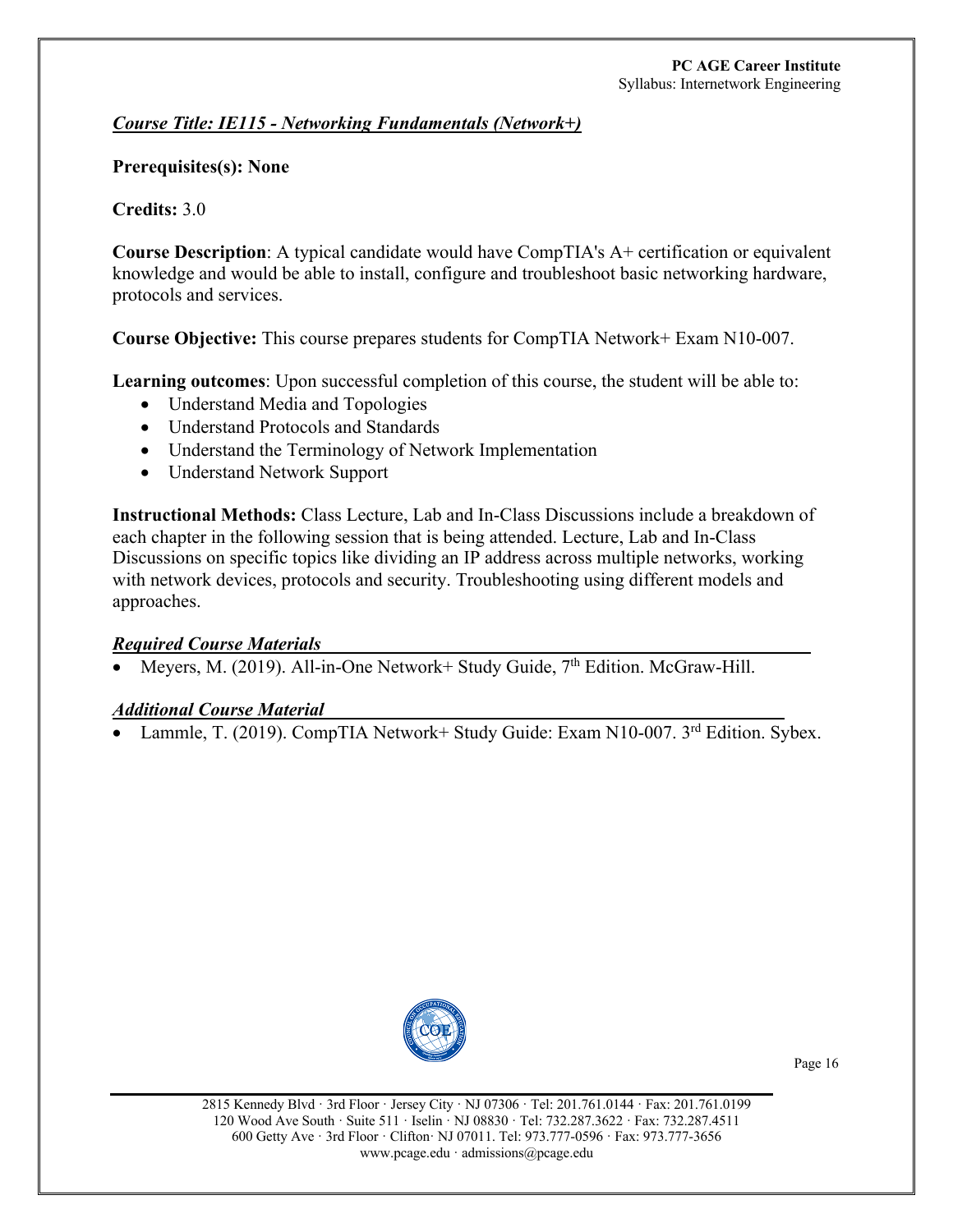***Course Title: IE115 - Networking Fundamentals (Network+)***

**Prerequisites(s): None**

**Credits:** 3.0

**Course Description**: A typical candidate would have CompTIA's A+ certification or equivalent knowledge and would be able to install, configure and troubleshoot basic networking hardware, protocols and services.

**Course Objective:** This course prepares students for CompTIA Network+ Exam N10-007.

**Learning outcomes**: Upon successful completion of this course, the student will be able to:

- Understand Media and Topologies
- Understand Protocols and Standards
- Understand the Terminology of Network Implementation
- Understand Network Support

**Instructional Methods:** Class Lecture, Lab and In-Class Discussions include a breakdown of each chapter in the following session that is being attended. Lecture, Lab and In-Class Discussions on specific topics like dividing an IP address across multiple networks, working with network devices, protocols and security. Troubleshooting using different models and approaches.

***Required Course Materials***

- Meyers, M. (2019). All-in-One Network+ Study Guide, 7th Edition. McGraw-Hill.

***Additional Course Material***

- Lammle, T. (2019). CompTIA Network+ Study Guide: Exam N10-007. 3rd Edition. Sybex.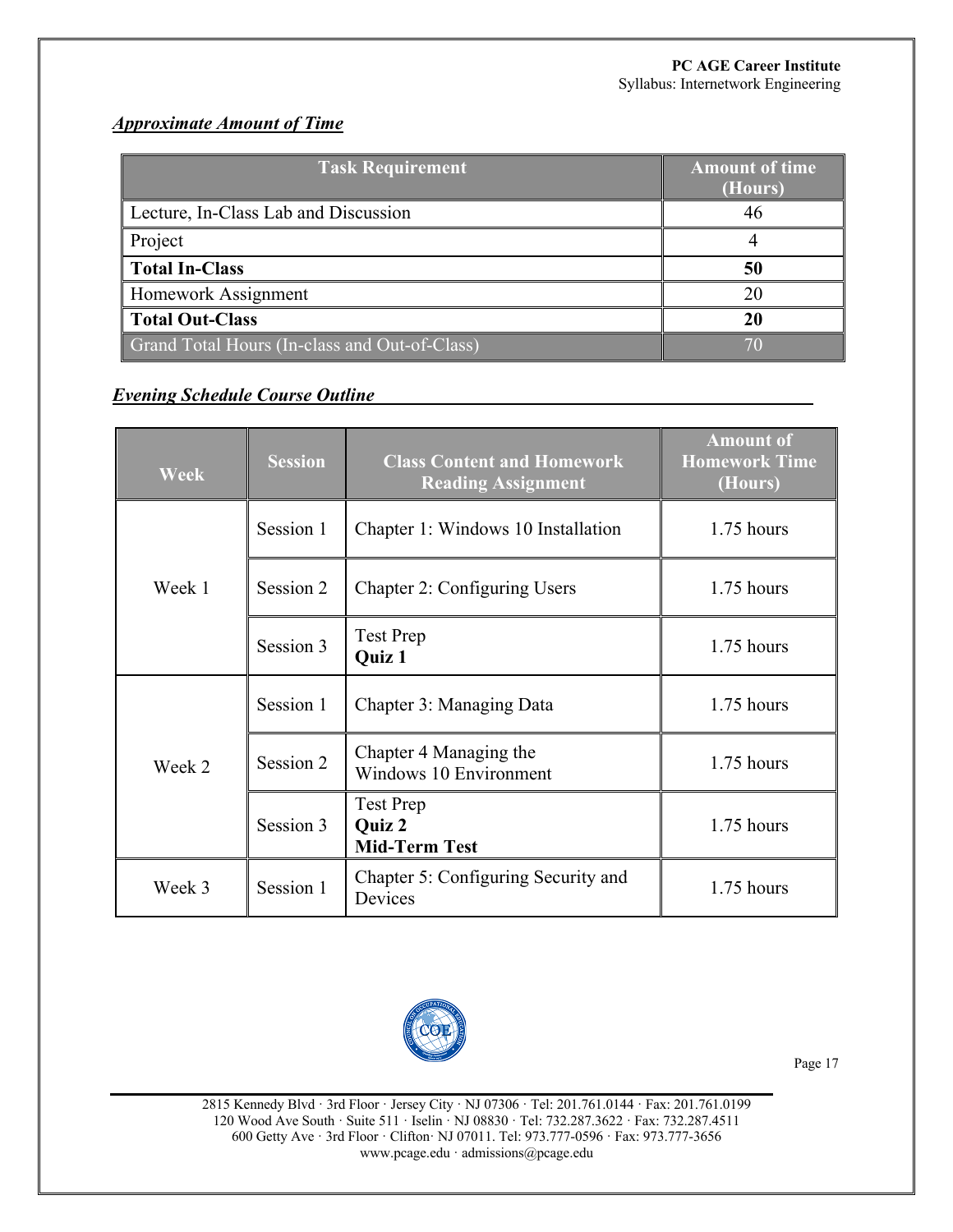***Approximate Amount of Time***

| Task Requirement | Amount of time (Hours) |
|---|---|
| Lecture, In-Class Lab and Discussion | 46 |
| Project | 4 |
| **Total In-Class** | **50** |
| Homework Assignment | 20 |
| **Total Out-Class** | **20** |
| Grand Total Hours (In-class and Out-of-Class) | 70 |

***Evening Schedule Course Outline***

| Week | Session | Class Content and Homework Reading Assignment | Amount of Homework Time (Hours) |
|---|---|---|---|
| Week 1 | Session 1 | Chapter 1: Windows 10 Installation | 1.75 hours |
| | Session 2 | Chapter 2: Configuring Users | 1.75 hours |
| | Session 3 | Test Prep<br>**Quiz 1** | 1.75 hours |
| Week 2 | Session 1 | Chapter 3: Managing Data | 1.75 hours |
| | Session 2 | Chapter 4 Managing the Windows 10 Environment | 1.75 hours |
| | Session 3 | Test Prep<br>**Quiz 2**<br>**Mid-Term Test** | 1.75 hours |
| Week 3 | Session 1 | Chapter 5: Configuring Security and Devices | 1.75 hours |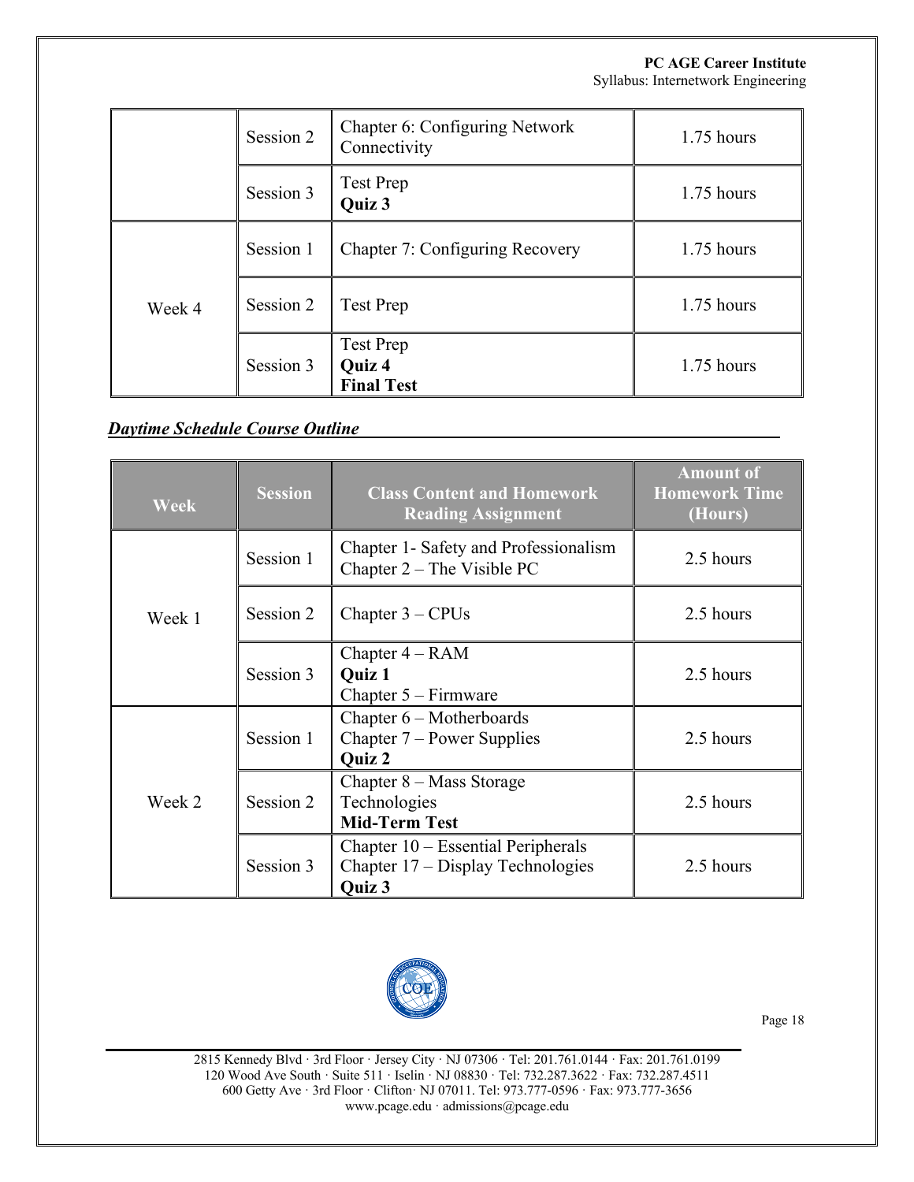| | | | |
|---|---|---|---|
| | Session 2 | Chapter 6: Configuring Network Connectivity | 1.75 hours |
| | Session 3 | Test Prep<br>**Quiz 3** | 1.75 hours |
| Week 4 | Session 1 | Chapter 7: Configuring Recovery | 1.75 hours |
| | Session 2 | Test Prep | 1.75 hours |
| | Session 3 | Test Prep<br>**Quiz 4**<br>**Final Test** | 1.75 hours |

***Daytime Schedule Course Outline***

| Week | Session | Class Content and Homework Reading Assignment | Amount of Homework Time (Hours) |
|---|---|---|---|
| Week 1 | Session 1 | Chapter 1- Safety and Professionalism<br>Chapter 2 – The Visible PC | 2.5 hours |
| | Session 2 | Chapter 3 – CPUs | 2.5 hours |
| | Session 3 | Chapter 4 – RAM<br>**Quiz 1**<br>Chapter 5 – Firmware | 2.5 hours |
| Week 2 | Session 1 | Chapter 6 – Motherboards<br>Chapter 7 – Power Supplies<br>**Quiz 2** | 2.5 hours |
| | Session 2 | Chapter 8 – Mass Storage Technologies<br>**Mid-Term Test** | 2.5 hours |
| | Session 3 | Chapter 10 – Essential Peripherals<br>Chapter 17 – Display Technologies<br>**Quiz 3** | 2.5 hours |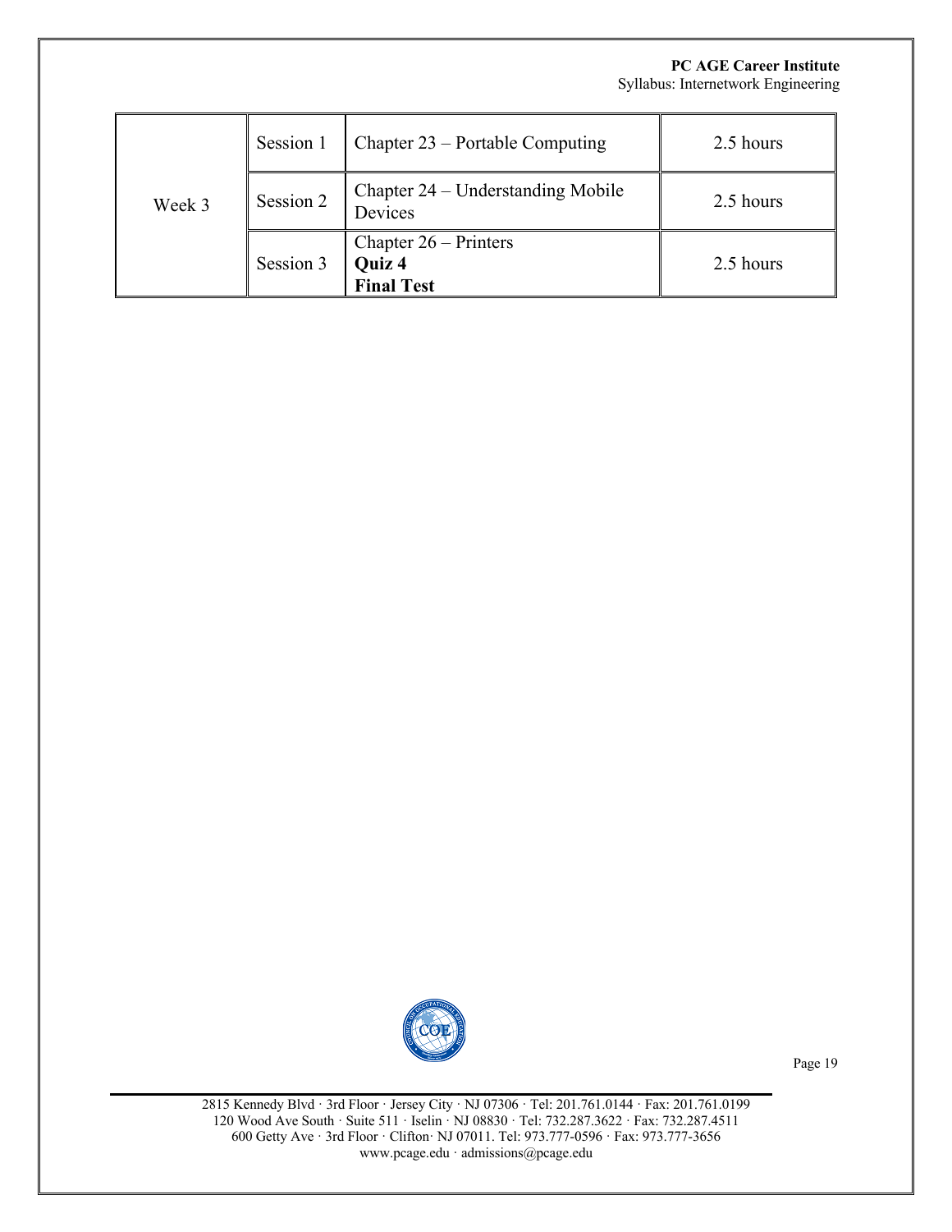| | | | |
|---|---|---|---|
| Week 3 | Session 1 | Chapter 23 – Portable Computing | 2.5 hours |
| | Session 2 | Chapter 24 – Understanding Mobile Devices | 2.5 hours |
| | Session 3 | Chapter 26 – Printers<br>**Quiz 4**<br>**Final Test** | 2.5 hours |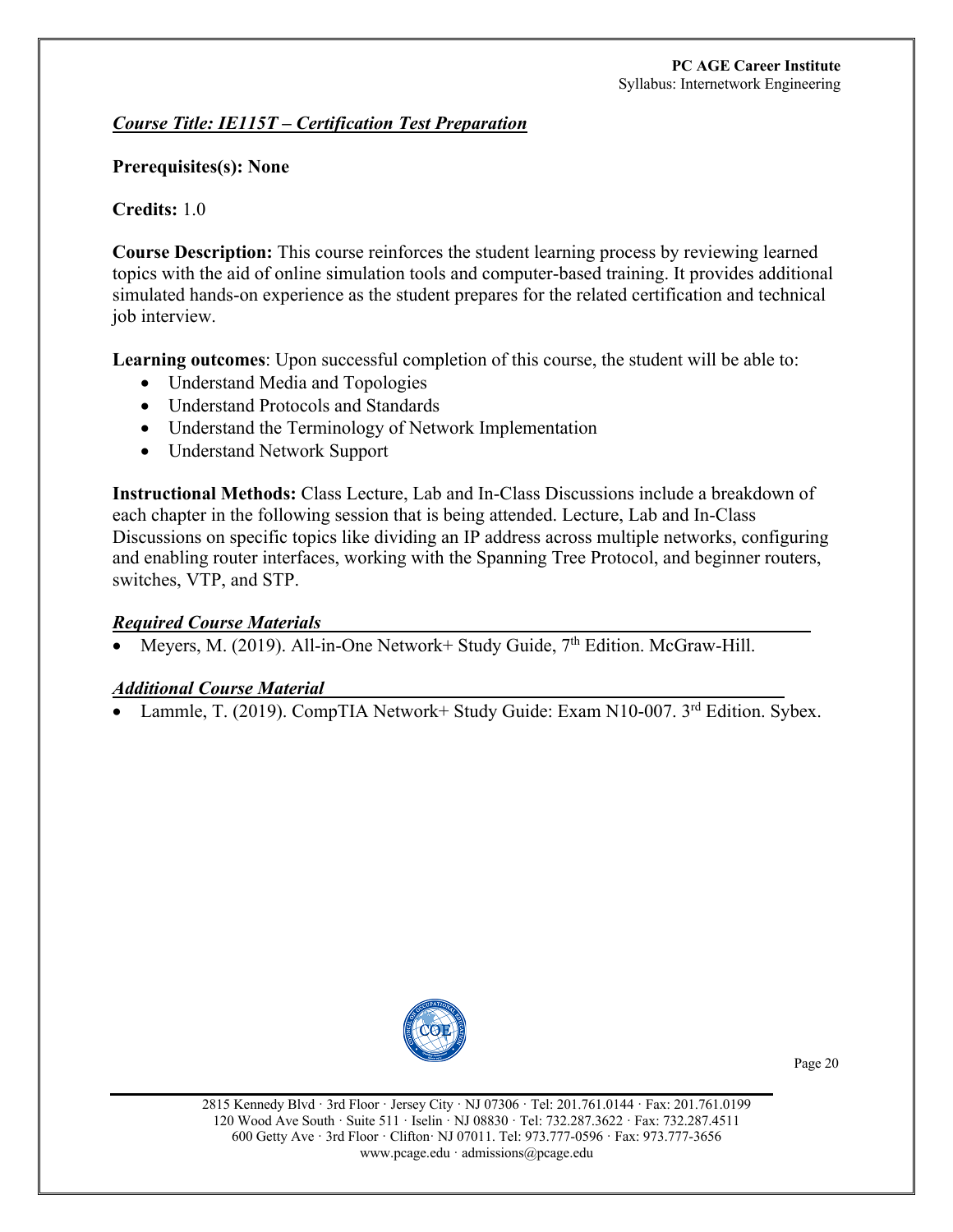***Course Title: IE115T – Certification Test Preparation***

**Prerequisites(s): None**

**Credits:** 1.0

**Course Description:** This course reinforces the student learning process by reviewing learned topics with the aid of online simulation tools and computer-based training. It provides additional simulated hands-on experience as the student prepares for the related certification and technical job interview.

**Learning outcomes**: Upon successful completion of this course, the student will be able to:

- Understand Media and Topologies
- Understand Protocols and Standards
- Understand the Terminology of Network Implementation
- Understand Network Support

**Instructional Methods:** Class Lecture, Lab and In-Class Discussions include a breakdown of each chapter in the following session that is being attended. Lecture, Lab and In-Class Discussions on specific topics like dividing an IP address across multiple networks, configuring and enabling router interfaces, working with the Spanning Tree Protocol, and beginner routers, switches, VTP, and STP.

***Required Course Materials***

- Meyers, M. (2019). All-in-One Network+ Study Guide, 7th Edition. McGraw-Hill.

***Additional Course Material***

- Lammle, T. (2019). CompTIA Network+ Study Guide: Exam N10-007. 3rd Edition. Sybex.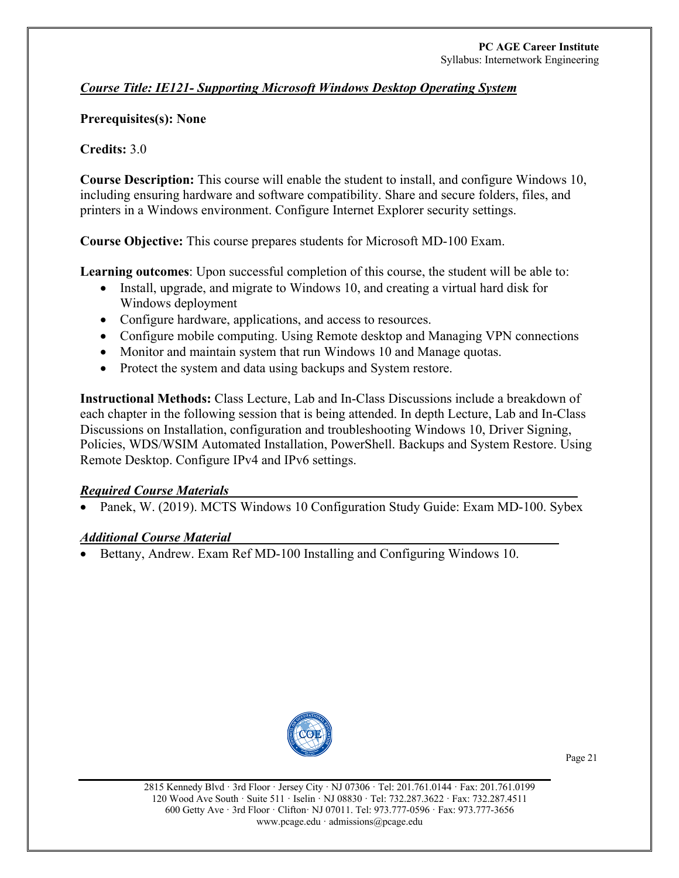***Course Title: IE121- Supporting Microsoft Windows Desktop Operating System***

**Prerequisites(s): None**

**Credits:** 3.0

**Course Description:** This course will enable the student to install, and configure Windows 10, including ensuring hardware and software compatibility. Share and secure folders, files, and printers in a Windows environment. Configure Internet Explorer security settings.

**Course Objective:** This course prepares students for Microsoft MD-100 Exam.

**Learning outcomes**: Upon successful completion of this course, the student will be able to:

- Install, upgrade, and migrate to Windows 10, and creating a virtual hard disk for Windows deployment
- Configure hardware, applications, and access to resources.
- Configure mobile computing. Using Remote desktop and Managing VPN connections
- Monitor and maintain system that run Windows 10 and Manage quotas.
- Protect the system and data using backups and System restore.

**Instructional Methods:** Class Lecture, Lab and In-Class Discussions include a breakdown of each chapter in the following session that is being attended. In depth Lecture, Lab and In-Class Discussions on Installation, configuration and troubleshooting Windows 10, Driver Signing, Policies, WDS/WSIM Automated Installation, PowerShell. Backups and System Restore. Using Remote Desktop. Configure IPv4 and IPv6 settings.

***Required Course Materials***

- Panek, W. (2019). MCTS Windows 10 Configuration Study Guide: Exam MD-100. Sybex

***Additional Course Material***

- Bettany, Andrew. Exam Ref MD-100 Installing and Configuring Windows 10.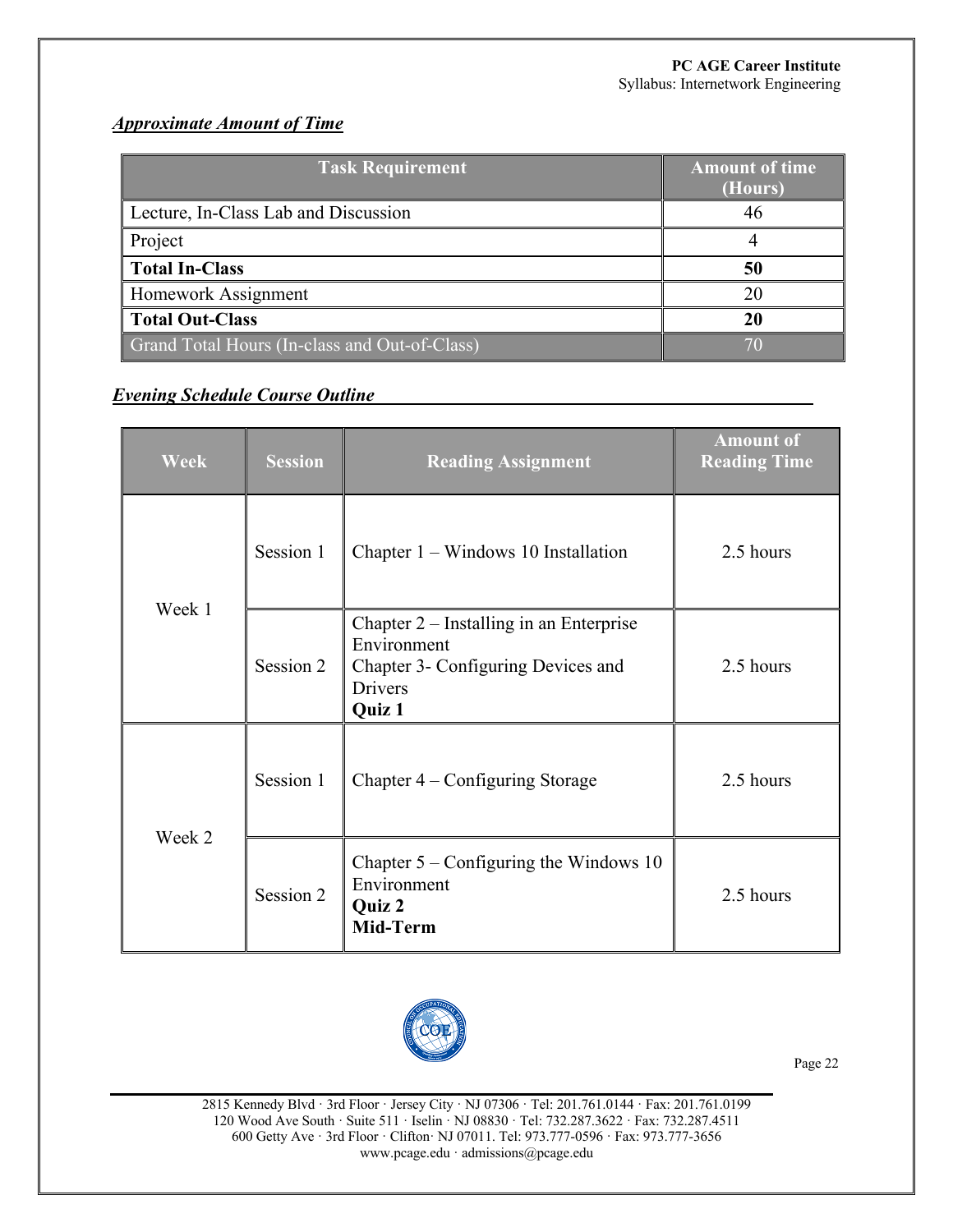***Approximate Amount of Time***

| Task Requirement | Amount of time (Hours) |
| --- | --- |
| Lecture, In-Class Lab and Discussion | 46 |
| Project | 4 |
| **Total In-Class** | **50** |
| Homework Assignment | 20 |
| **Total Out-Class** | **20** |
| Grand Total Hours (In-class and Out-of-Class) | 70 |

***Evening Schedule Course Outline***

| Week | Session | Reading Assignment | Amount of Reading Time |
| --- | --- | --- | --- |
| Week 1 | Session 1 | Chapter 1 – Windows 10 Installation | 2.5 hours |
| | Session 2 | Chapter 2 – Installing in an Enterprise Environment<br>Chapter 3- Configuring Devices and Drivers<br>**Quiz 1** | 2.5 hours |
| Week 2 | Session 1 | Chapter 4 – Configuring Storage | 2.5 hours |
| | Session 2 | Chapter 5 – Configuring the Windows 10 Environment<br>**Quiz 2**<br>**Mid-Term** | 2.5 hours |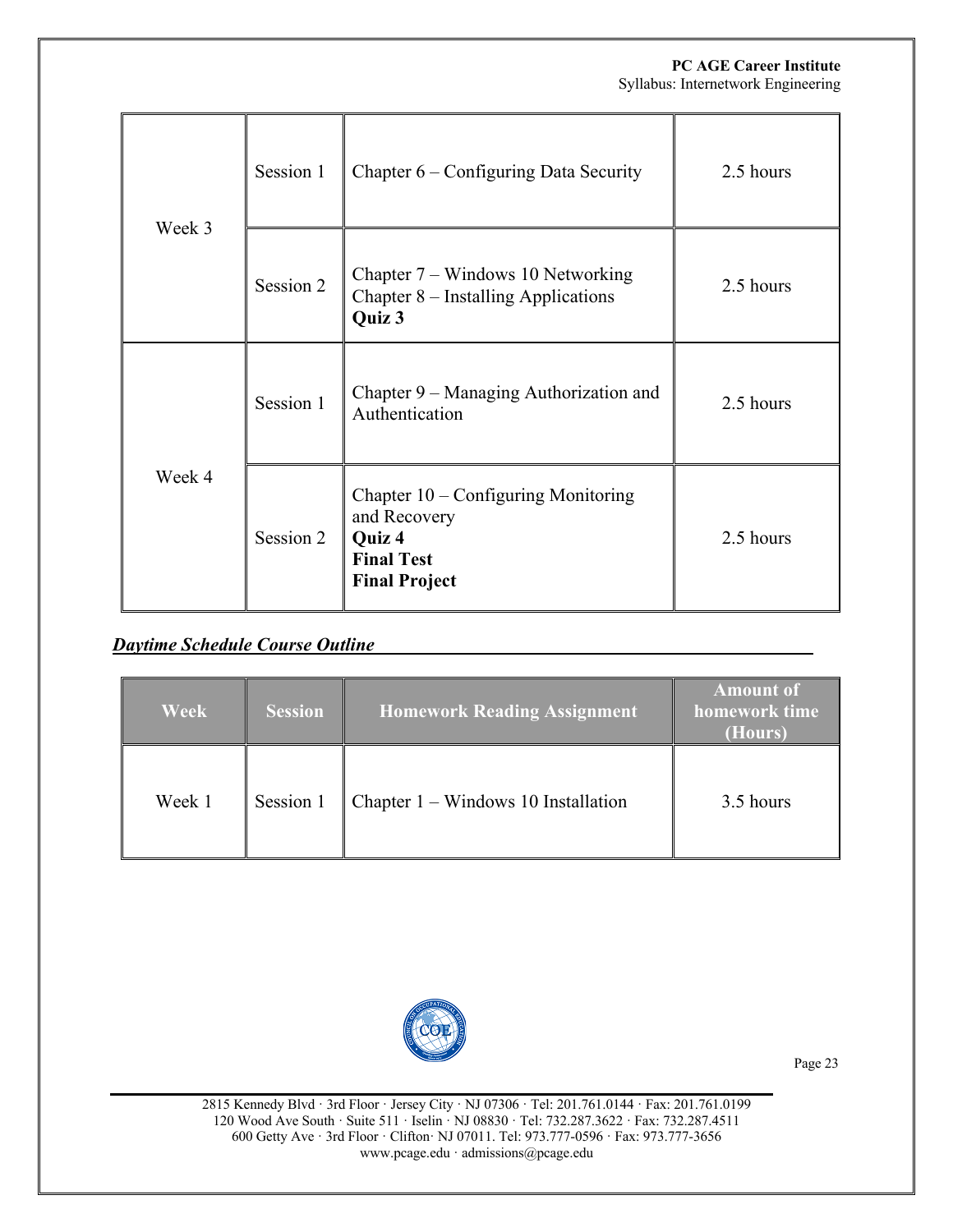| | | | |
|---|---|---|---|
| Week 3 | Session 1 | Chapter 6 – Configuring Data Security | 2.5 hours |
| | Session 2 | Chapter 7 – Windows 10 Networking<br>Chapter 8 – Installing Applications<br>**Quiz 3** | 2.5 hours |
| Week 4 | Session 1 | Chapter 9 – Managing Authorization and Authentication | 2.5 hours |
| | Session 2 | Chapter 10 – Configuring Monitoring and Recovery<br>**Quiz 4**<br>**Final Test**<br>**Final Project** | 2.5 hours |

***Daytime Schedule Course Outline***

| Week | Session | Homework Reading Assignment | Amount of homework time (Hours) |
|---|---|---|---|
| Week 1 | Session 1 | Chapter 1 – Windows 10 Installation | 3.5 hours |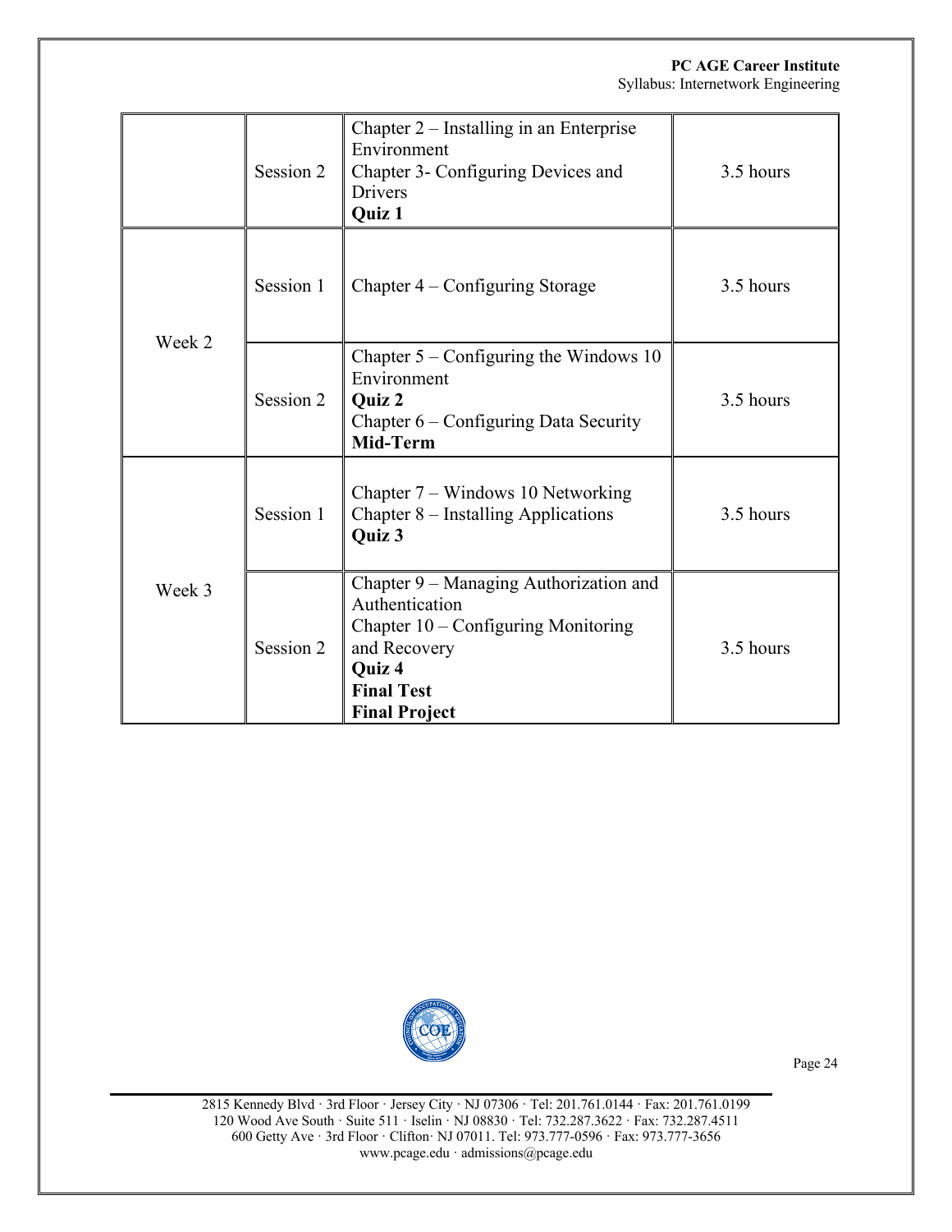| | | | |
|---|---|---|---|
| | Session 2 | Chapter 2 – Installing in an Enterprise Environment<br>Chapter 3- Configuring Devices and Drivers<br>**Quiz 1** | 3.5 hours |
| Week 2 | Session 1 | Chapter 4 – Configuring Storage | 3.5 hours |
| | Session 2 | Chapter 5 – Configuring the Windows 10 Environment<br>**Quiz 2**<br>Chapter 6 – Configuring Data Security<br>**Mid-Term** | 3.5 hours |
| Week 3 | Session 1 | Chapter 7 – Windows 10 Networking<br>Chapter 8 – Installing Applications<br>**Quiz 3** | 3.5 hours |
| | Session 2 | Chapter 9 – Managing Authorization and Authentication<br>Chapter 10 – Configuring Monitoring and Recovery<br>**Quiz 4**<br>**Final Test**<br>**Final Project** | 3.5 hours |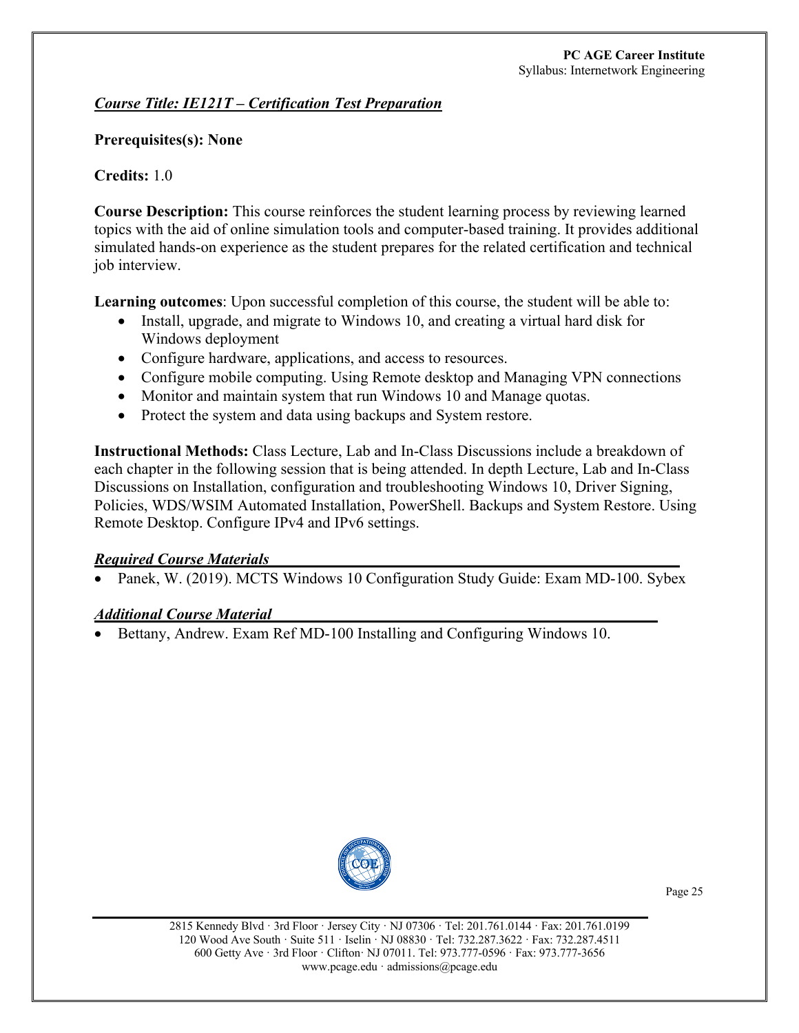***Course Title: IE121T – Certification Test Preparation***

**Prerequisites(s): None**

**Credits:** 1.0

**Course Description:** This course reinforces the student learning process by reviewing learned topics with the aid of online simulation tools and computer-based training. It provides additional simulated hands-on experience as the student prepares for the related certification and technical job interview.

**Learning outcomes**: Upon successful completion of this course, the student will be able to:

- Install, upgrade, and migrate to Windows 10, and creating a virtual hard disk for Windows deployment
- Configure hardware, applications, and access to resources.
- Configure mobile computing. Using Remote desktop and Managing VPN connections
- Monitor and maintain system that run Windows 10 and Manage quotas.
- Protect the system and data using backups and System restore.

**Instructional Methods:** Class Lecture, Lab and In-Class Discussions include a breakdown of each chapter in the following session that is being attended. In depth Lecture, Lab and In-Class Discussions on Installation, configuration and troubleshooting Windows 10, Driver Signing, Policies, WDS/WSIM Automated Installation, PowerShell. Backups and System Restore. Using Remote Desktop. Configure IPv4 and IPv6 settings.

***Required Course Materials***

- Panek, W. (2019). MCTS Windows 10 Configuration Study Guide: Exam MD-100. Sybex

***Additional Course Material***

- Bettany, Andrew. Exam Ref MD-100 Installing and Configuring Windows 10.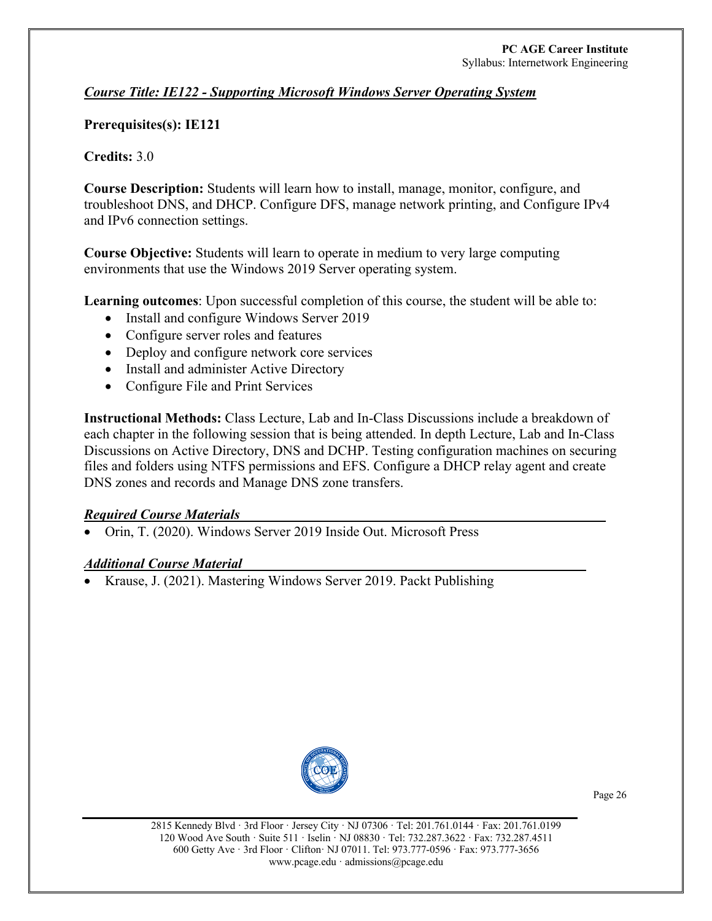## *Course Title: IE122 - Supporting Microsoft Windows Server Operating System*

**Prerequisites(s): IE121**

**Credits:** 3.0

**Course Description:** Students will learn how to install, manage, monitor, configure, and troubleshoot DNS, and DHCP. Configure DFS, manage network printing, and Configure IPv4 and IPv6 connection settings.

**Course Objective:** Students will learn to operate in medium to very large computing environments that use the Windows 2019 Server operating system.

**Learning outcomes**: Upon successful completion of this course, the student will be able to:

- Install and configure Windows Server 2019
- Configure server roles and features
- Deploy and configure network core services
- Install and administer Active Directory
- Configure File and Print Services

**Instructional Methods:** Class Lecture, Lab and In-Class Discussions include a breakdown of each chapter in the following session that is being attended. In depth Lecture, Lab and In-Class Discussions on Active Directory, DNS and DCHP. Testing configuration machines on securing files and folders using NTFS permissions and EFS. Configure a DHCP relay agent and create DNS zones and records and Manage DNS zone transfers.

### *Required Course Materials*

- Orin, T. (2020). Windows Server 2019 Inside Out. Microsoft Press

### *Additional Course Material*

- Krause, J. (2021). Mastering Windows Server 2019. Packt Publishing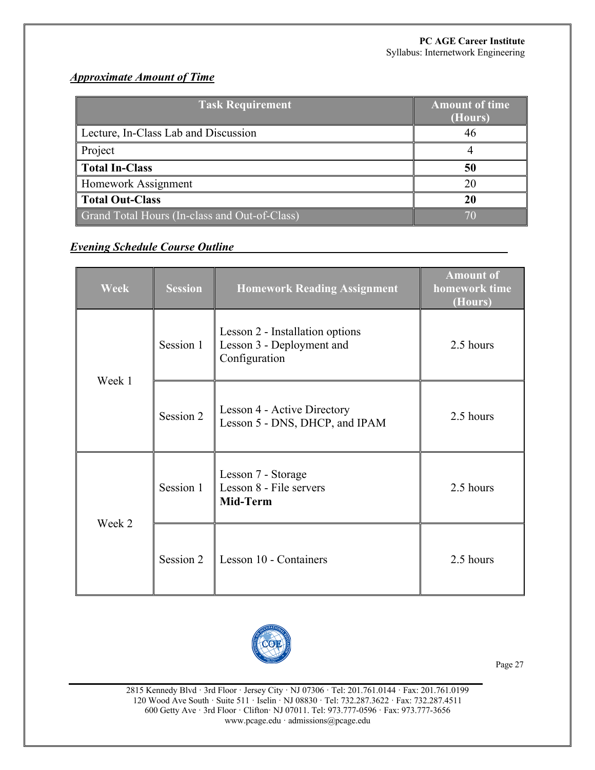***Approximate Amount of Time***

| Task Requirement | Amount of time (Hours) |
|---|---|
| Lecture, In-Class Lab and Discussion | 46 |
| Project | 4 |
| **Total In-Class** | **50** |
| Homework Assignment | 20 |
| **Total Out-Class** | **20** |
| Grand Total Hours (In-class and Out-of-Class) | 70 |

***Evening Schedule Course Outline***

| Week | Session | Homework Reading Assignment | Amount of homework time (Hours) |
|---|---|---|---|
| Week 1 | Session 1 | Lesson 2 - Installation options<br>Lesson 3 - Deployment and Configuration | 2.5 hours |
| | Session 2 | Lesson 4 - Active Directory<br>Lesson 5 - DNS, DHCP, and IPAM | 2.5 hours |
| Week 2 | Session 1 | Lesson 7 - Storage<br>Lesson 8 - File servers<br>**Mid-Term** | 2.5 hours |
| | Session 2 | Lesson 10 - Containers | 2.5 hours |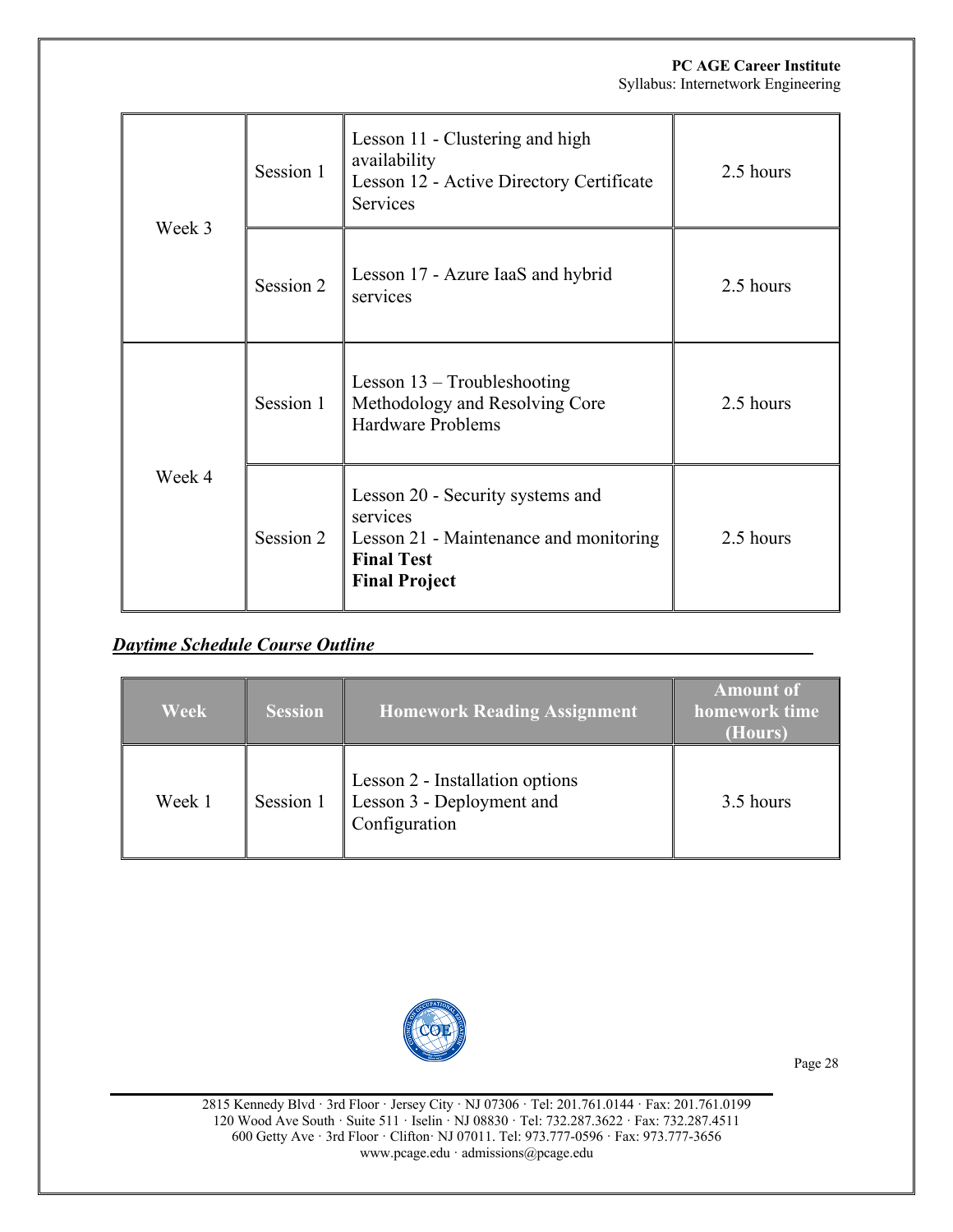| | | | |
|---|---|---|---|
| Week 3 | Session 1 | Lesson 11 - Clustering and high availability<br>Lesson 12 - Active Directory Certificate Services | 2.5 hours |
| | Session 2 | Lesson 17 - Azure IaaS and hybrid services | 2.5 hours |
| Week 4 | Session 1 | Lesson 13 – Troubleshooting Methodology and Resolving Core Hardware Problems | 2.5 hours |
| | Session 2 | Lesson 20 - Security systems and services<br>Lesson 21 - Maintenance and monitoring<br>**Final Test**<br>**Final Project** | 2.5 hours |

***Daytime Schedule Course Outline***

| Week | Session | Homework Reading Assignment | Amount of homework time (Hours) |
|---|---|---|---|
| Week 1 | Session 1 | Lesson 2 - Installation options<br>Lesson 3 - Deployment and Configuration | 3.5 hours |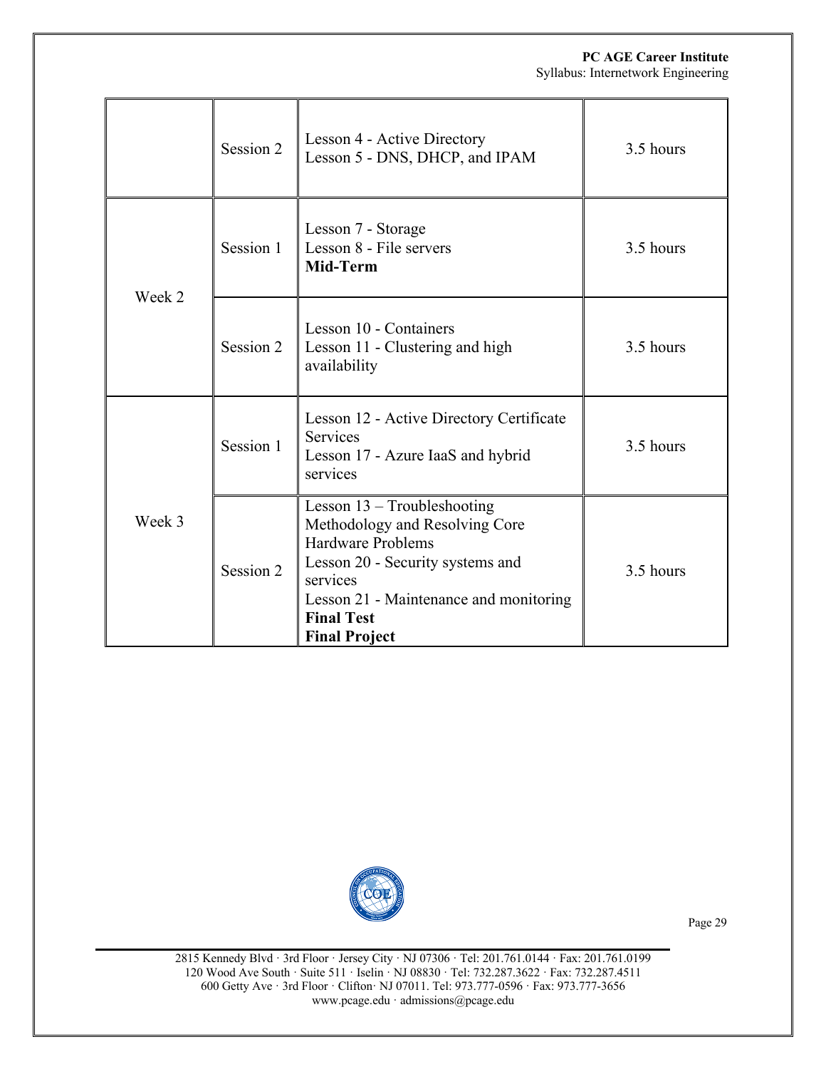| | | | |
|---|---|---|---|
| | Session 2 | Lesson 4 - Active Directory<br>Lesson 5 - DNS, DHCP, and IPAM | 3.5 hours |
| Week 2 | Session 1 | Lesson 7 - Storage<br>Lesson 8 - File servers<br>**Mid-Term** | 3.5 hours |
| | Session 2 | Lesson 10 - Containers<br>Lesson 11 - Clustering and high availability | 3.5 hours |
| Week 3 | Session 1 | Lesson 12 - Active Directory Certificate Services<br>Lesson 17 - Azure IaaS and hybrid services | 3.5 hours |
| | Session 2 | Lesson 13 – Troubleshooting Methodology and Resolving Core Hardware Problems<br>Lesson 20 - Security systems and services<br>Lesson 21 - Maintenance and monitoring<br>**Final Test**<br>**Final Project** | 3.5 hours |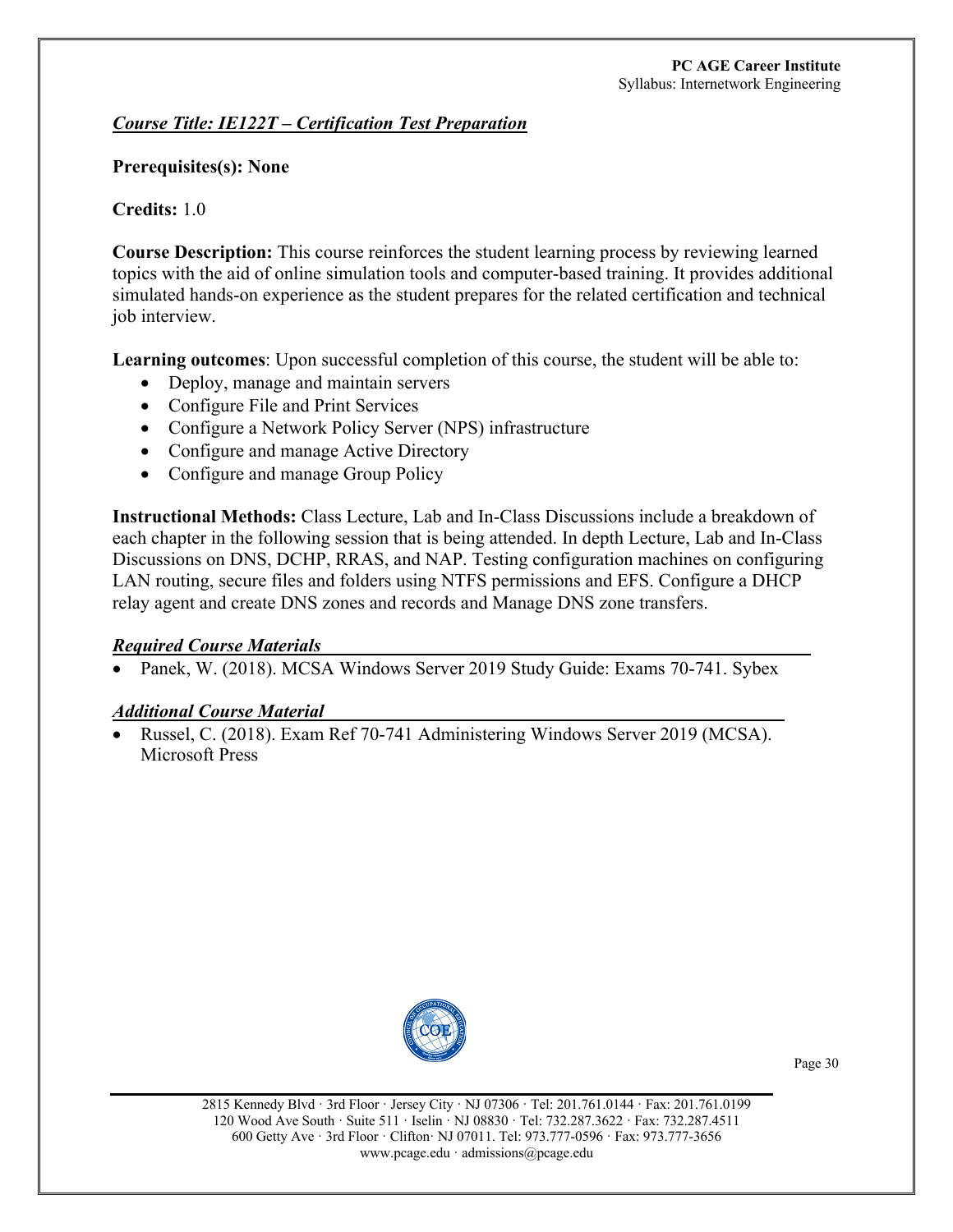***Course Title: IE122T – Certification Test Preparation***

**Prerequisites(s): None**

**Credits:** 1.0

**Course Description:** This course reinforces the student learning process by reviewing learned topics with the aid of online simulation tools and computer-based training. It provides additional simulated hands-on experience as the student prepares for the related certification and technical job interview.

**Learning outcomes**: Upon successful completion of this course, the student will be able to:

- Deploy, manage and maintain servers
- Configure File and Print Services
- Configure a Network Policy Server (NPS) infrastructure
- Configure and manage Active Directory
- Configure and manage Group Policy

**Instructional Methods:** Class Lecture, Lab and In-Class Discussions include a breakdown of each chapter in the following session that is being attended. In depth Lecture, Lab and In-Class Discussions on DNS, DCHP, RRAS, and NAP. Testing configuration machines on configuring LAN routing, secure files and folders using NTFS permissions and EFS. Configure a DHCP relay agent and create DNS zones and records and Manage DNS zone transfers.

***Required Course Materials***

- Panek, W. (2018). MCSA Windows Server 2019 Study Guide: Exams 70-741. Sybex

***Additional Course Material***

- Russel, C. (2018). Exam Ref 70-741 Administering Windows Server 2019 (MCSA). Microsoft Press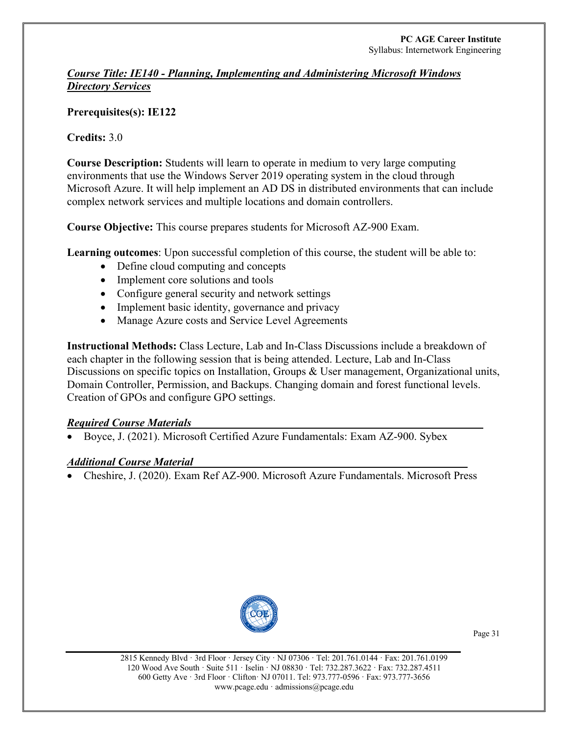***Course Title: IE140 - Planning, Implementing and Administering Microsoft Windows Directory Services***

**Prerequisites(s): IE122**

**Credits:** 3.0

**Course Description:** Students will learn to operate in medium to very large computing environments that use the Windows Server 2019 operating system in the cloud through Microsoft Azure. It will help implement an AD DS in distributed environments that can include complex network services and multiple locations and domain controllers.

**Course Objective:** This course prepares students for Microsoft AZ-900 Exam.

**Learning outcomes**: Upon successful completion of this course, the student will be able to:

- Define cloud computing and concepts
- Implement core solutions and tools
- Configure general security and network settings
- Implement basic identity, governance and privacy
- Manage Azure costs and Service Level Agreements

**Instructional Methods:** Class Lecture, Lab and In-Class Discussions include a breakdown of each chapter in the following session that is being attended. Lecture, Lab and In-Class Discussions on specific topics on Installation, Groups & User management, Organizational units, Domain Controller, Permission, and Backups. Changing domain and forest functional levels. Creation of GPOs and configure GPO settings.

***Required Course Materials***

- Boyce, J. (2021). Microsoft Certified Azure Fundamentals: Exam AZ-900. Sybex

***Additional Course Material***

- Cheshire, J. (2020). Exam Ref AZ-900. Microsoft Azure Fundamentals. Microsoft Press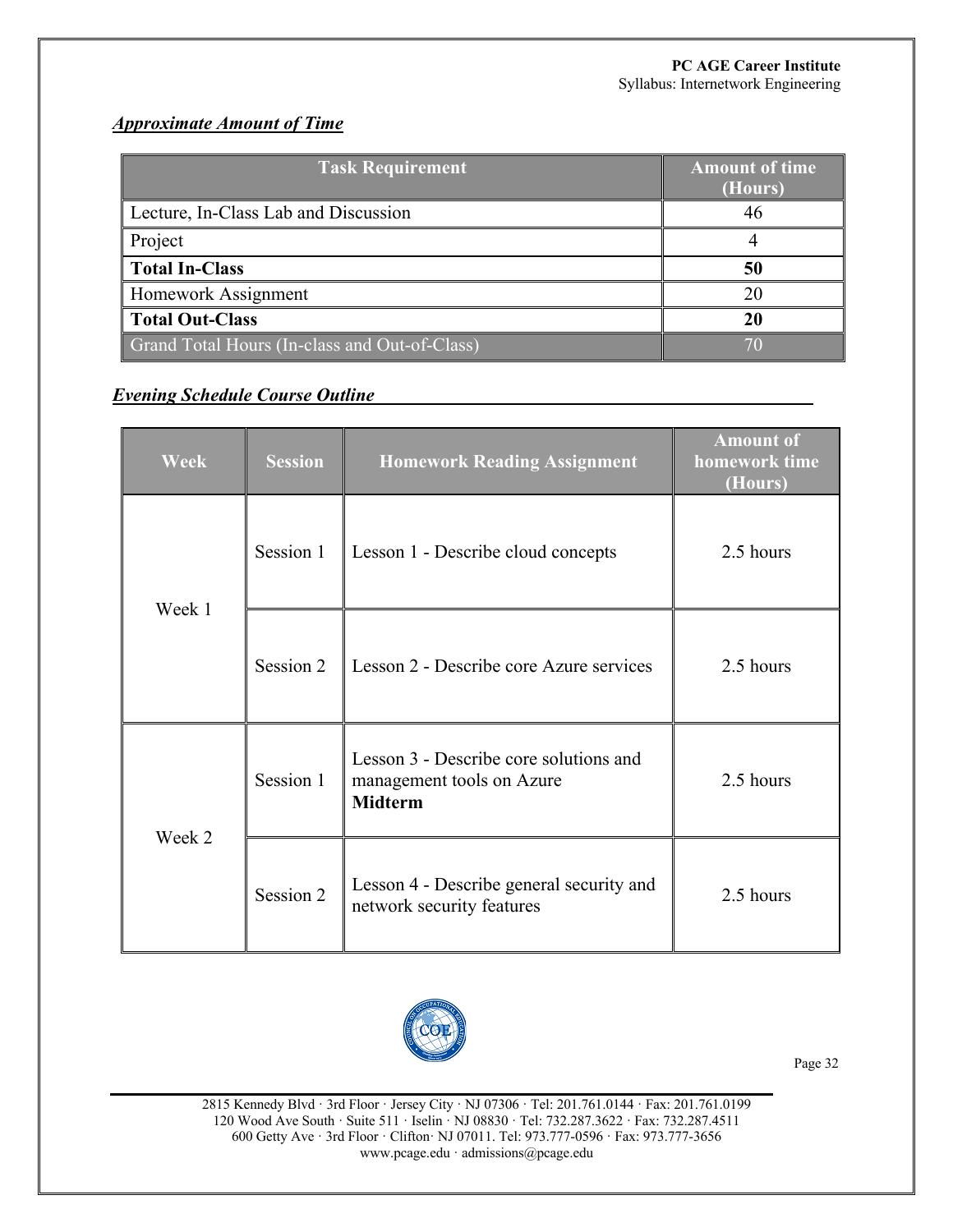***Approximate Amount of Time***

| Task Requirement | Amount of time (Hours) |
|---|---|
| Lecture, In-Class Lab and Discussion | 46 |
| Project | 4 |
| **Total In-Class** | **50** |
| Homework Assignment | 20 |
| **Total Out-Class** | **20** |
| Grand Total Hours (In-class and Out-of-Class) | 70 |

***Evening Schedule Course Outline***

| Week | Session | Homework Reading Assignment | Amount of homework time (Hours) |
|---|---|---|---|
| Week 1 | Session 1 | Lesson 1 - Describe cloud concepts | 2.5 hours |
| | Session 2 | Lesson 2 - Describe core Azure services | 2.5 hours |
| Week 2 | Session 1 | Lesson 3 - Describe core solutions and management tools on Azure **Midterm** | 2.5 hours |
| | Session 2 | Lesson 4 - Describe general security and network security features | 2.5 hours |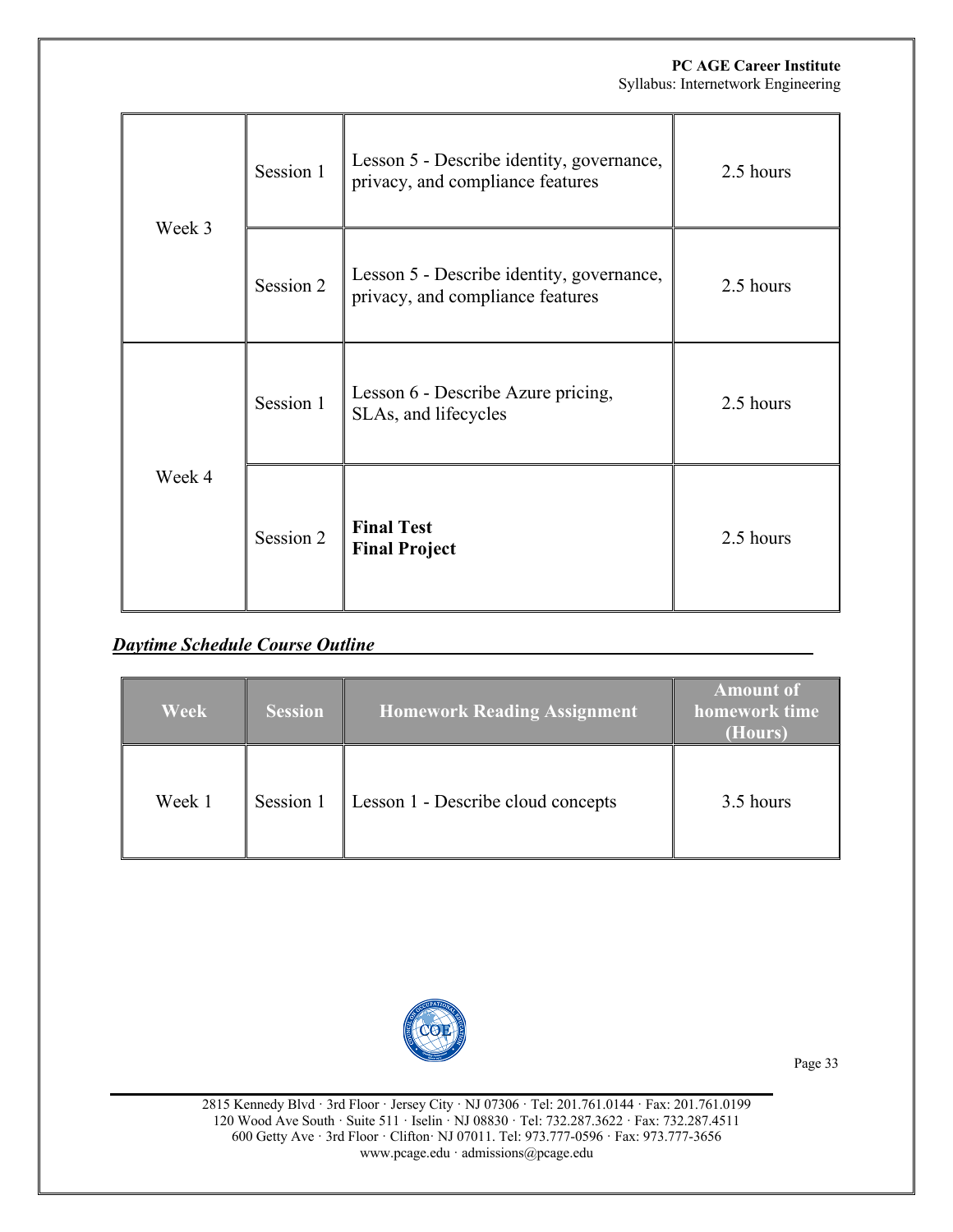| | | | |
|---|---|---|---|
| Week 3 | Session 1 | Lesson 5 - Describe identity, governance, privacy, and compliance features | 2.5 hours |
| | Session 2 | Lesson 5 - Describe identity, governance, privacy, and compliance features | 2.5 hours |
| Week 4 | Session 1 | Lesson 6 - Describe Azure pricing, SLAs, and lifecycles | 2.5 hours |
| | Session 2 | **Final Test** **Final Project** | 2.5 hours |

***Daytime Schedule Course Outline***

| Week | Session | Homework Reading Assignment | Amount of homework time (Hours) |
|---|---|---|---|
| Week 1 | Session 1 | Lesson 1 - Describe cloud concepts | 3.5 hours |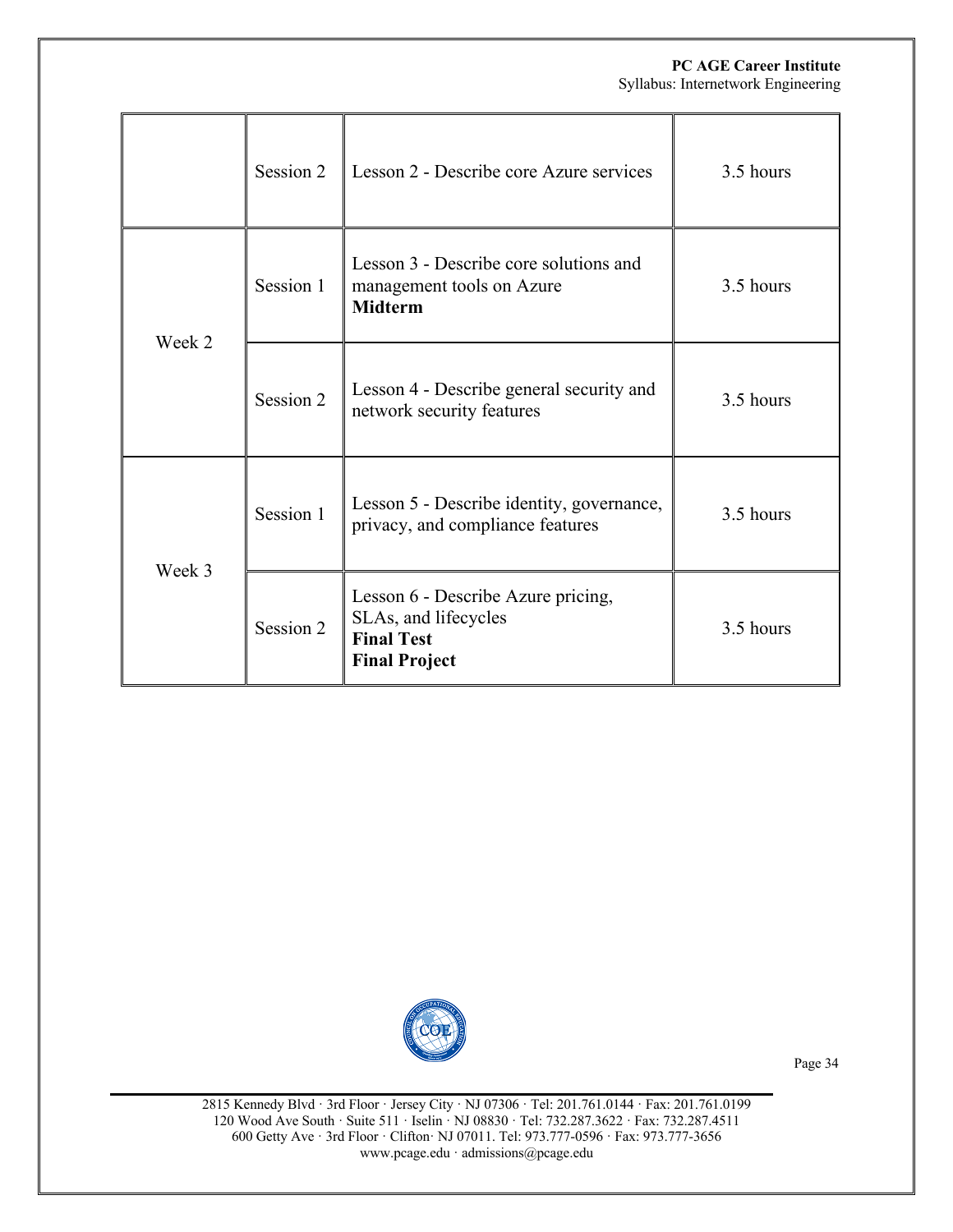| | | | |
|---|---|---|---|
| | Session 2 | Lesson 2 - Describe core Azure services | 3.5 hours |
| Week 2 | Session 1 | Lesson 3 - Describe core solutions and management tools on Azure **Midterm** | 3.5 hours |
| | Session 2 | Lesson 4 - Describe general security and network security features | 3.5 hours |
| Week 3 | Session 1 | Lesson 5 - Describe identity, governance, privacy, and compliance features | 3.5 hours |
| | Session 2 | Lesson 6 - Describe Azure pricing, SLAs, and lifecycles **Final Test** **Final Project** | 3.5 hours |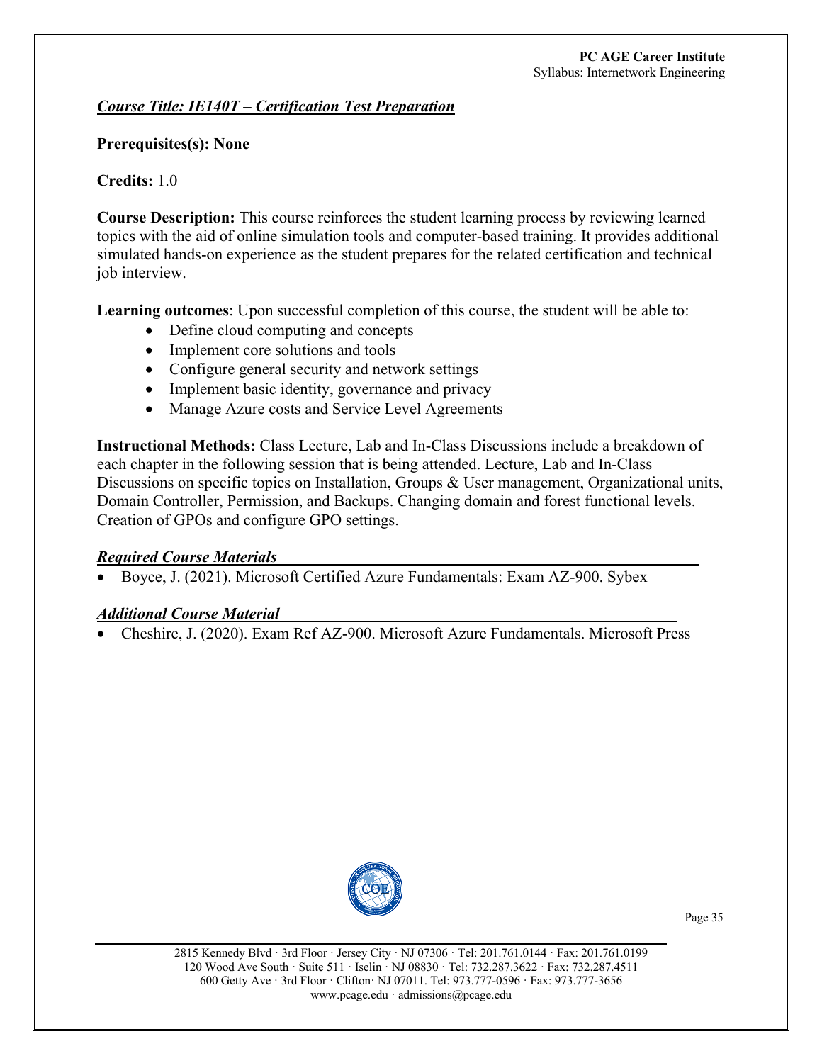***Course Title: IE140T – Certification Test Preparation***

**Prerequisites(s): None**

**Credits:** 1.0

**Course Description:** This course reinforces the student learning process by reviewing learned topics with the aid of online simulation tools and computer-based training. It provides additional simulated hands-on experience as the student prepares for the related certification and technical job interview.

**Learning outcomes**: Upon successful completion of this course, the student will be able to:

- Define cloud computing and concepts
- Implement core solutions and tools
- Configure general security and network settings
- Implement basic identity, governance and privacy
- Manage Azure costs and Service Level Agreements

**Instructional Methods:** Class Lecture, Lab and In-Class Discussions include a breakdown of each chapter in the following session that is being attended. Lecture, Lab and In-Class Discussions on specific topics on Installation, Groups & User management, Organizational units, Domain Controller, Permission, and Backups. Changing domain and forest functional levels. Creation of GPOs and configure GPO settings.

***Required Course Materials***

- Boyce, J. (2021). Microsoft Certified Azure Fundamentals: Exam AZ-900. Sybex

***Additional Course Material***

- Cheshire, J. (2020). Exam Ref AZ-900. Microsoft Azure Fundamentals. Microsoft Press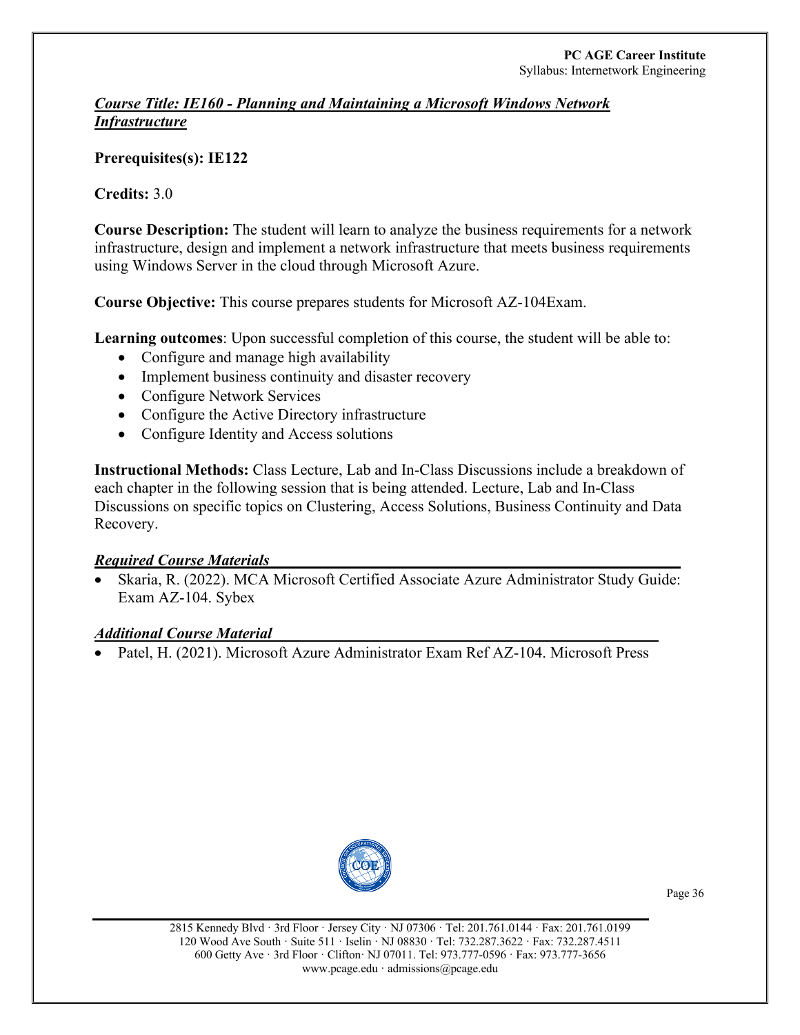***Course Title: IE160 - Planning and Maintaining a Microsoft Windows Network Infrastructure***

**Prerequisites(s): IE122**

**Credits:** 3.0

**Course Description:** The student will learn to analyze the business requirements for a network infrastructure, design and implement a network infrastructure that meets business requirements using Windows Server in the cloud through Microsoft Azure.

**Course Objective:** This course prepares students for Microsoft AZ-104Exam.

**Learning outcomes**: Upon successful completion of this course, the student will be able to:

- Configure and manage high availability
- Implement business continuity and disaster recovery
- Configure Network Services
- Configure the Active Directory infrastructure
- Configure Identity and Access solutions

**Instructional Methods:** Class Lecture, Lab and In-Class Discussions include a breakdown of each chapter in the following session that is being attended. Lecture, Lab and In-Class Discussions on specific topics on Clustering, Access Solutions, Business Continuity and Data Recovery.

***Required Course Materials***

- Skaria, R. (2022). MCA Microsoft Certified Associate Azure Administrator Study Guide: Exam AZ-104. Sybex

***Additional Course Material***

- Patel, H. (2021). Microsoft Azure Administrator Exam Ref AZ-104. Microsoft Press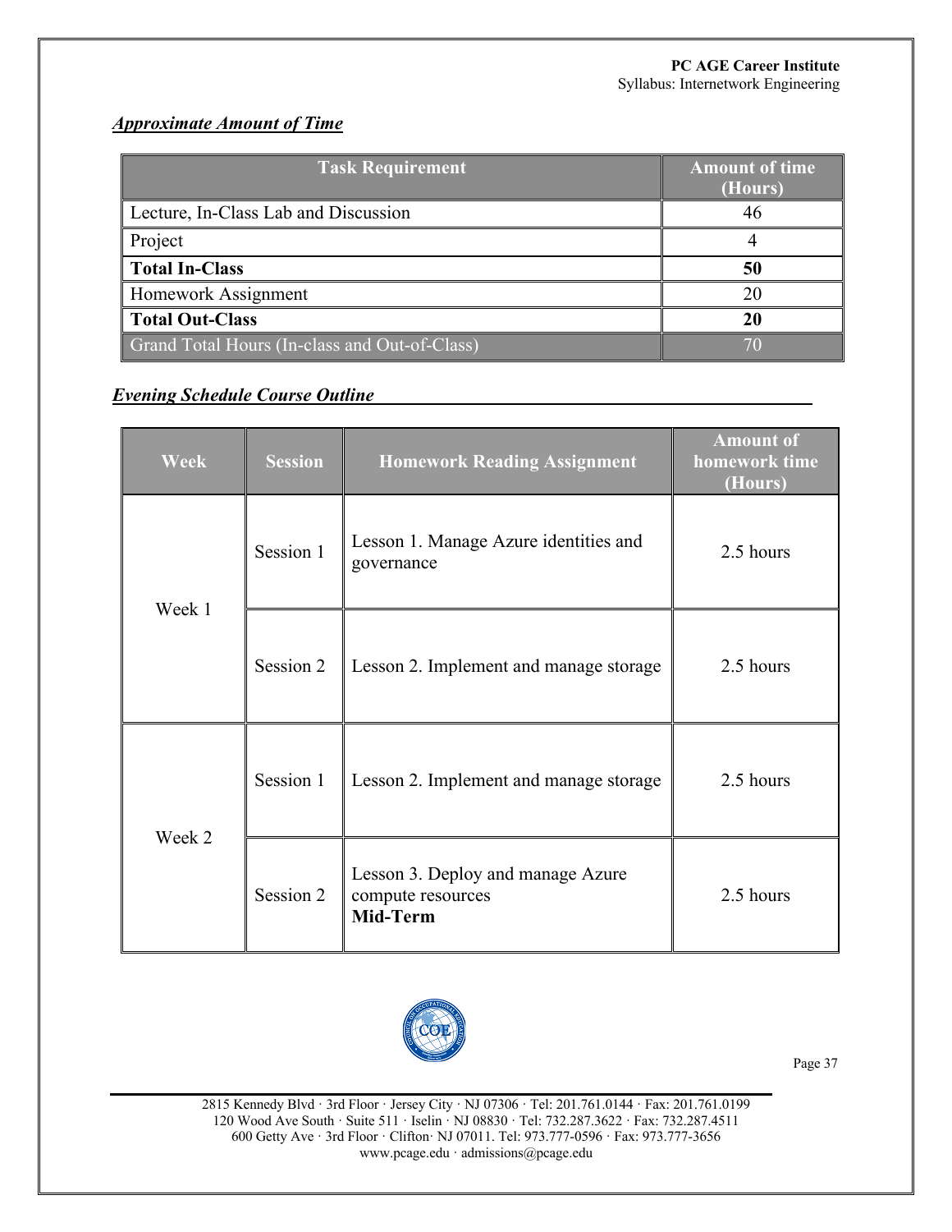***Approximate Amount of Time***

| Task Requirement | Amount of time (Hours) |
|---|---|
| Lecture, In-Class Lab and Discussion | 46 |
| Project | 4 |
| **Total In-Class** | **50** |
| Homework Assignment | 20 |
| **Total Out-Class** | **20** |
| Grand Total Hours (In-class and Out-of-Class) | 70 |

***Evening Schedule Course Outline***

| Week | Session | Homework Reading Assignment | Amount of homework time (Hours) |
|---|---|---|---|
| Week 1 | Session 1 | Lesson 1. Manage Azure identities and governance | 2.5 hours |
| | Session 2 | Lesson 2. Implement and manage storage | 2.5 hours |
| Week 2 | Session 1 | Lesson 2. Implement and manage storage | 2.5 hours |
| | Session 2 | Lesson 3. Deploy and manage Azure compute resources **Mid-Term** | 2.5 hours |

2815 Kennedy Blvd · 3rd Floor · Jersey City · NJ 07306 · Tel: 201.761.0144 · Fax: 201.761.0199
120 Wood Ave South · Suite 511 · Iselin · NJ 08830 · Tel: 732.287.3622 · Fax: 732.287.4511
600 Getty Ave · 3rd Floor · Clifton· NJ 07011. Tel: 973.777-0596 · Fax: 973.777-3656
www.pcage.edu · admissions@pcage.edu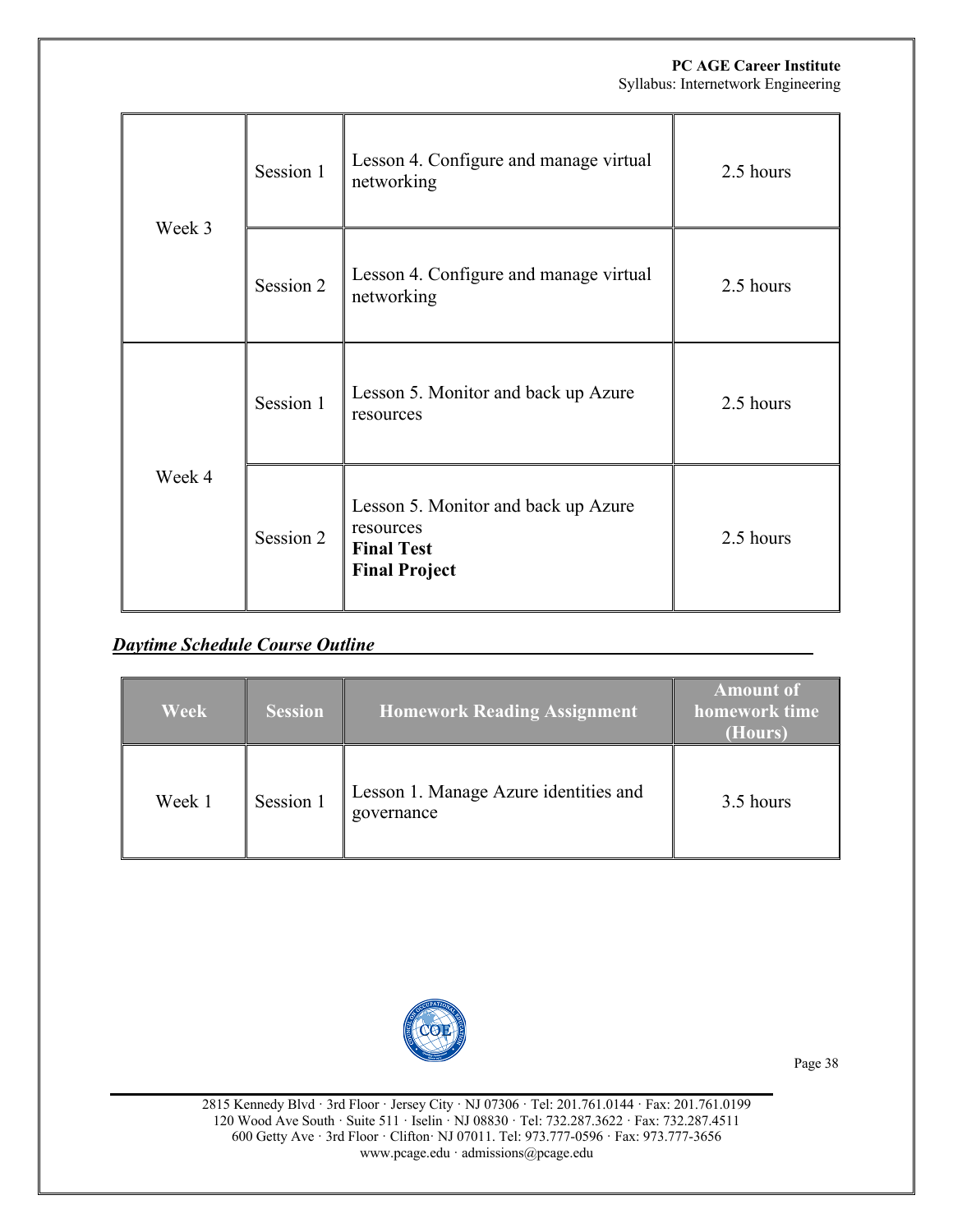| | | | |
|---|---|---|---|
| Week 3 | Session 1 | Lesson 4. Configure and manage virtual networking | 2.5 hours |
| | Session 2 | Lesson 4. Configure and manage virtual networking | 2.5 hours |
| Week 4 | Session 1 | Lesson 5. Monitor and back up Azure resources | 2.5 hours |
| | Session 2 | Lesson 5. Monitor and back up Azure resources **Final Test** **Final Project** | 2.5 hours |

***Daytime Schedule Course Outline***

| Week | Session | Homework Reading Assignment | Amount of homework time (Hours) |
|---|---|---|---|
| Week 1 | Session 1 | Lesson 1. Manage Azure identities and governance | 3.5 hours |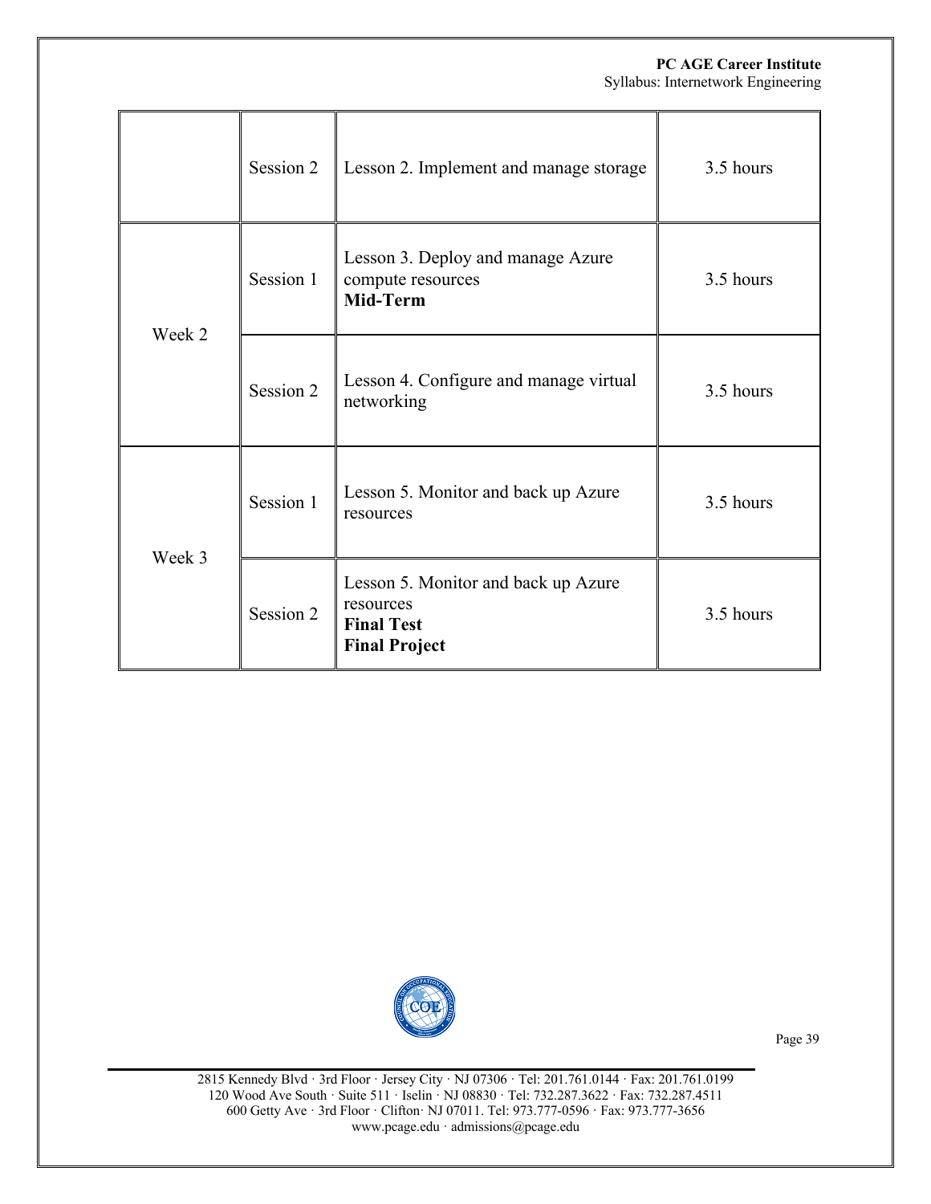| | | | |
|---|---|---|---|
| | Session 2 | Lesson 2. Implement and manage storage | 3.5 hours |
| Week 2 | Session 1 | Lesson 3. Deploy and manage Azure compute resources **Mid-Term** | 3.5 hours |
| | Session 2 | Lesson 4. Configure and manage virtual networking | 3.5 hours |
| Week 3 | Session 1 | Lesson 5. Monitor and back up Azure resources | 3.5 hours |
| | Session 2 | Lesson 5. Monitor and back up Azure resources **Final Test** **Final Project** | 3.5 hours |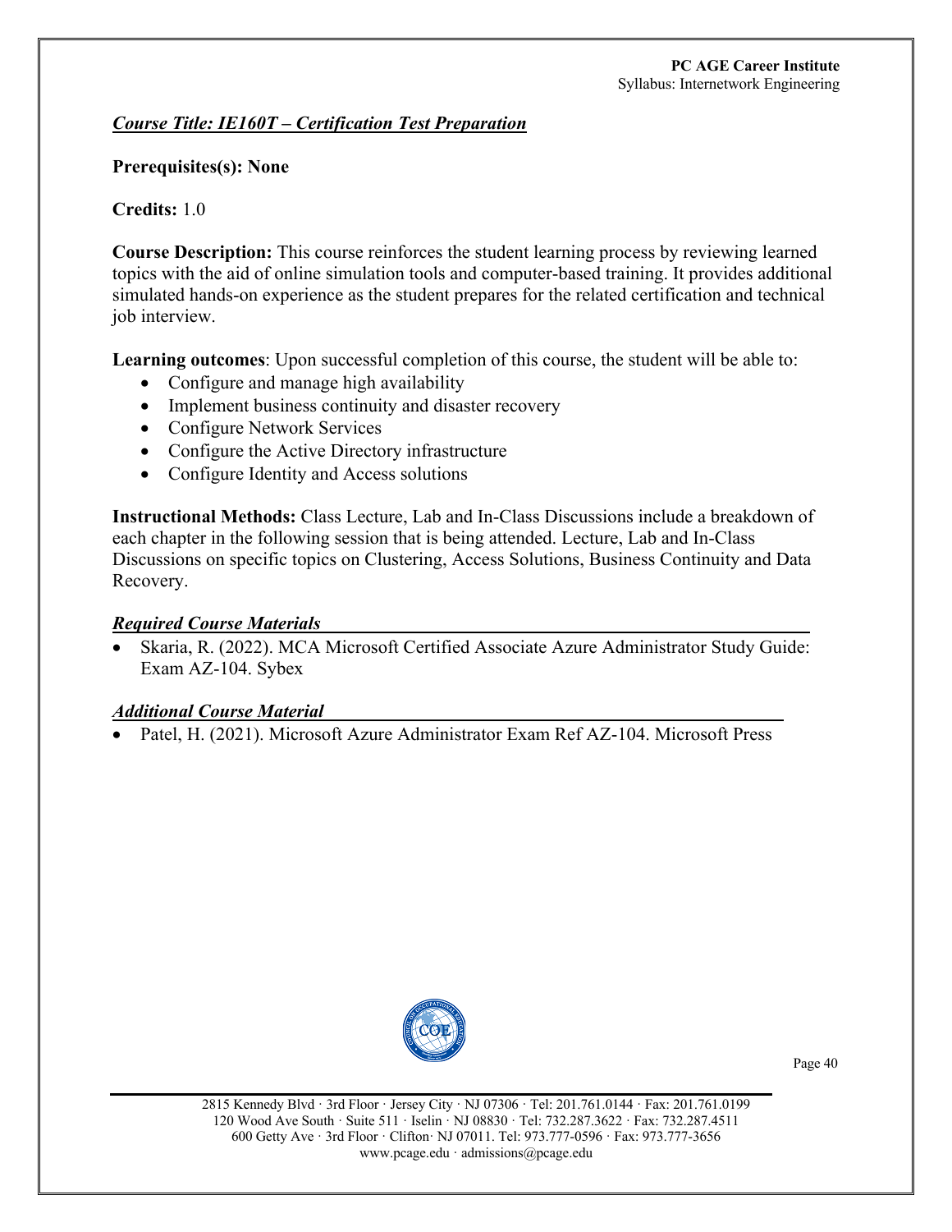***Course Title: IE160T – Certification Test Preparation***

**Prerequisites(s): None**

**Credits:** 1.0

**Course Description:** This course reinforces the student learning process by reviewing learned topics with the aid of online simulation tools and computer-based training. It provides additional simulated hands-on experience as the student prepares for the related certification and technical job interview.

**Learning outcomes**: Upon successful completion of this course, the student will be able to:

- Configure and manage high availability
- Implement business continuity and disaster recovery
- Configure Network Services
- Configure the Active Directory infrastructure
- Configure Identity and Access solutions

**Instructional Methods:** Class Lecture, Lab and In-Class Discussions include a breakdown of each chapter in the following session that is being attended. Lecture, Lab and In-Class Discussions on specific topics on Clustering, Access Solutions, Business Continuity and Data Recovery.

***Required Course Materials***

- Skaria, R. (2022). MCA Microsoft Certified Associate Azure Administrator Study Guide: Exam AZ-104. Sybex

***Additional Course Material***

- Patel, H. (2021). Microsoft Azure Administrator Exam Ref AZ-104. Microsoft Press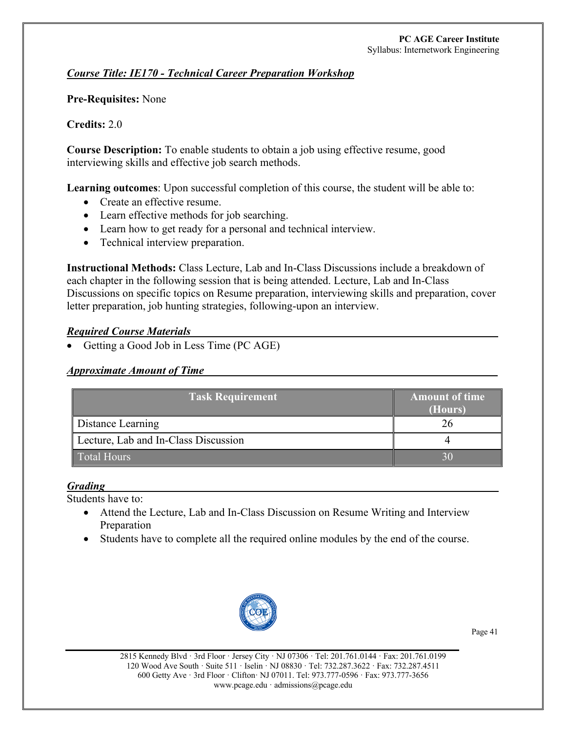## *Course Title: IE170 - Technical Career Preparation Workshop*

**Pre-Requisites:** None

**Credits:** 2.0

**Course Description:** To enable students to obtain a job using effective resume, good interviewing skills and effective job search methods.

**Learning outcomes**: Upon successful completion of this course, the student will be able to:

- Create an effective resume.
- Learn effective methods for job searching.
- Learn how to get ready for a personal and technical interview.
- Technical interview preparation.

**Instructional Methods:** Class Lecture, Lab and In-Class Discussions include a breakdown of each chapter in the following session that is being attended. Lecture, Lab and In-Class Discussions on specific topics on Resume preparation, interviewing skills and preparation, cover letter preparation, job hunting strategies, following-upon an interview.

### *Required Course Materials*

- Getting a Good Job in Less Time (PC AGE)

### *Approximate Amount of Time*

| Task Requirement | Amount of time (Hours) |
| --- | --- |
| Distance Learning | 26 |
| Lecture, Lab and In-Class Discussion | 4 |
| Total Hours | 30 |

### *Grading*

Students have to:

- Attend the Lecture, Lab and In-Class Discussion on Resume Writing and Interview Preparation
- Students have to complete all the required online modules by the end of the course.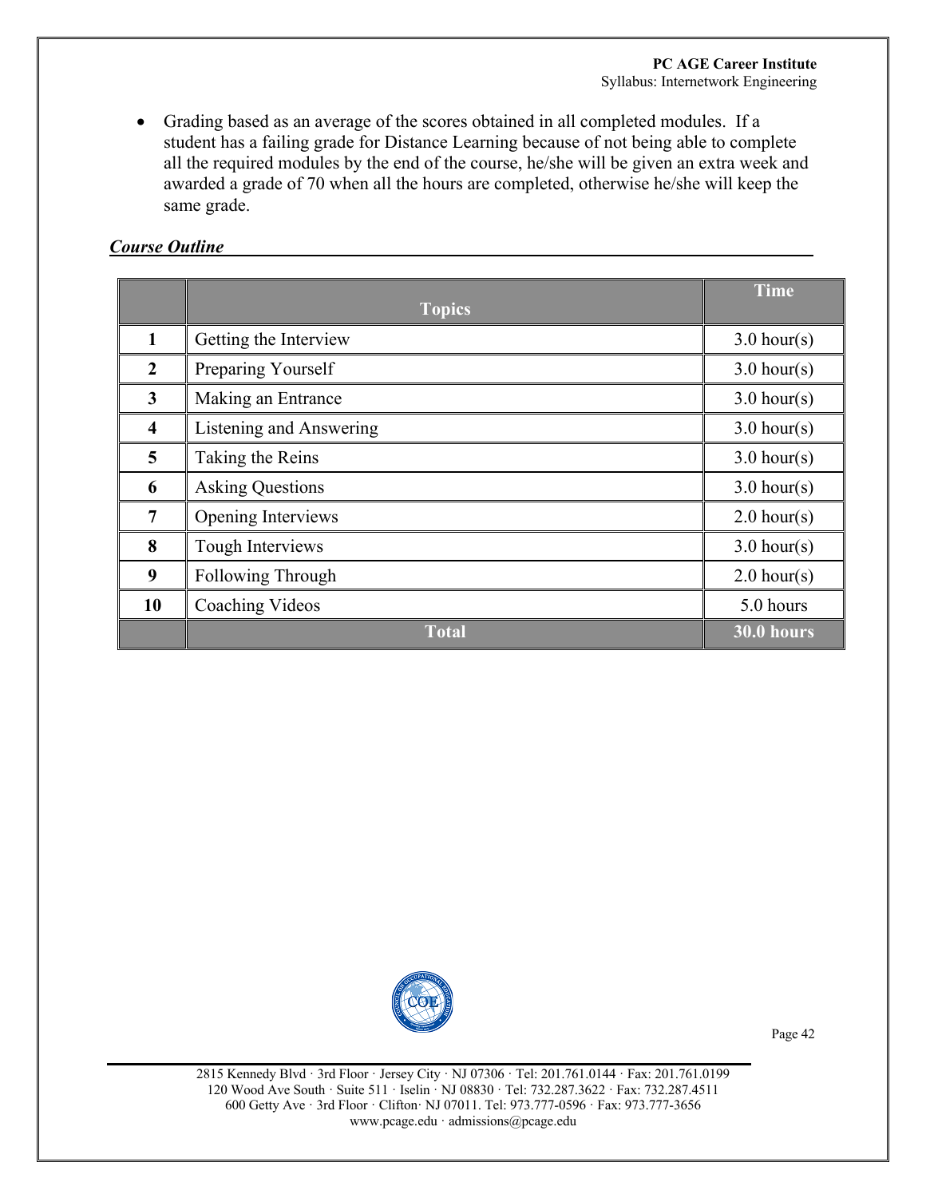- Grading based as an average of the scores obtained in all completed modules. If a student has a failing grade for Distance Learning because of not being able to complete all the required modules by the end of the course, he/she will be given an extra week and awarded a grade of 70 when all the hours are completed, otherwise he/she will keep the same grade.

***Course Outline***

| | Topics | Time |
|---|---|---|
| **1** | Getting the Interview | 3.0 hour(s) |
| **2** | Preparing Yourself | 3.0 hour(s) |
| **3** | Making an Entrance | 3.0 hour(s) |
| **4** | Listening and Answering | 3.0 hour(s) |
| **5** | Taking the Reins | 3.0 hour(s) |
| **6** | Asking Questions | 3.0 hour(s) |
| **7** | Opening Interviews | 2.0 hour(s) |
| **8** | Tough Interviews | 3.0 hour(s) |
| **9** | Following Through | 2.0 hour(s) |
| **10** | Coaching Videos | 5.0 hours |
| | **Total** | **30.0 hours** |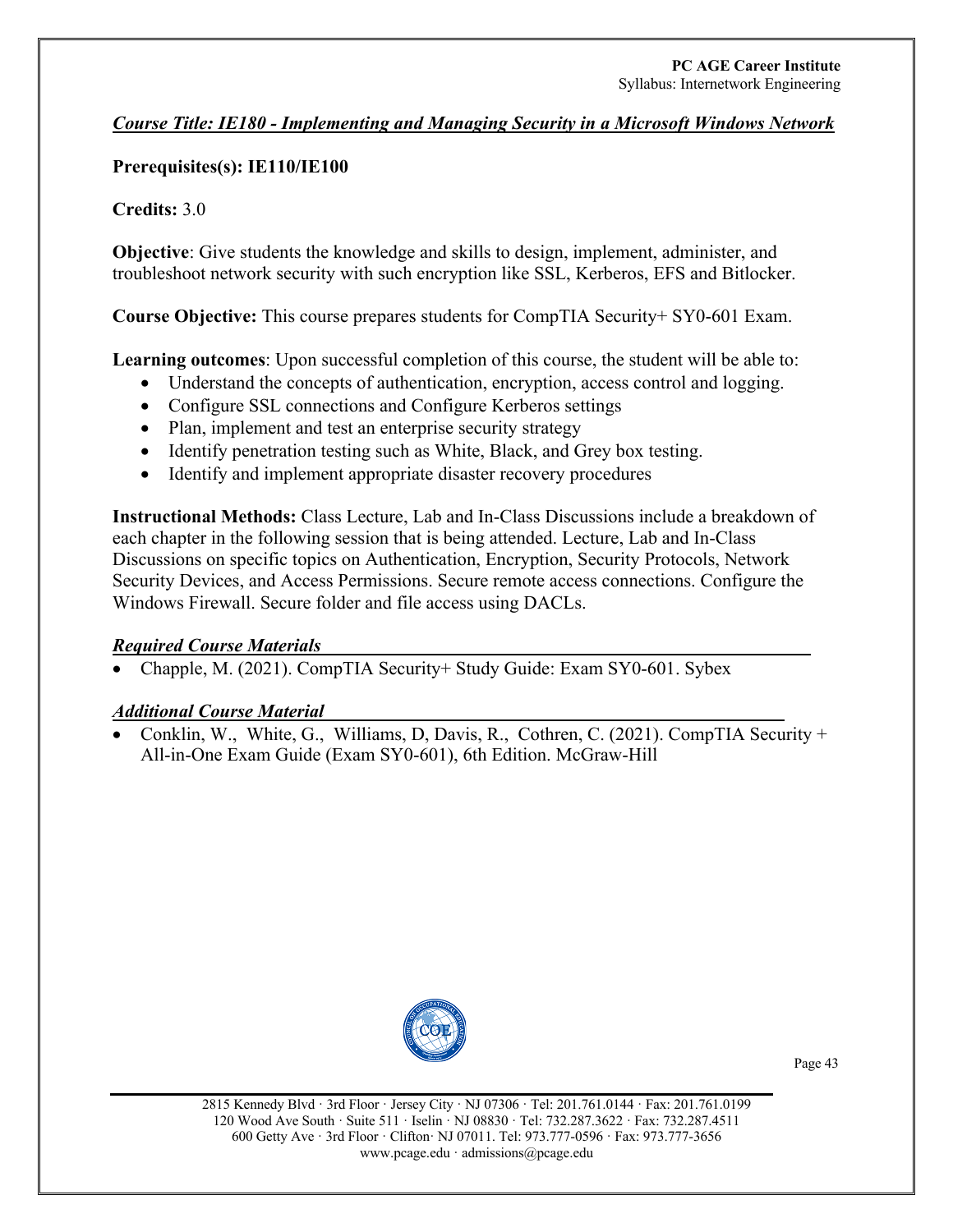***Course Title: IE180 - Implementing and Managing Security in a Microsoft Windows Network***

**Prerequisites(s): IE110/IE100**

**Credits:** 3.0

**Objective**: Give students the knowledge and skills to design, implement, administer, and troubleshoot network security with such encryption like SSL, Kerberos, EFS and Bitlocker.

**Course Objective:** This course prepares students for CompTIA Security+ SY0-601 Exam.

**Learning outcomes**: Upon successful completion of this course, the student will be able to:

- Understand the concepts of authentication, encryption, access control and logging.
- Configure SSL connections and Configure Kerberos settings
- Plan, implement and test an enterprise security strategy
- Identify penetration testing such as White, Black, and Grey box testing.
- Identify and implement appropriate disaster recovery procedures

**Instructional Methods:** Class Lecture, Lab and In-Class Discussions include a breakdown of each chapter in the following session that is being attended. Lecture, Lab and In-Class Discussions on specific topics on Authentication, Encryption, Security Protocols, Network Security Devices, and Access Permissions. Secure remote access connections. Configure the Windows Firewall. Secure folder and file access using DACLs.

***Required Course Materials***

- Chapple, M. (2021). CompTIA Security+ Study Guide: Exam SY0-601. Sybex

***Additional Course Material***

- Conklin, W., White, G., Williams, D, Davis, R., Cothren, C. (2021). CompTIA Security + All-in-One Exam Guide (Exam SY0-601), 6th Edition. McGraw-Hill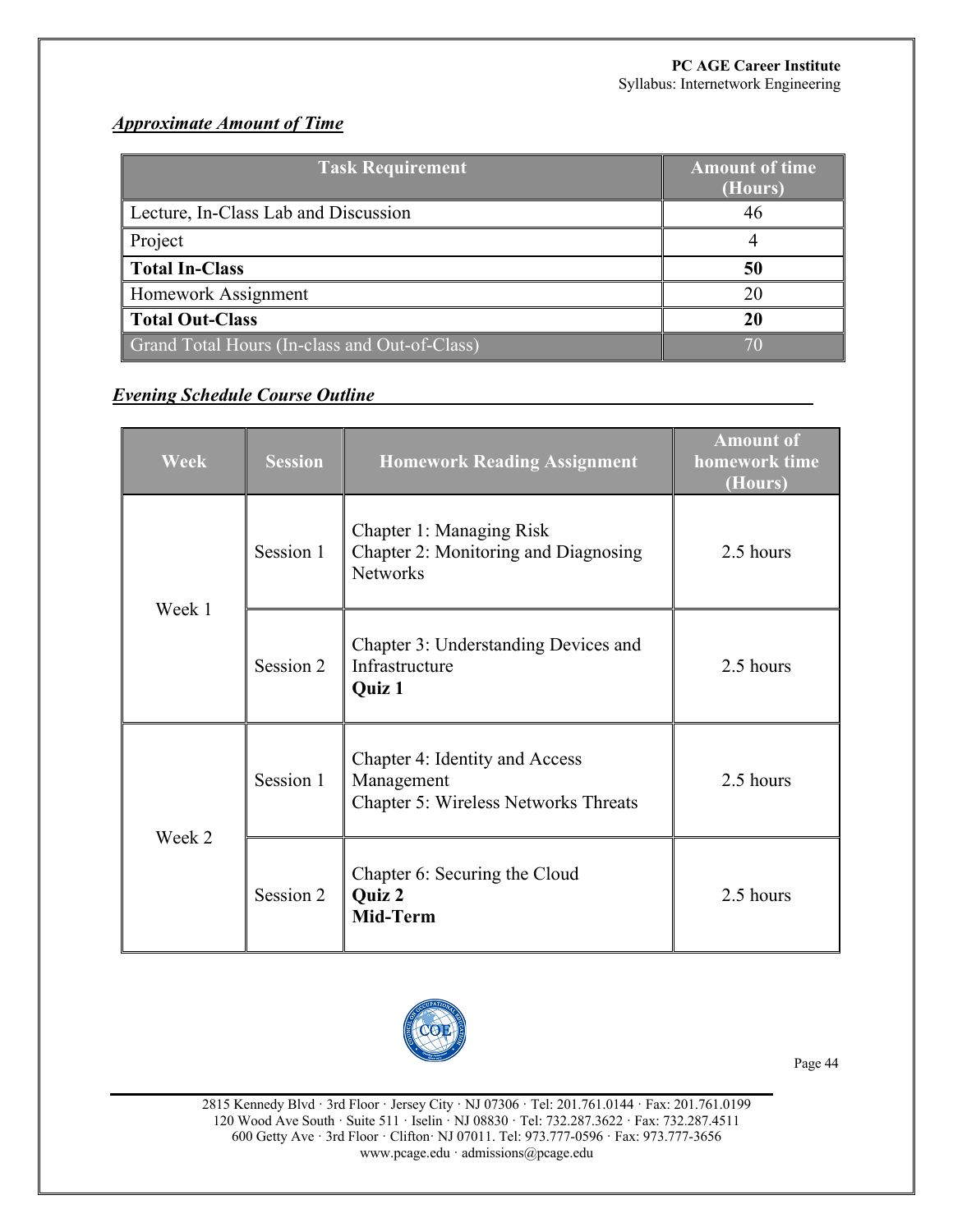### *Approximate Amount of Time*

| Task Requirement | Amount of time (Hours) |
|---|---|
| Lecture, In-Class Lab and Discussion | 46 |
| Project | 4 |
| **Total In-Class** | **50** |
| Homework Assignment | 20 |
| **Total Out-Class** | **20** |
| Grand Total Hours (In-class and Out-of-Class) | 70 |

### *Evening Schedule Course Outline*

| Week | Session | Homework Reading Assignment | Amount of homework time (Hours) |
|---|---|---|---|
| Week 1 | Session 1 | Chapter 1: Managing Risk<br>Chapter 2: Monitoring and Diagnosing Networks | 2.5 hours |
| | Session 2 | Chapter 3: Understanding Devices and Infrastructure<br>**Quiz 1** | 2.5 hours |
| Week 2 | Session 1 | Chapter 4: Identity and Access Management<br>Chapter 5: Wireless Networks Threats | 2.5 hours |
| | Session 2 | Chapter 6: Securing the Cloud<br>**Quiz 2**<br>**Mid-Term** | 2.5 hours |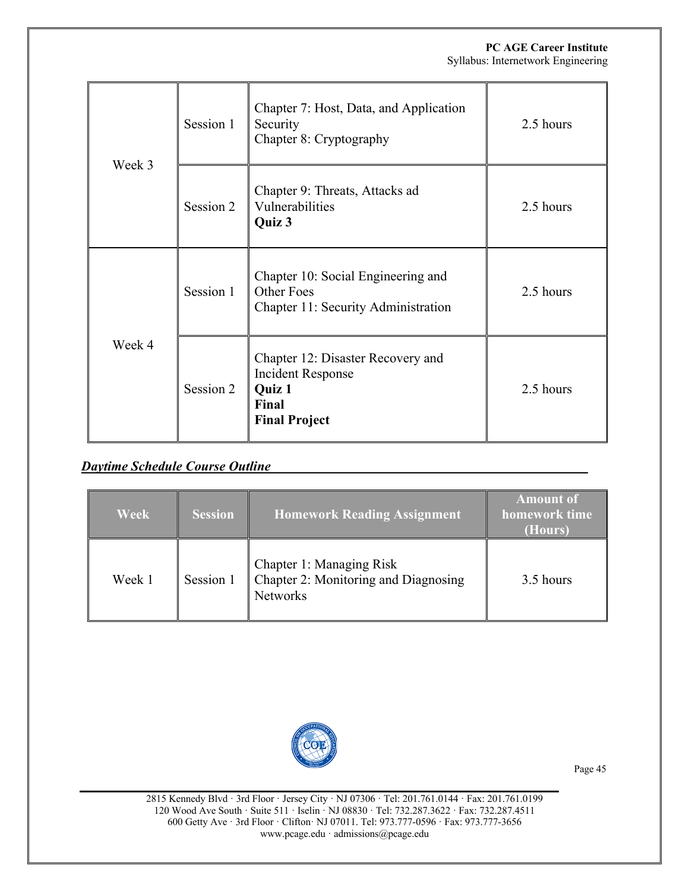| | | | |
|---|---|---|---|
| Week 3 | Session 1 | Chapter 7: Host, Data, and Application Security<br>Chapter 8: Cryptography | 2.5 hours |
| | Session 2 | Chapter 9: Threats, Attacks ad Vulnerabilities<br>**Quiz 3** | 2.5 hours |
| Week 4 | Session 1 | Chapter 10: Social Engineering and Other Foes<br>Chapter 11: Security Administration | 2.5 hours |
| | Session 2 | Chapter 12: Disaster Recovery and Incident Response<br>**Quiz 1**<br>**Final**<br>**Final Project** | 2.5 hours |

***Daytime Schedule Course Outline***

| Week | Session | Homework Reading Assignment | Amount of homework time (Hours) |
|---|---|---|---|
| Week 1 | Session 1 | Chapter 1: Managing Risk<br>Chapter 2: Monitoring and Diagnosing Networks | 3.5 hours |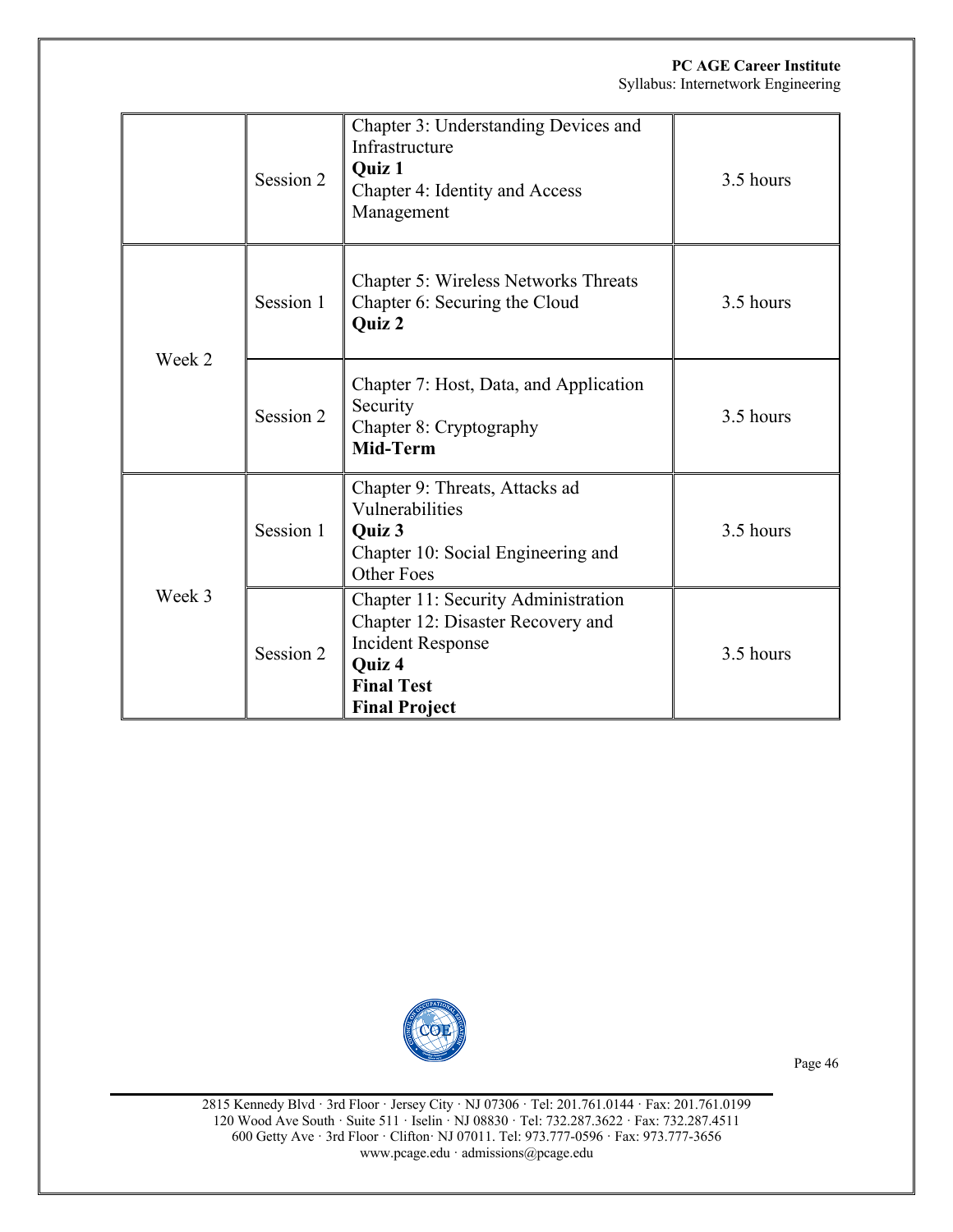| | | | |
|---|---|---|---|
| | Session 2 | Chapter 3: Understanding Devices and Infrastructure<br>**Quiz 1**<br>Chapter 4: Identity and Access Management | 3.5 hours |
| Week 2 | Session 1 | Chapter 5: Wireless Networks Threats<br>Chapter 6: Securing the Cloud<br>**Quiz 2** | 3.5 hours |
| | Session 2 | Chapter 7: Host, Data, and Application Security<br>Chapter 8: Cryptography<br>**Mid-Term** | 3.5 hours |
| Week 3 | Session 1 | Chapter 9: Threats, Attacks ad Vulnerabilities<br>**Quiz 3**<br>Chapter 10: Social Engineering and Other Foes | 3.5 hours |
| | Session 2 | Chapter 11: Security Administration<br>Chapter 12: Disaster Recovery and Incident Response<br>**Quiz 4**<br>**Final Test**<br>**Final Project** | 3.5 hours |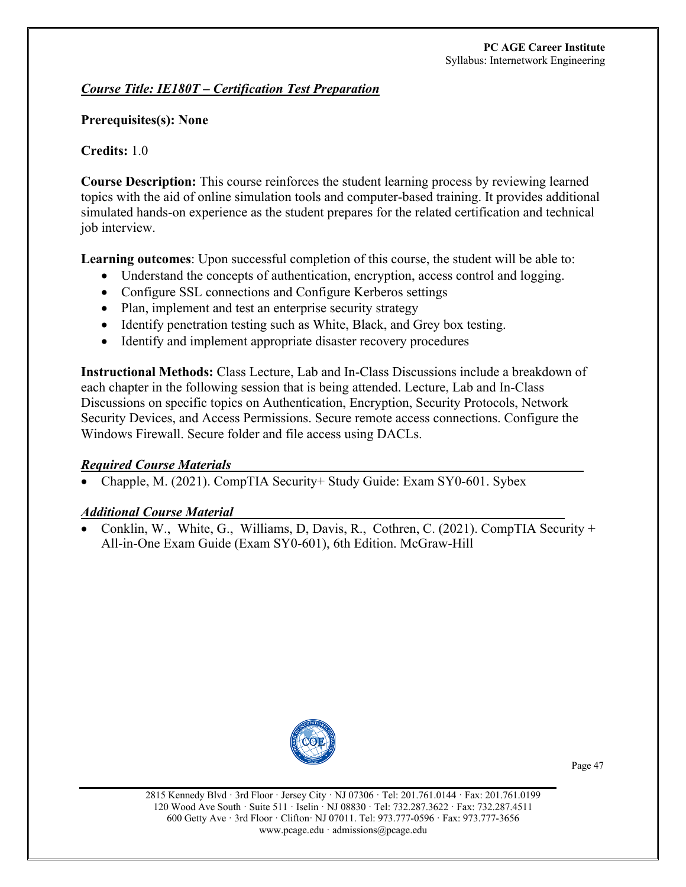***Course Title: IE180T – Certification Test Preparation***

**Prerequisites(s): None**

**Credits:** 1.0

**Course Description:** This course reinforces the student learning process by reviewing learned topics with the aid of online simulation tools and computer-based training. It provides additional simulated hands-on experience as the student prepares for the related certification and technical job interview.

**Learning outcomes**: Upon successful completion of this course, the student will be able to:

- Understand the concepts of authentication, encryption, access control and logging.
- Configure SSL connections and Configure Kerberos settings
- Plan, implement and test an enterprise security strategy
- Identify penetration testing such as White, Black, and Grey box testing.
- Identify and implement appropriate disaster recovery procedures

**Instructional Methods:** Class Lecture, Lab and In-Class Discussions include a breakdown of each chapter in the following session that is being attended. Lecture, Lab and In-Class Discussions on specific topics on Authentication, Encryption, Security Protocols, Network Security Devices, and Access Permissions. Secure remote access connections. Configure the Windows Firewall. Secure folder and file access using DACLs.

***Required Course Materials***

- Chapple, M. (2021). CompTIA Security+ Study Guide: Exam SY0-601. Sybex

***Additional Course Material***

- Conklin, W., White, G., Williams, D, Davis, R., Cothren, C. (2021). CompTIA Security + All-in-One Exam Guide (Exam SY0-601), 6th Edition. McGraw-Hill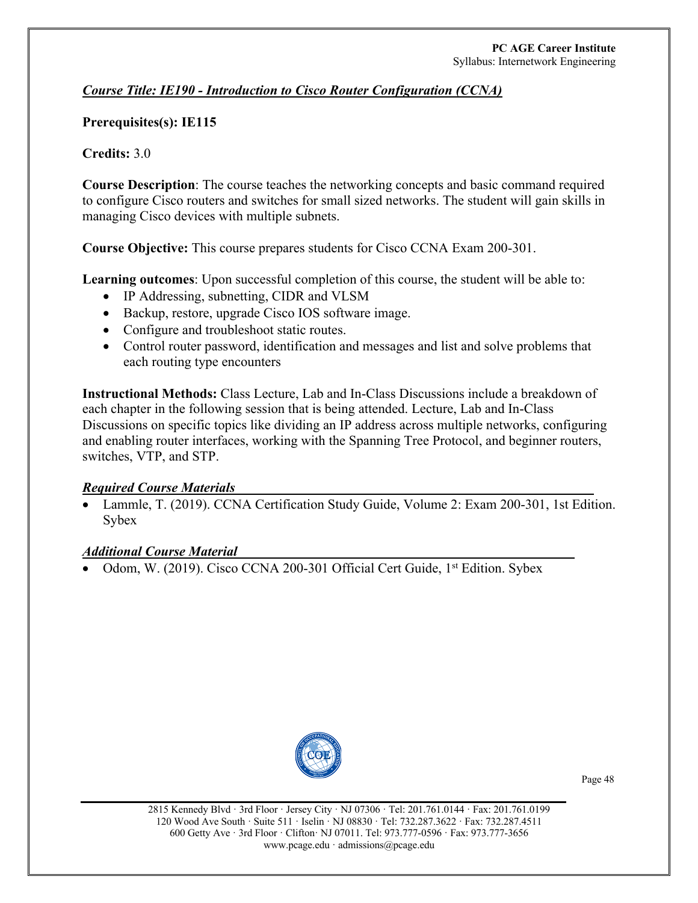***Course Title: IE190 - Introduction to Cisco Router Configuration (CCNA)***

**Prerequisites(s): IE115**

**Credits:** 3.0

**Course Description**: The course teaches the networking concepts and basic command required to configure Cisco routers and switches for small sized networks. The student will gain skills in managing Cisco devices with multiple subnets.

**Course Objective:** This course prepares students for Cisco CCNA Exam 200-301.

**Learning outcomes**: Upon successful completion of this course, the student will be able to:

- IP Addressing, subnetting, CIDR and VLSM
- Backup, restore, upgrade Cisco IOS software image.
- Configure and troubleshoot static routes.
- Control router password, identification and messages and list and solve problems that each routing type encounters

**Instructional Methods:** Class Lecture, Lab and In-Class Discussions include a breakdown of each chapter in the following session that is being attended. Lecture, Lab and In-Class Discussions on specific topics like dividing an IP address across multiple networks, configuring and enabling router interfaces, working with the Spanning Tree Protocol, and beginner routers, switches, VTP, and STP.

***Required Course Materials***

- Lammle, T. (2019). CCNA Certification Study Guide, Volume 2: Exam 200-301, 1st Edition. Sybex

***Additional Course Material***

- Odom, W. (2019). Cisco CCNA 200-301 Official Cert Guide, 1st Edition. Sybex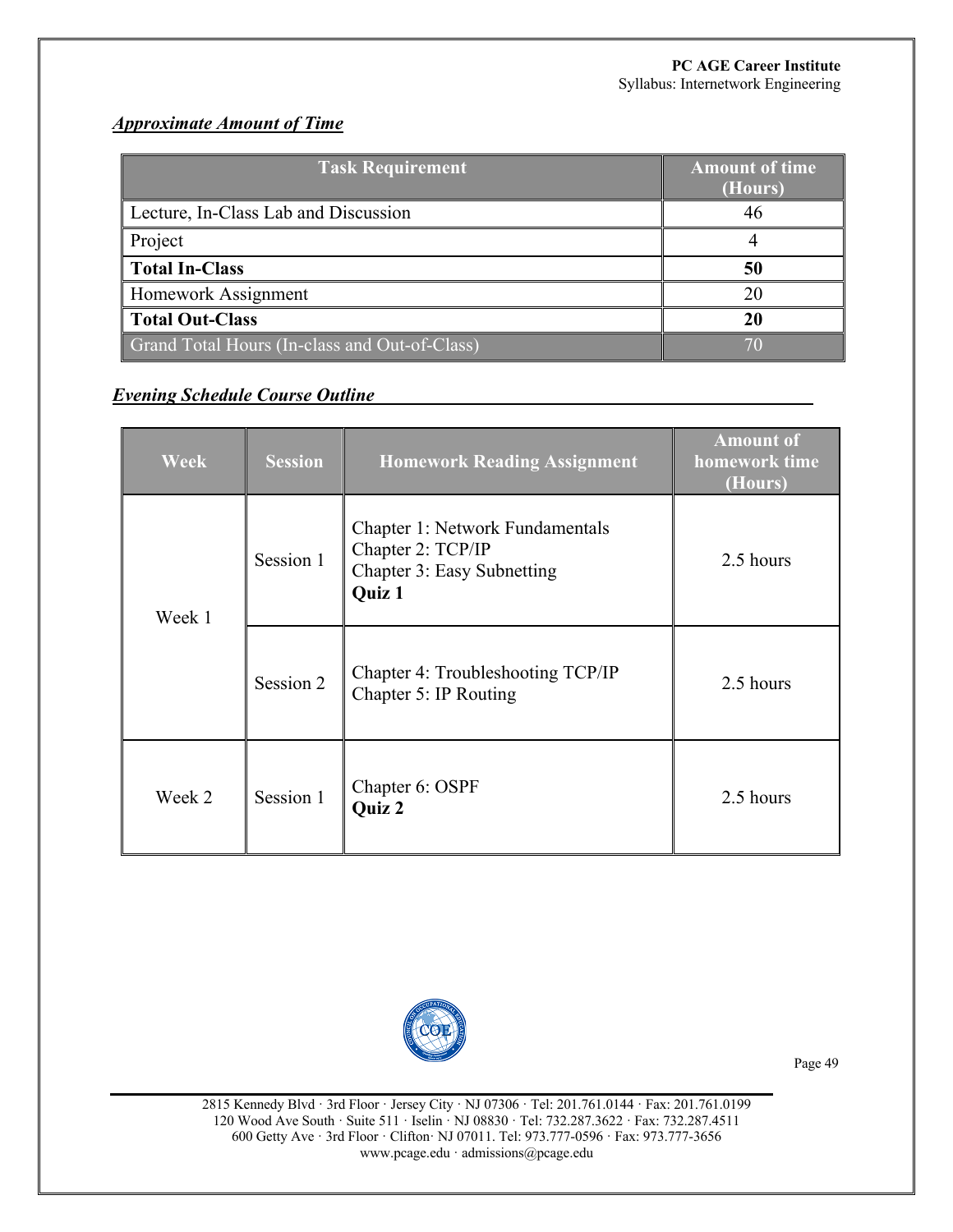***Approximate Amount of Time***

| Task Requirement | Amount of time (Hours) |
|---|---|
| Lecture, In-Class Lab and Discussion | 46 |
| Project | 4 |
| **Total In-Class** | **50** |
| Homework Assignment | 20 |
| **Total Out-Class** | **20** |
| Grand Total Hours (In-class and Out-of-Class) | 70 |

***Evening Schedule Course Outline***

| Week | Session | Homework Reading Assignment | Amount of homework time (Hours) |
|---|---|---|---|
| Week 1 | Session 1 | Chapter 1: Network Fundamentals<br>Chapter 2: TCP/IP<br>Chapter 3: Easy Subnetting<br>**Quiz 1** | 2.5 hours |
| | Session 2 | Chapter 4: Troubleshooting TCP/IP<br>Chapter 5: IP Routing | 2.5 hours |
| Week 2 | Session 1 | Chapter 6: OSPF<br>**Quiz 2** | 2.5 hours |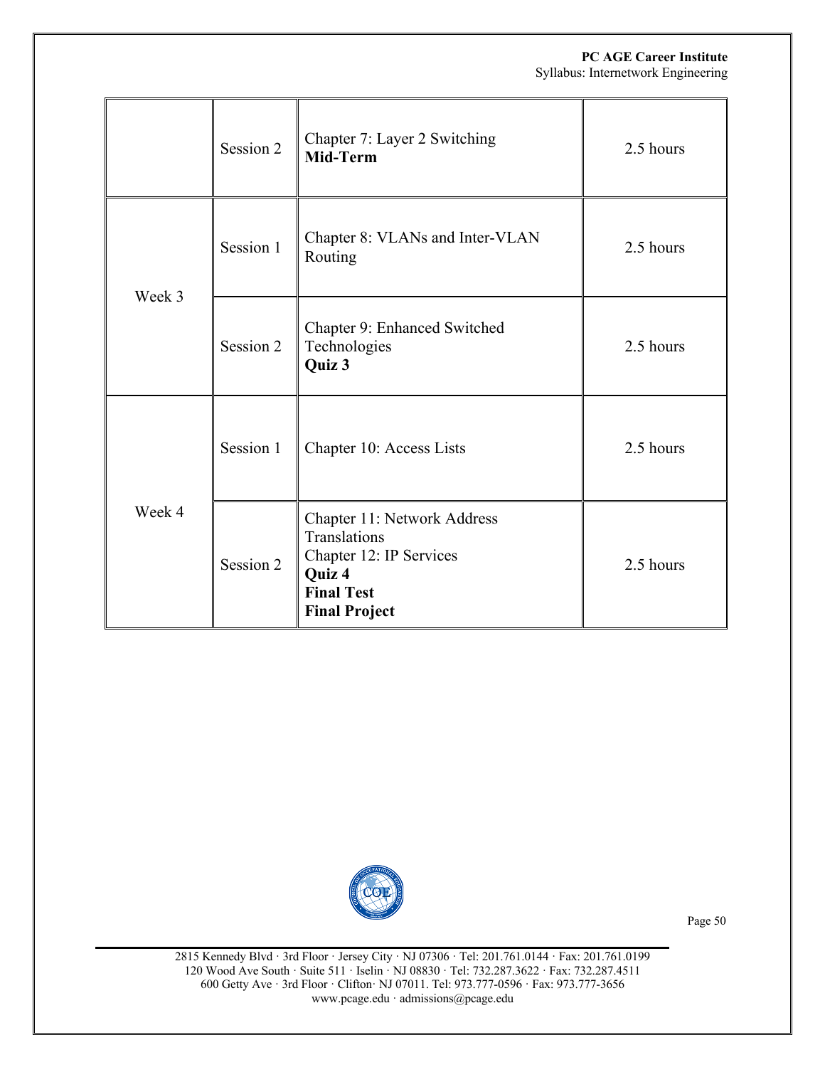| | | | |
|---|---|---|---|
| | Session 2 | Chapter 7: Layer 2 Switching<br>**Mid-Term** | 2.5 hours |
| Week 3 | Session 1 | Chapter 8: VLANs and Inter-VLAN Routing | 2.5 hours |
| | Session 2 | Chapter 9: Enhanced Switched Technologies<br>**Quiz 3** | 2.5 hours |
| Week 4 | Session 1 | Chapter 10: Access Lists | 2.5 hours |
| | Session 2 | Chapter 11: Network Address Translations<br>Chapter 12: IP Services<br>**Quiz 4**<br>**Final Test**<br>**Final Project** | 2.5 hours |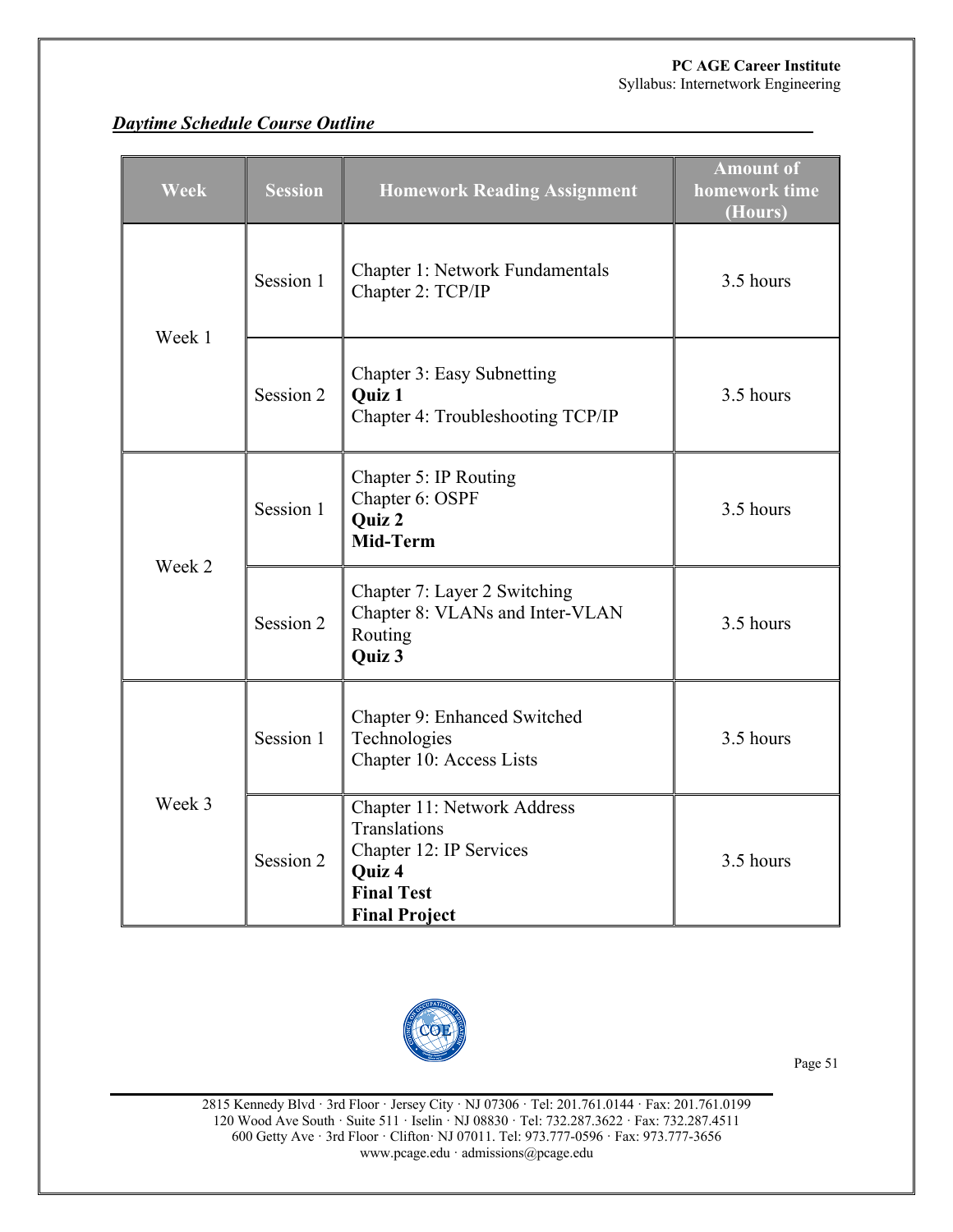***Daytime Schedule Course Outline***

| Week | Session | Homework Reading Assignment | Amount of homework time (Hours) |
|---|---|---|---|
| Week 1 | Session 1 | Chapter 1: Network Fundamentals<br>Chapter 2: TCP/IP | 3.5 hours |
| | Session 2 | Chapter 3: Easy Subnetting<br>**Quiz 1**<br>Chapter 4: Troubleshooting TCP/IP | 3.5 hours |
| Week 2 | Session 1 | Chapter 5: IP Routing<br>Chapter 6: OSPF<br>**Quiz 2**<br>**Mid-Term** | 3.5 hours |
| | Session 2 | Chapter 7: Layer 2 Switching<br>Chapter 8: VLANs and Inter-VLAN Routing<br>**Quiz 3** | 3.5 hours |
| Week 3 | Session 1 | Chapter 9: Enhanced Switched Technologies<br>Chapter 10: Access Lists | 3.5 hours |
| | Session 2 | Chapter 11: Network Address Translations<br>Chapter 12: IP Services<br>**Quiz 4**<br>**Final Test**<br>**Final Project** | 3.5 hours |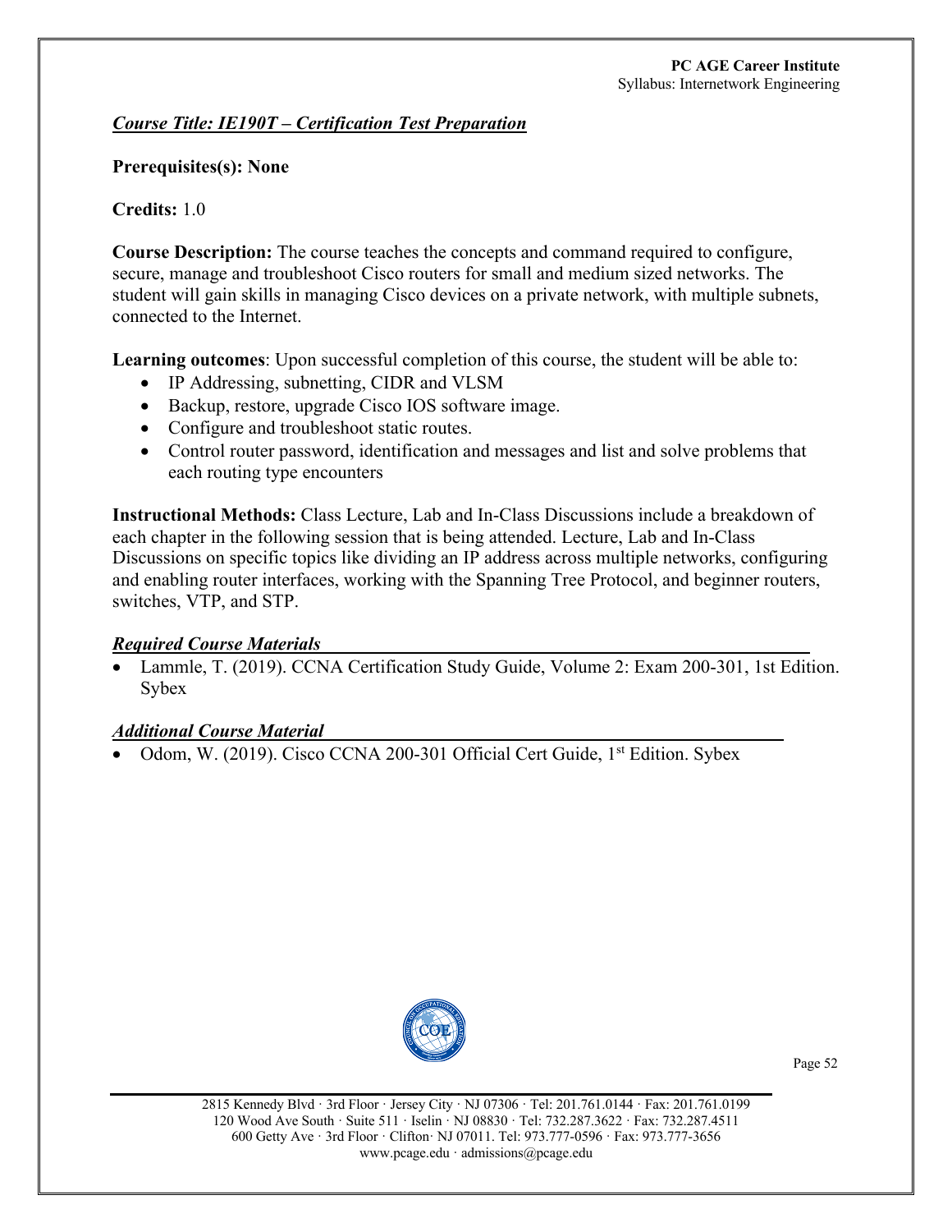***Course Title: IE190T – Certification Test Preparation***

**Prerequisites(s): None**

**Credits:** 1.0

**Course Description:** The course teaches the concepts and command required to configure, secure, manage and troubleshoot Cisco routers for small and medium sized networks. The student will gain skills in managing Cisco devices on a private network, with multiple subnets, connected to the Internet.

**Learning outcomes**: Upon successful completion of this course, the student will be able to:

- IP Addressing, subnetting, CIDR and VLSM
- Backup, restore, upgrade Cisco IOS software image.
- Configure and troubleshoot static routes.
- Control router password, identification and messages and list and solve problems that each routing type encounters

**Instructional Methods:** Class Lecture, Lab and In-Class Discussions include a breakdown of each chapter in the following session that is being attended. Lecture, Lab and In-Class Discussions on specific topics like dividing an IP address across multiple networks, configuring and enabling router interfaces, working with the Spanning Tree Protocol, and beginner routers, switches, VTP, and STP.

***Required Course Materials***

- Lammle, T. (2019). CCNA Certification Study Guide, Volume 2: Exam 200-301, 1st Edition. Sybex

***Additional Course Material***

- Odom, W. (2019). Cisco CCNA 200-301 Official Cert Guide, 1st Edition. Sybex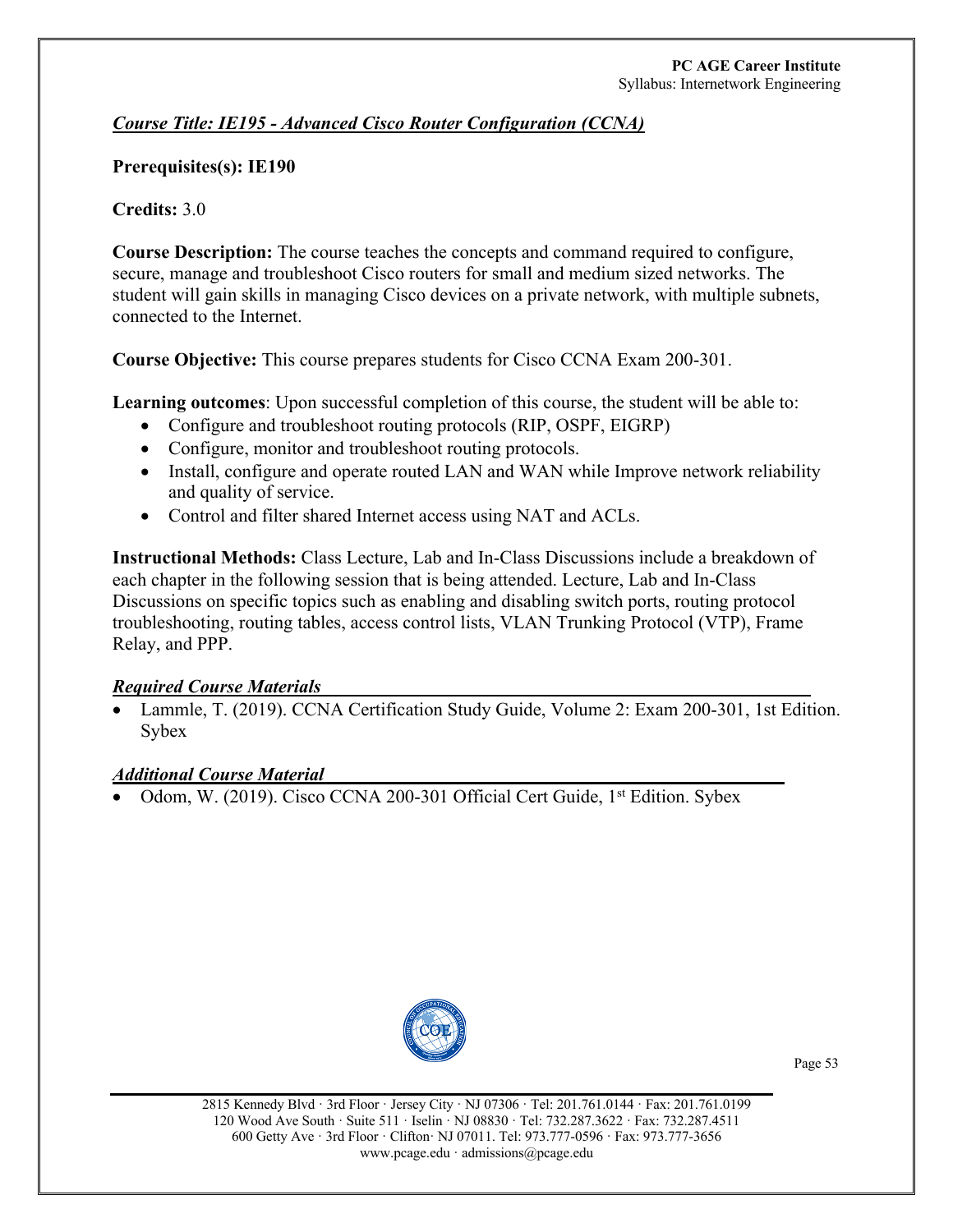***Course Title: IE195 - Advanced Cisco Router Configuration (CCNA)***

**Prerequisites(s): IE190**

**Credits:** 3.0

**Course Description:** The course teaches the concepts and command required to configure, secure, manage and troubleshoot Cisco routers for small and medium sized networks. The student will gain skills in managing Cisco devices on a private network, with multiple subnets, connected to the Internet.

**Course Objective:** This course prepares students for Cisco CCNA Exam 200-301.

**Learning outcomes**: Upon successful completion of this course, the student will be able to:

- Configure and troubleshoot routing protocols (RIP, OSPF, EIGRP)
- Configure, monitor and troubleshoot routing protocols.
- Install, configure and operate routed LAN and WAN while Improve network reliability and quality of service.
- Control and filter shared Internet access using NAT and ACLs.

**Instructional Methods:** Class Lecture, Lab and In-Class Discussions include a breakdown of each chapter in the following session that is being attended. Lecture, Lab and In-Class Discussions on specific topics such as enabling and disabling switch ports, routing protocol troubleshooting, routing tables, access control lists, VLAN Trunking Protocol (VTP), Frame Relay, and PPP.

***Required Course Materials***

- Lammle, T. (2019). CCNA Certification Study Guide, Volume 2: Exam 200-301, 1st Edition. Sybex

***Additional Course Material***

- Odom, W. (2019). Cisco CCNA 200-301 Official Cert Guide, 1st Edition. Sybex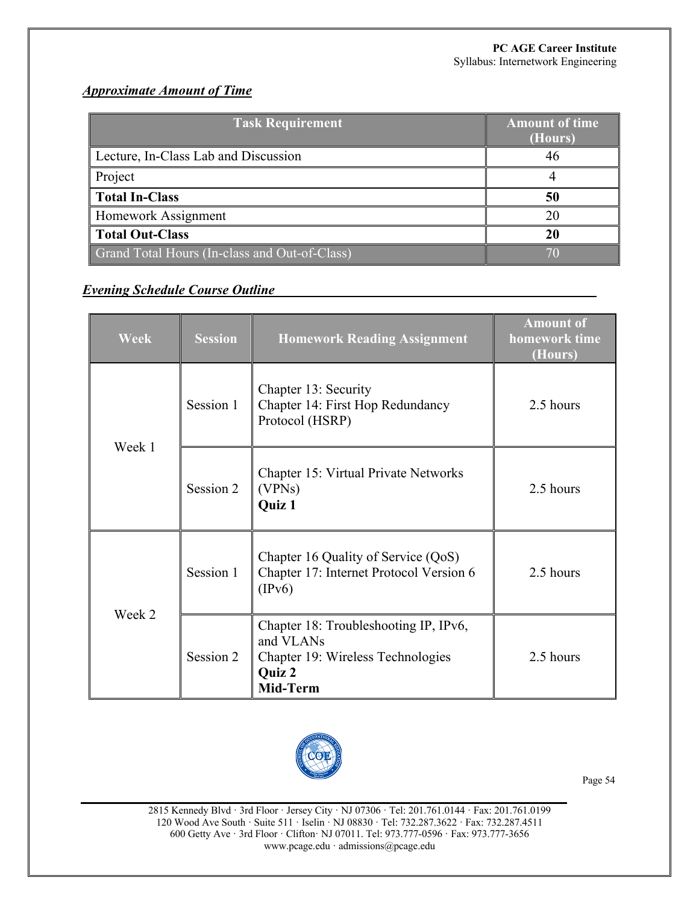### ***Approximate Amount of Time***

| Task Requirement | Amount of time (Hours) |
|---|---|
| Lecture, In-Class Lab and Discussion | 46 |
| Project | 4 |
| **Total In-Class** | **50** |
| Homework Assignment | 20 |
| **Total Out-Class** | **20** |
| Grand Total Hours (In-class and Out-of-Class) | 70 |

### ***Evening Schedule Course Outline***

| Week | Session | Homework Reading Assignment | Amount of homework time (Hours) |
|---|---|---|---|
| Week 1 | Session 1 | Chapter 13: Security<br>Chapter 14: First Hop Redundancy Protocol (HSRP) | 2.5 hours |
| | Session 2 | Chapter 15: Virtual Private Networks (VPNs)<br>**Quiz 1** | 2.5 hours |
| Week 2 | Session 1 | Chapter 16 Quality of Service (QoS)<br>Chapter 17: Internet Protocol Version 6 (IPv6) | 2.5 hours |
| | Session 2 | Chapter 18: Troubleshooting IP, IPv6, and VLANs<br>Chapter 19: Wireless Technologies<br>**Quiz 2**<br>**Mid-Term** | 2.5 hours |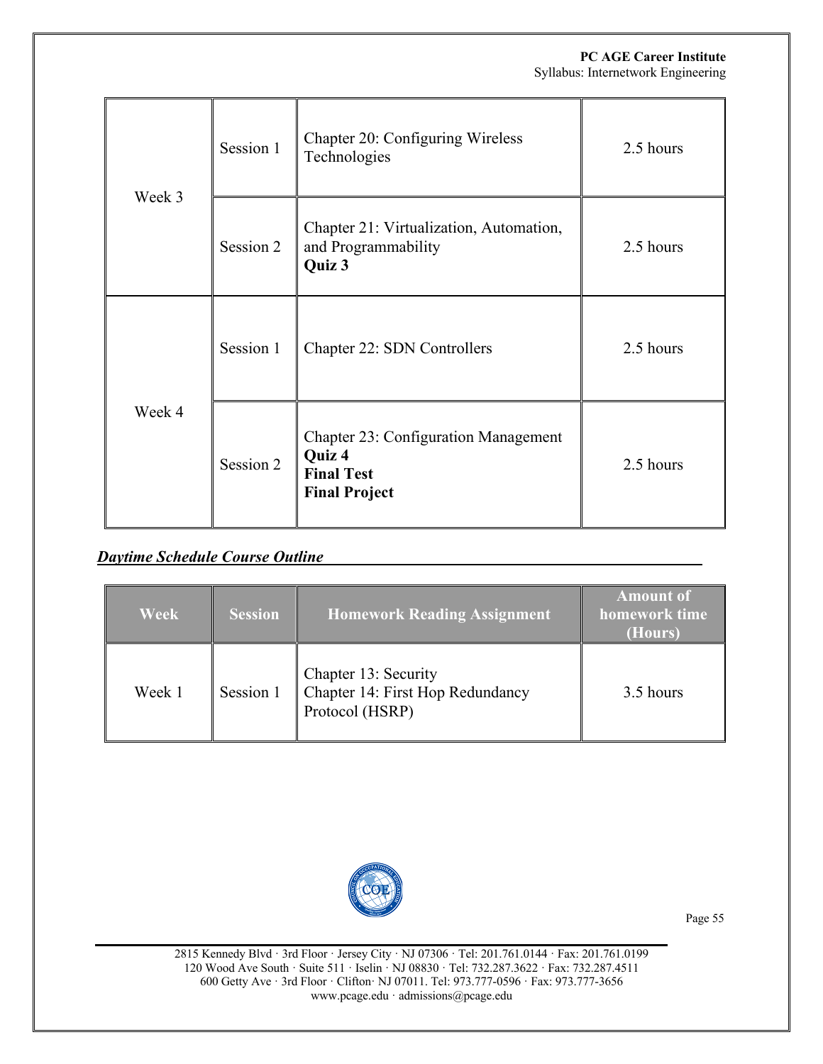| | | | |
|---|---|---|---|
| Week 3 | Session 1 | Chapter 20: Configuring Wireless Technologies | 2.5 hours |
| | Session 2 | Chapter 21: Virtualization, Automation, and Programmability<br>**Quiz 3** | 2.5 hours |
| Week 4 | Session 1 | Chapter 22: SDN Controllers | 2.5 hours |
| | Session 2 | Chapter 23: Configuration Management<br>**Quiz 4**<br>**Final Test**<br>**Final Project** | 2.5 hours |

***Daytime Schedule Course Outline***

| Week | Session | Homework Reading Assignment | Amount of homework time (Hours) |
|---|---|---|---|
| Week 1 | Session 1 | Chapter 13: Security<br>Chapter 14: First Hop Redundancy Protocol (HSRP) | 3.5 hours |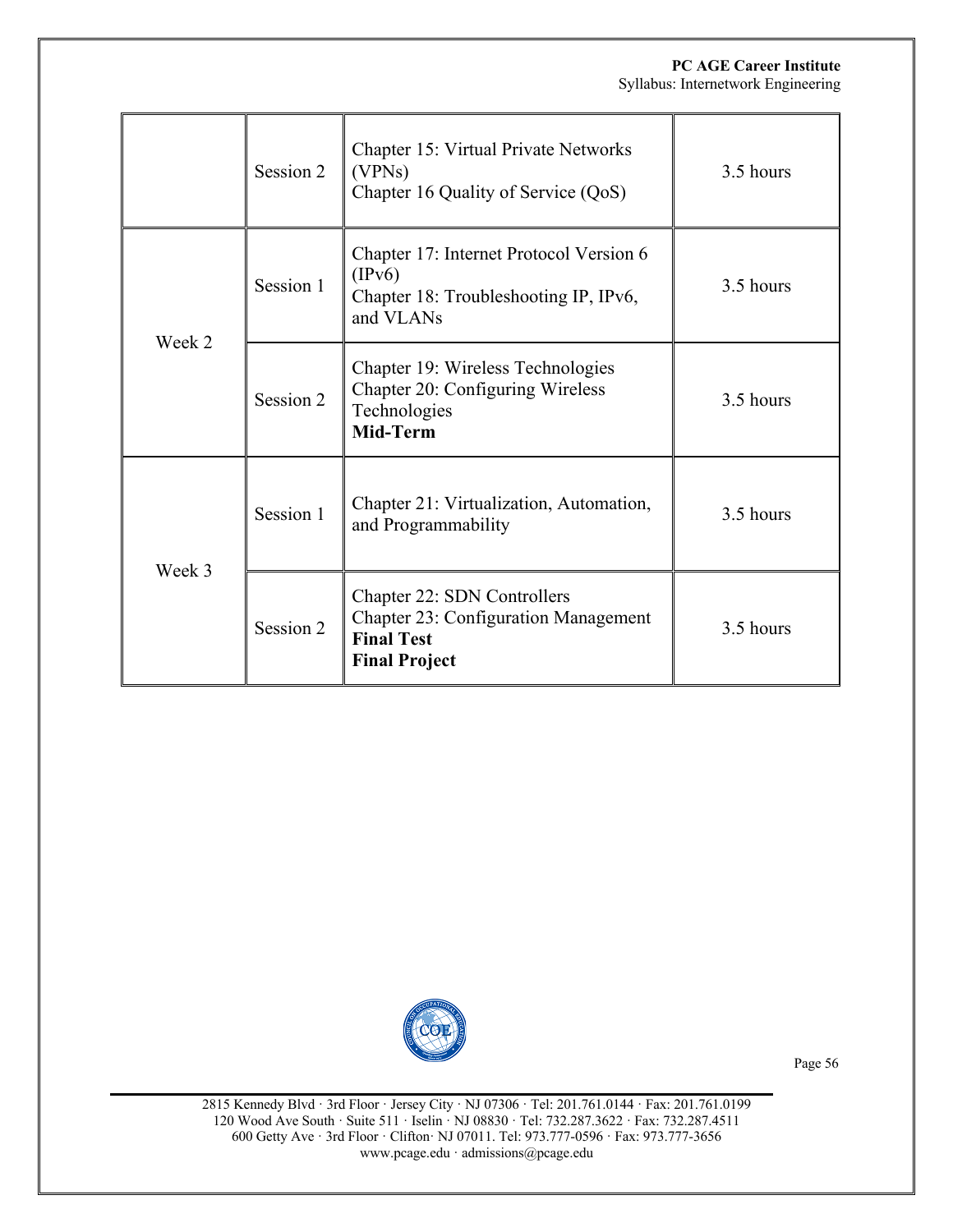| | | | |
|---|---|---|---|
| | Session 2 | Chapter 15: Virtual Private Networks (VPNs)<br>Chapter 16 Quality of Service (QoS) | 3.5 hours |
| Week 2 | Session 1 | Chapter 17: Internet Protocol Version 6 (IPv6)<br>Chapter 18: Troubleshooting IP, IPv6, and VLANs | 3.5 hours |
| | Session 2 | Chapter 19: Wireless Technologies<br>Chapter 20: Configuring Wireless Technologies<br>**Mid-Term** | 3.5 hours |
| Week 3 | Session 1 | Chapter 21: Virtualization, Automation, and Programmability | 3.5 hours |
| | Session 2 | Chapter 22: SDN Controllers<br>Chapter 23: Configuration Management<br>**Final Test**<br>**Final Project** | 3.5 hours |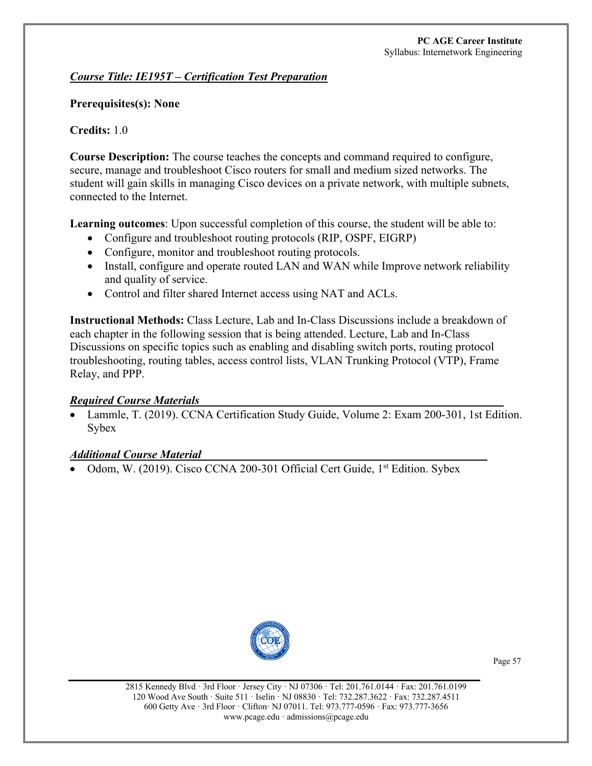***Course Title: IE195T – Certification Test Preparation***

**Prerequisites(s): None**

**Credits:** 1.0

**Course Description:** The course teaches the concepts and command required to configure, secure, manage and troubleshoot Cisco routers for small and medium sized networks. The student will gain skills in managing Cisco devices on a private network, with multiple subnets, connected to the Internet.

**Learning outcomes**: Upon successful completion of this course, the student will be able to:

- Configure and troubleshoot routing protocols (RIP, OSPF, EIGRP)
- Configure, monitor and troubleshoot routing protocols.
- Install, configure and operate routed LAN and WAN while Improve network reliability and quality of service.
- Control and filter shared Internet access using NAT and ACLs.

**Instructional Methods:** Class Lecture, Lab and In-Class Discussions include a breakdown of each chapter in the following session that is being attended. Lecture, Lab and In-Class Discussions on specific topics such as enabling and disabling switch ports, routing protocol troubleshooting, routing tables, access control lists, VLAN Trunking Protocol (VTP), Frame Relay, and PPP.

***Required Course Materials***

- Lammle, T. (2019). CCNA Certification Study Guide, Volume 2: Exam 200-301, 1st Edition. Sybex

***Additional Course Material***

- Odom, W. (2019). Cisco CCNA 200-301 Official Cert Guide, 1st Edition. Sybex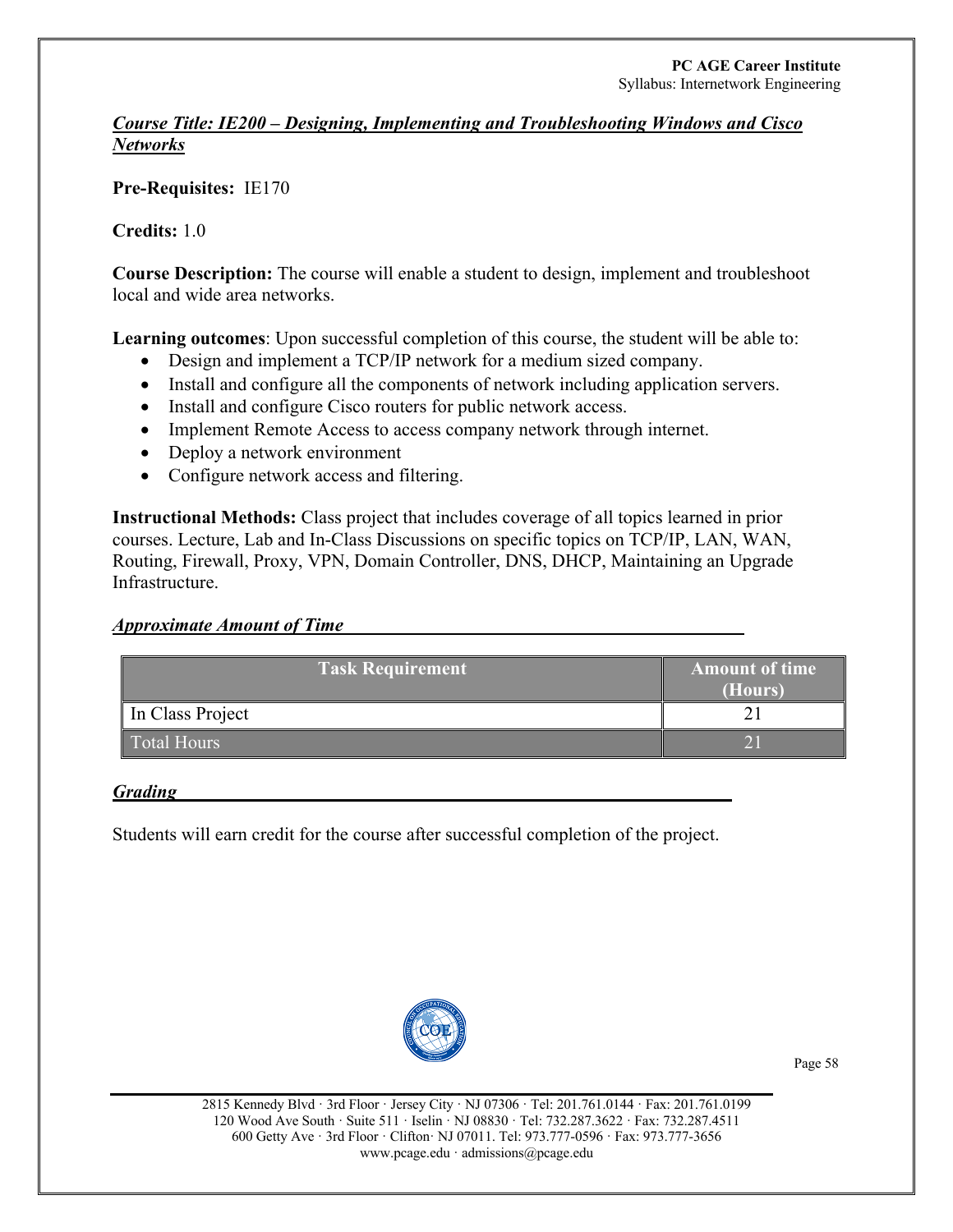***Course Title: IE200 – Designing, Implementing and Troubleshooting Windows and Cisco Networks***

**Pre-Requisites:** IE170

**Credits:** 1.0

**Course Description:** The course will enable a student to design, implement and troubleshoot local and wide area networks.

**Learning outcomes**: Upon successful completion of this course, the student will be able to:

- Design and implement a TCP/IP network for a medium sized company.
- Install and configure all the components of network including application servers.
- Install and configure Cisco routers for public network access.
- Implement Remote Access to access company network through internet.
- Deploy a network environment
- Configure network access and filtering.

**Instructional Methods:** Class project that includes coverage of all topics learned in prior courses. Lecture, Lab and In-Class Discussions on specific topics on TCP/IP, LAN, WAN, Routing, Firewall, Proxy, VPN, Domain Controller, DNS, DHCP, Maintaining an Upgrade Infrastructure.

***Approximate Amount of Time***

| Task Requirement | Amount of time (Hours) |
|---|---|
| In Class Project | 21 |
| Total Hours | 21 |

***Grading***

Students will earn credit for the course after successful completion of the project.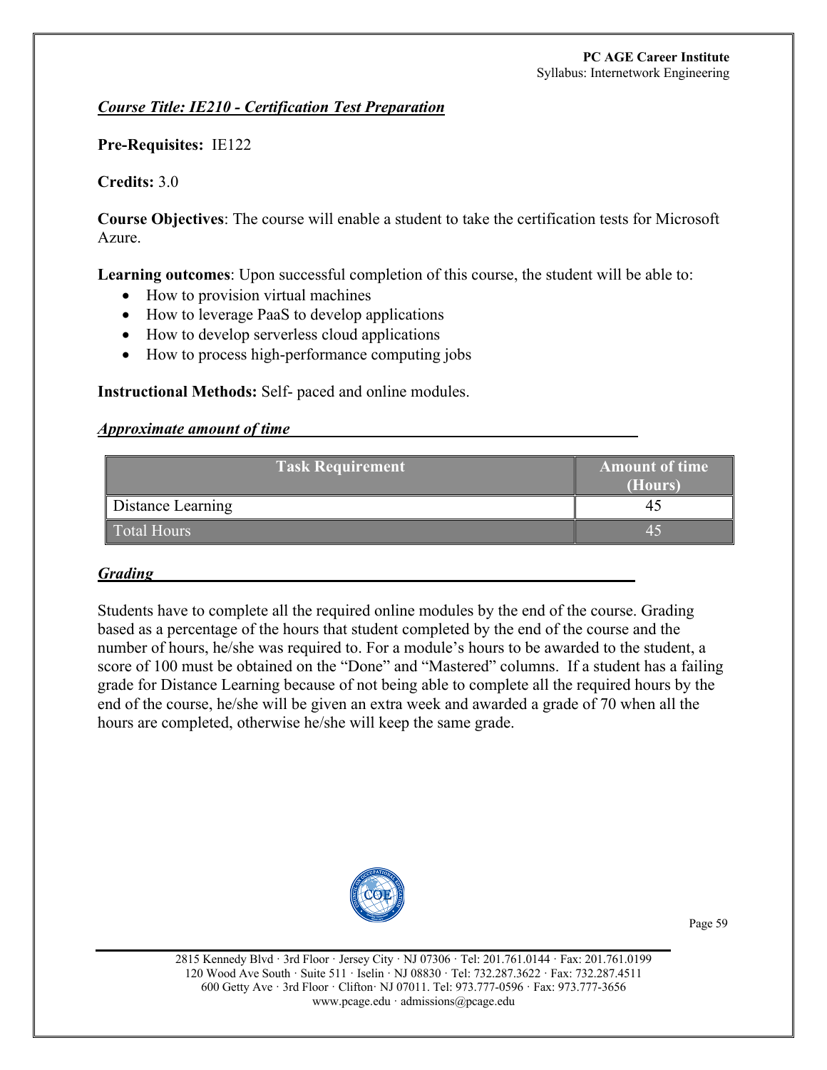***Course Title: IE210 - Certification Test Preparation***

**Pre-Requisites:** IE122

**Credits:** 3.0

**Course Objectives**: The course will enable a student to take the certification tests for Microsoft Azure.

**Learning outcomes**: Upon successful completion of this course, the student will be able to:

- How to provision virtual machines
- How to leverage PaaS to develop applications
- How to develop serverless cloud applications
- How to process high-performance computing jobs

**Instructional Methods:** Self- paced and online modules.

***Approximate amount of time***

| Task Requirement | Amount of time (Hours) |
|---|---|
| Distance Learning | 45 |
| Total Hours | 45 |

***Grading***

Students have to complete all the required online modules by the end of the course. Grading based as a percentage of the hours that student completed by the end of the course and the number of hours, he/she was required to. For a module's hours to be awarded to the student, a score of 100 must be obtained on the "Done" and "Mastered" columns. If a student has a failing grade for Distance Learning because of not being able to complete all the required hours by the end of the course, he/she will be given an extra week and awarded a grade of 70 when all the hours are completed, otherwise he/she will keep the same grade.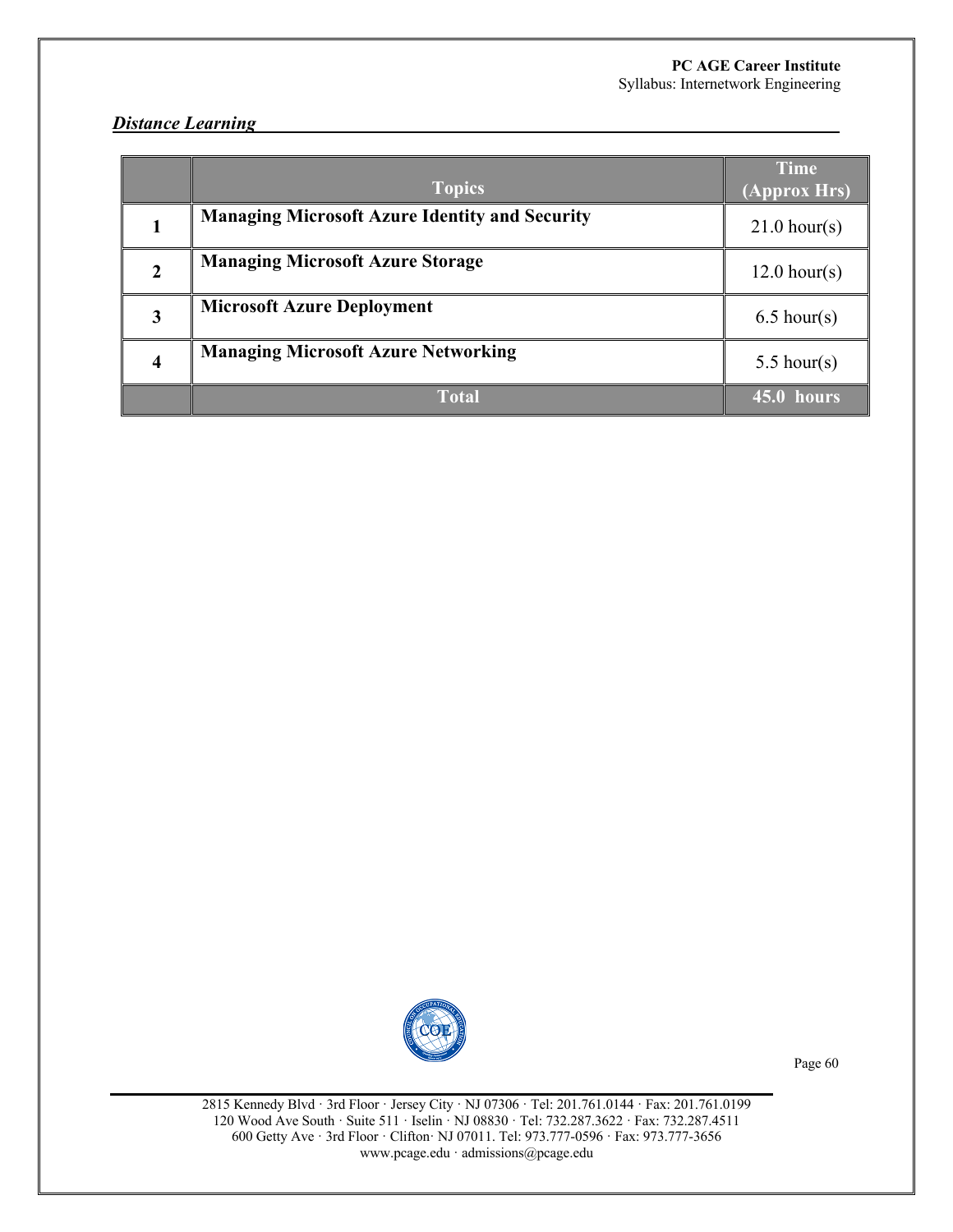***Distance Learning***

| | Topics | Time (Approx Hrs) |
|---|---|---|
| **1** | **Managing Microsoft Azure Identity and Security** | 21.0 hour(s) |
| **2** | **Managing Microsoft Azure Storage** | 12.0 hour(s) |
| **3** | **Microsoft Azure Deployment** | 6.5 hour(s) |
| **4** | **Managing Microsoft Azure Networking** | 5.5 hour(s) |
| | **Total** | **45.0 hours** |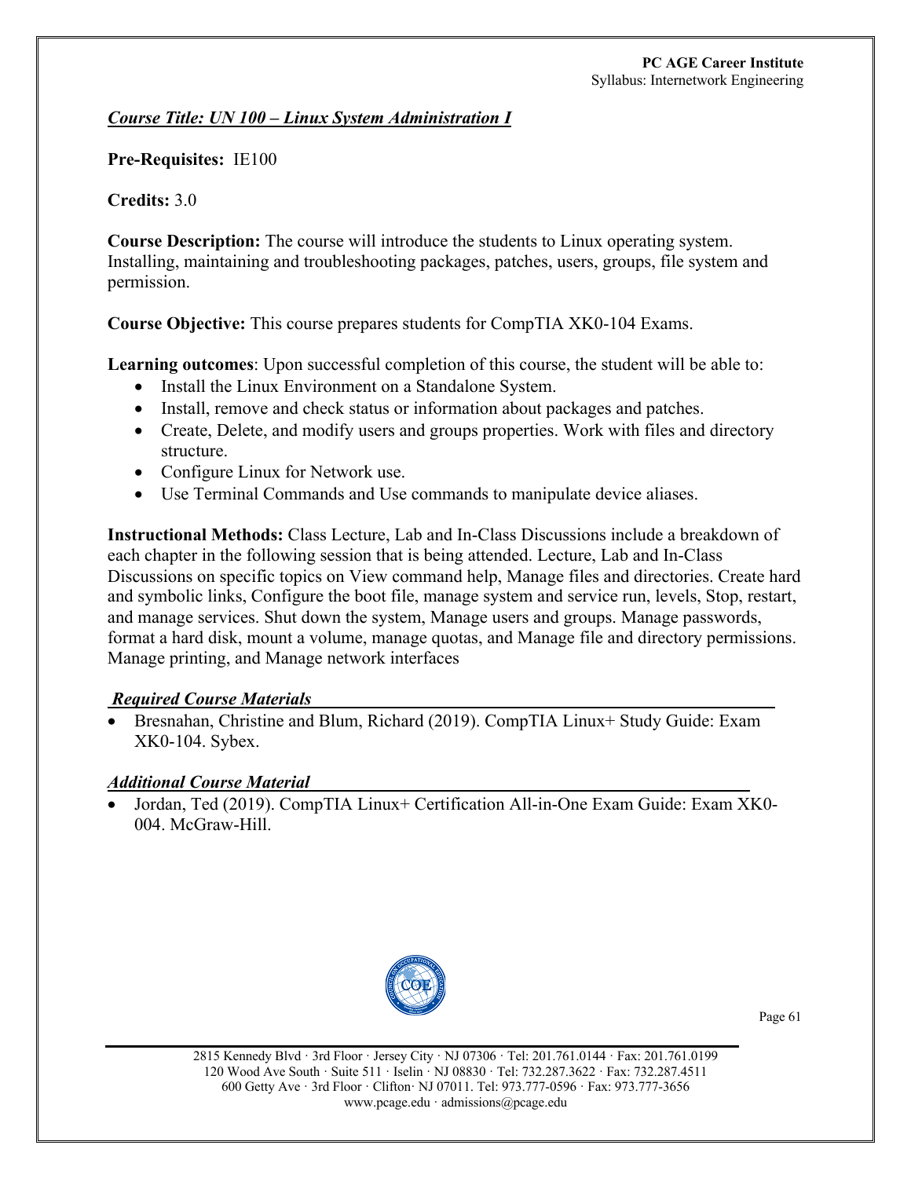***Course Title: UN 100 – Linux System Administration I***

**Pre-Requisites:** IE100

**Credits:** 3.0

**Course Description:** The course will introduce the students to Linux operating system. Installing, maintaining and troubleshooting packages, patches, users, groups, file system and permission.

**Course Objective:** This course prepares students for CompTIA XK0-104 Exams.

**Learning outcomes**: Upon successful completion of this course, the student will be able to:

- Install the Linux Environment on a Standalone System.
- Install, remove and check status or information about packages and patches.
- Create, Delete, and modify users and groups properties. Work with files and directory structure.
- Configure Linux for Network use.
- Use Terminal Commands and Use commands to manipulate device aliases.

**Instructional Methods:** Class Lecture, Lab and In-Class Discussions include a breakdown of each chapter in the following session that is being attended. Lecture, Lab and In-Class Discussions on specific topics on View command help, Manage files and directories. Create hard and symbolic links, Configure the boot file, manage system and service run, levels, Stop, restart, and manage services. Shut down the system, Manage users and groups. Manage passwords, format a hard disk, mount a volume, manage quotas, and Manage file and directory permissions. Manage printing, and Manage network interfaces

***Required Course Materials***

- Bresnahan, Christine and Blum, Richard (2019). CompTIA Linux+ Study Guide: Exam XK0-104. Sybex.

***Additional Course Material***

- Jordan, Ted (2019). CompTIA Linux+ Certification All-in-One Exam Guide: Exam XK0-004. McGraw-Hill.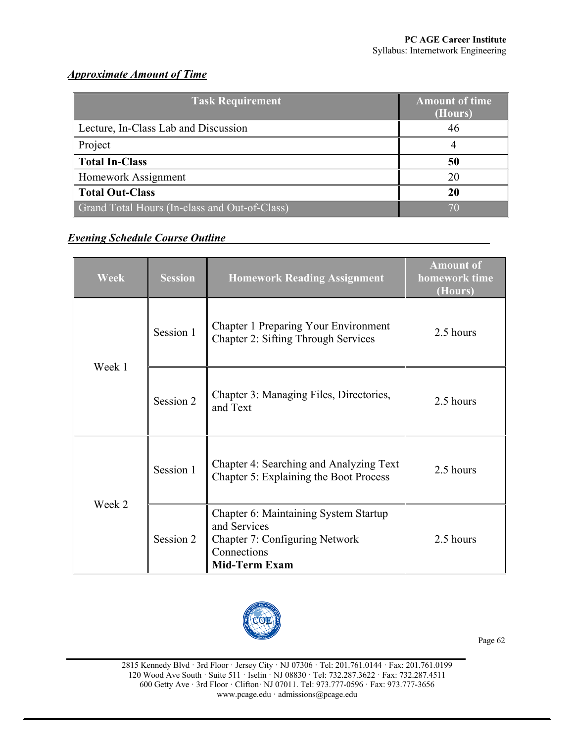### *Approximate Amount of Time*

| Task Requirement | Amount of time (Hours) |
|---|---|
| Lecture, In-Class Lab and Discussion | 46 |
| Project | 4 |
| **Total In-Class** | **50** |
| Homework Assignment | 20 |
| **Total Out-Class** | **20** |
| Grand Total Hours (In-class and Out-of-Class) | 70 |

### *Evening Schedule Course Outline*

| Week | Session | Homework Reading Assignment | Amount of homework time (Hours) |
|---|---|---|---|
| Week 1 | Session 1 | Chapter 1 Preparing Your Environment<br>Chapter 2: Sifting Through Services | 2.5 hours |
| | Session 2 | Chapter 3: Managing Files, Directories, and Text | 2.5 hours |
| Week 2 | Session 1 | Chapter 4: Searching and Analyzing Text<br>Chapter 5: Explaining the Boot Process | 2.5 hours |
| | Session 2 | Chapter 6: Maintaining System Startup and Services<br>Chapter 7: Configuring Network Connections<br>**Mid-Term Exam** | 2.5 hours |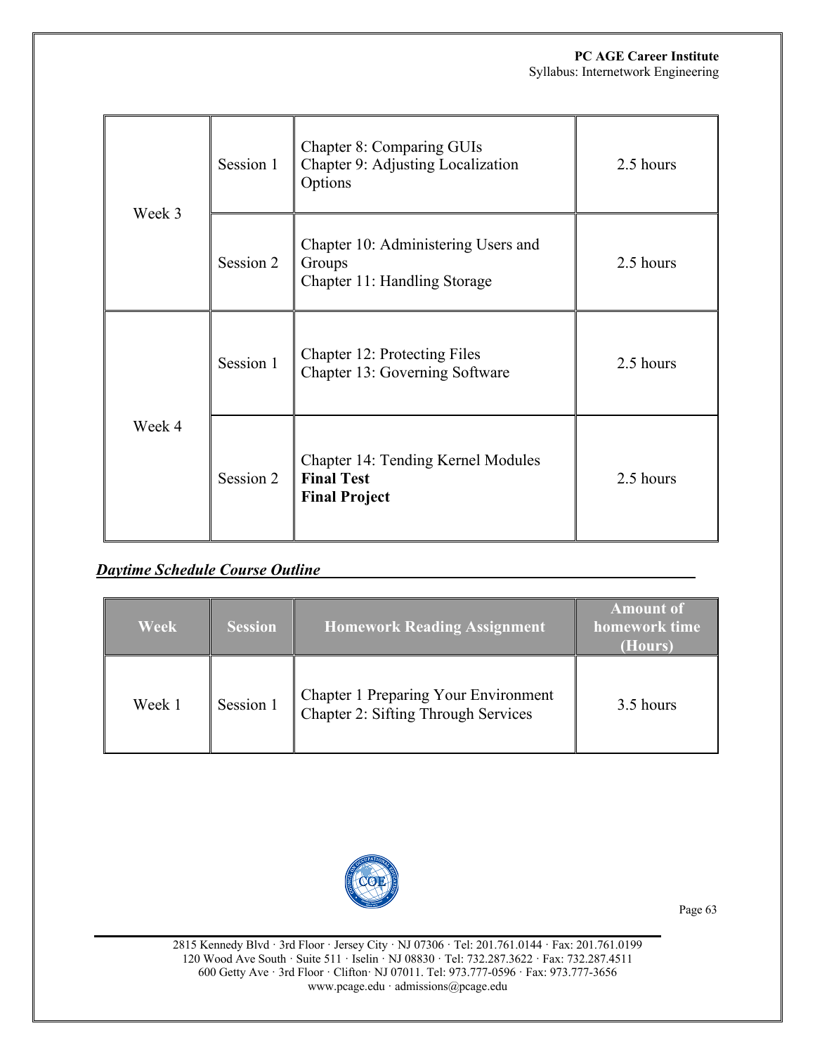| | | | |
|---|---|---|---|
| Week 3 | Session 1 | Chapter 8: Comparing GUIs<br>Chapter 9: Adjusting Localization Options | 2.5 hours |
| | Session 2 | Chapter 10: Administering Users and Groups<br>Chapter 11: Handling Storage | 2.5 hours |
| Week 4 | Session 1 | Chapter 12: Protecting Files<br>Chapter 13: Governing Software | 2.5 hours |
| | Session 2 | Chapter 14: Tending Kernel Modules<br>**Final Test**<br>**Final Project** | 2.5 hours |

***Daytime Schedule Course Outline***

| Week | Session | Homework Reading Assignment | Amount of homework time (Hours) |
|---|---|---|---|
| Week 1 | Session 1 | Chapter 1 Preparing Your Environment<br>Chapter 2: Sifting Through Services | 3.5 hours |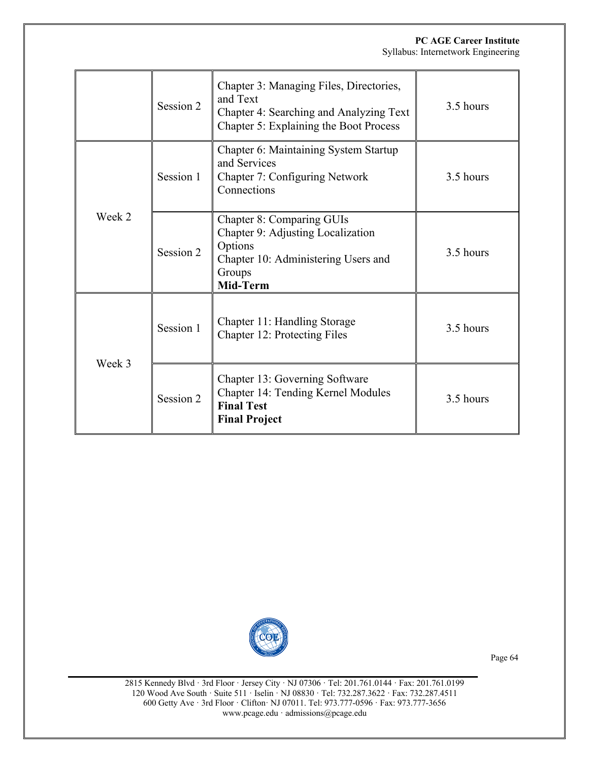| | | | |
|---|---|---|---|
| | Session 2 | Chapter 3: Managing Files, Directories, and Text<br>Chapter 4: Searching and Analyzing Text<br>Chapter 5: Explaining the Boot Process | 3.5 hours |
| Week 2 | Session 1 | Chapter 6: Maintaining System Startup and Services<br>Chapter 7: Configuring Network Connections | 3.5 hours |
| | Session 2 | Chapter 8: Comparing GUIs<br>Chapter 9: Adjusting Localization Options<br>Chapter 10: Administering Users and Groups<br>**Mid-Term** | 3.5 hours |
| Week 3 | Session 1 | Chapter 11: Handling Storage<br>Chapter 12: Protecting Files | 3.5 hours |
| | Session 2 | Chapter 13: Governing Software<br>Chapter 14: Tending Kernel Modules<br>**Final Test**<br>**Final Project** | 3.5 hours |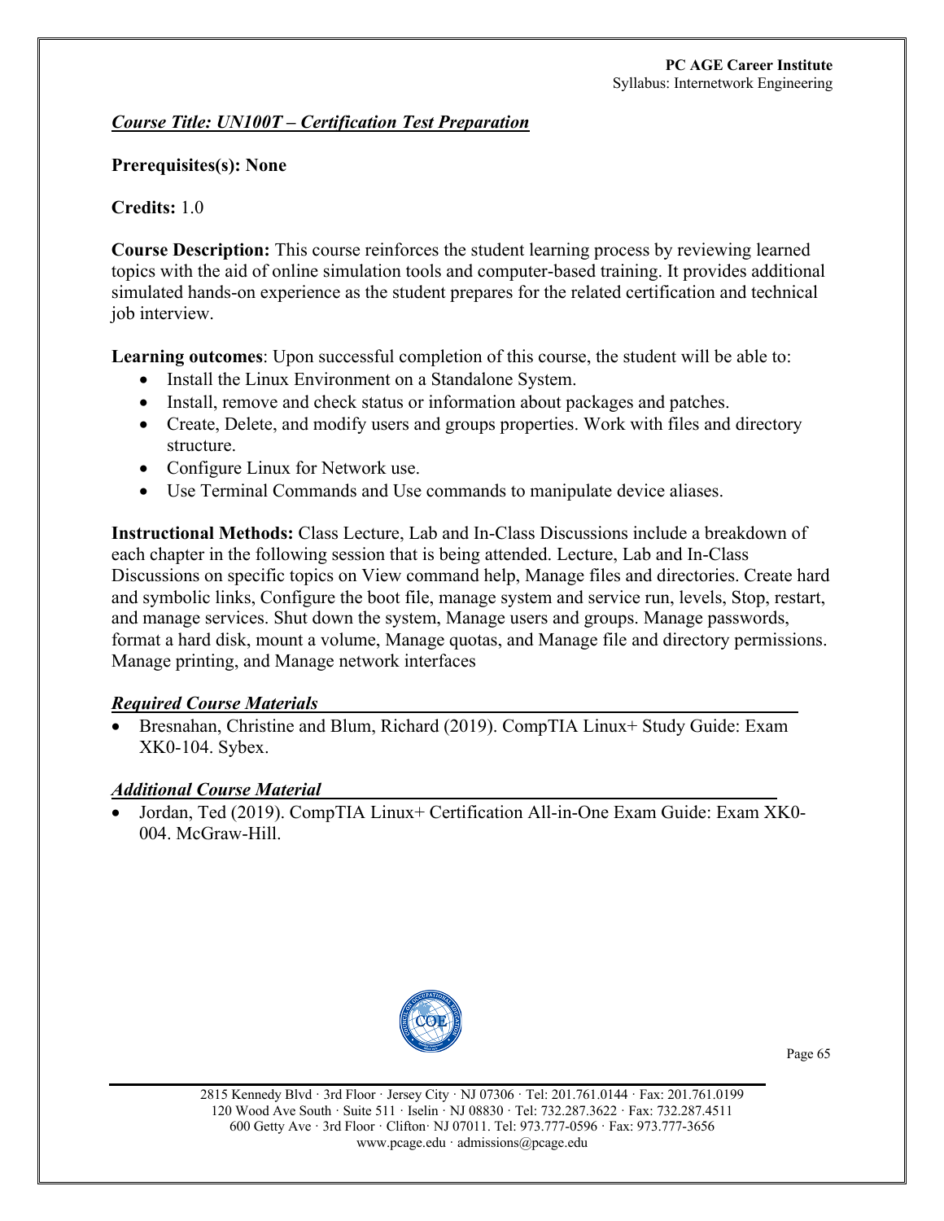***Course Title: UN100T – Certification Test Preparation***

**Prerequisites(s): None**

**Credits:** 1.0

**Course Description:** This course reinforces the student learning process by reviewing learned topics with the aid of online simulation tools and computer-based training. It provides additional simulated hands-on experience as the student prepares for the related certification and technical job interview.

**Learning outcomes**: Upon successful completion of this course, the student will be able to:

- Install the Linux Environment on a Standalone System.
- Install, remove and check status or information about packages and patches.
- Create, Delete, and modify users and groups properties. Work with files and directory structure.
- Configure Linux for Network use.
- Use Terminal Commands and Use commands to manipulate device aliases.

**Instructional Methods:** Class Lecture, Lab and In-Class Discussions include a breakdown of each chapter in the following session that is being attended. Lecture, Lab and In-Class Discussions on specific topics on View command help, Manage files and directories. Create hard and symbolic links, Configure the boot file, manage system and service run, levels, Stop, restart, and manage services. Shut down the system, Manage users and groups. Manage passwords, format a hard disk, mount a volume, Manage quotas, and Manage file and directory permissions. Manage printing, and Manage network interfaces

***Required Course Materials***

- Bresnahan, Christine and Blum, Richard (2019). CompTIA Linux+ Study Guide: Exam XK0-104. Sybex.

***Additional Course Material***

- Jordan, Ted (2019). CompTIA Linux+ Certification All-in-One Exam Guide: Exam XK0-004. McGraw-Hill.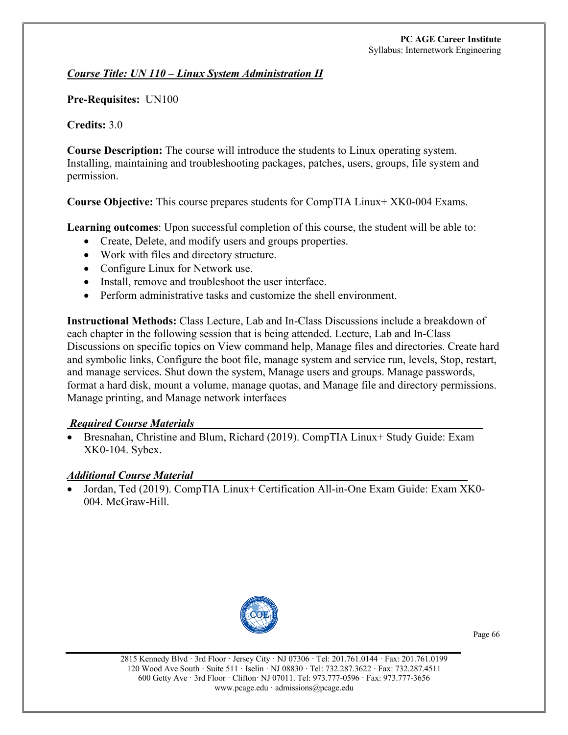***Course Title: UN 110 – Linux System Administration II***

**Pre-Requisites:** UN100

**Credits:** 3.0

**Course Description:** The course will introduce the students to Linux operating system. Installing, maintaining and troubleshooting packages, patches, users, groups, file system and permission.

**Course Objective:** This course prepares students for CompTIA Linux+ XK0-004 Exams.

**Learning outcomes**: Upon successful completion of this course, the student will be able to:

- Create, Delete, and modify users and groups properties.
- Work with files and directory structure.
- Configure Linux for Network use.
- Install, remove and troubleshoot the user interface.
- Perform administrative tasks and customize the shell environment.

**Instructional Methods:** Class Lecture, Lab and In-Class Discussions include a breakdown of each chapter in the following session that is being attended. Lecture, Lab and In-Class Discussions on specific topics on View command help, Manage files and directories. Create hard and symbolic links, Configure the boot file, manage system and service run, levels, Stop, restart, and manage services. Shut down the system, Manage users and groups. Manage passwords, format a hard disk, mount a volume, manage quotas, and Manage file and directory permissions. Manage printing, and Manage network interfaces

***Required Course Materials***

- Bresnahan, Christine and Blum, Richard (2019). CompTIA Linux+ Study Guide: Exam XK0-104. Sybex.

***Additional Course Material***

- Jordan, Ted (2019). CompTIA Linux+ Certification All-in-One Exam Guide: Exam XK0-004. McGraw-Hill.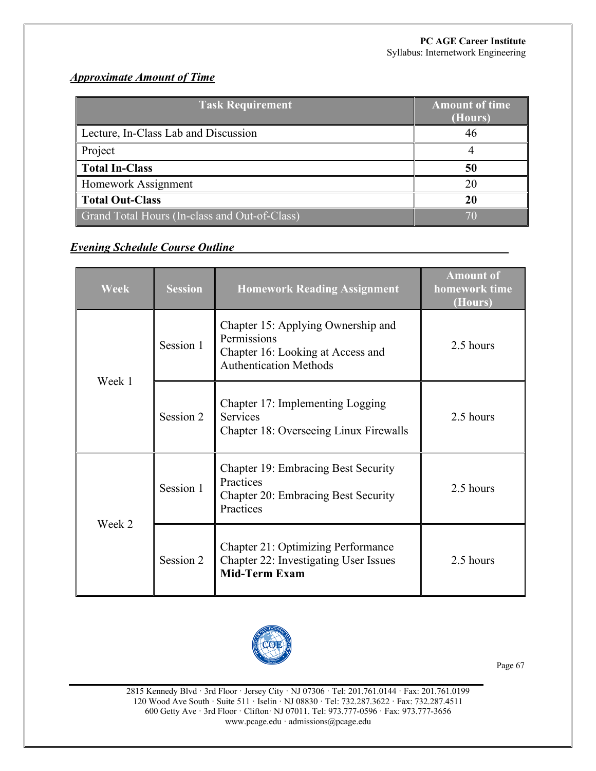### *Approximate Amount of Time*

| Task Requirement | Amount of time (Hours) |
|---|---|
| Lecture, In-Class Lab and Discussion | 46 |
| Project | 4 |
| **Total In-Class** | **50** |
| Homework Assignment | 20 |
| **Total Out-Class** | **20** |
| Grand Total Hours (In-class and Out-of-Class) | 70 |

### *Evening Schedule Course Outline*

| Week | Session | Homework Reading Assignment | Amount of homework time (Hours) |
|---|---|---|---|
| Week 1 | Session 1 | Chapter 15: Applying Ownership and Permissions<br>Chapter 16: Looking at Access and Authentication Methods | 2.5 hours |
| | Session 2 | Chapter 17: Implementing Logging Services<br>Chapter 18: Overseeing Linux Firewalls | 2.5 hours |
| Week 2 | Session 1 | Chapter 19: Embracing Best Security Practices<br>Chapter 20: Embracing Best Security Practices | 2.5 hours |
| | Session 2 | Chapter 21: Optimizing Performance<br>Chapter 22: Investigating User Issues<br>**Mid-Term Exam** | 2.5 hours |

2815 Kennedy Blvd · 3rd Floor · Jersey City · NJ 07306 · Tel: 201.761.0144 · Fax: 201.761.0199
120 Wood Ave South · Suite 511 · Iselin · NJ 08830 · Tel: 732.287.3622 · Fax: 732.287.4511
600 Getty Ave · 3rd Floor · Clifton· NJ 07011. Tel: 973.777-0596 · Fax: 973.777-3656
www.pcage.edu · admissions@pcage.edu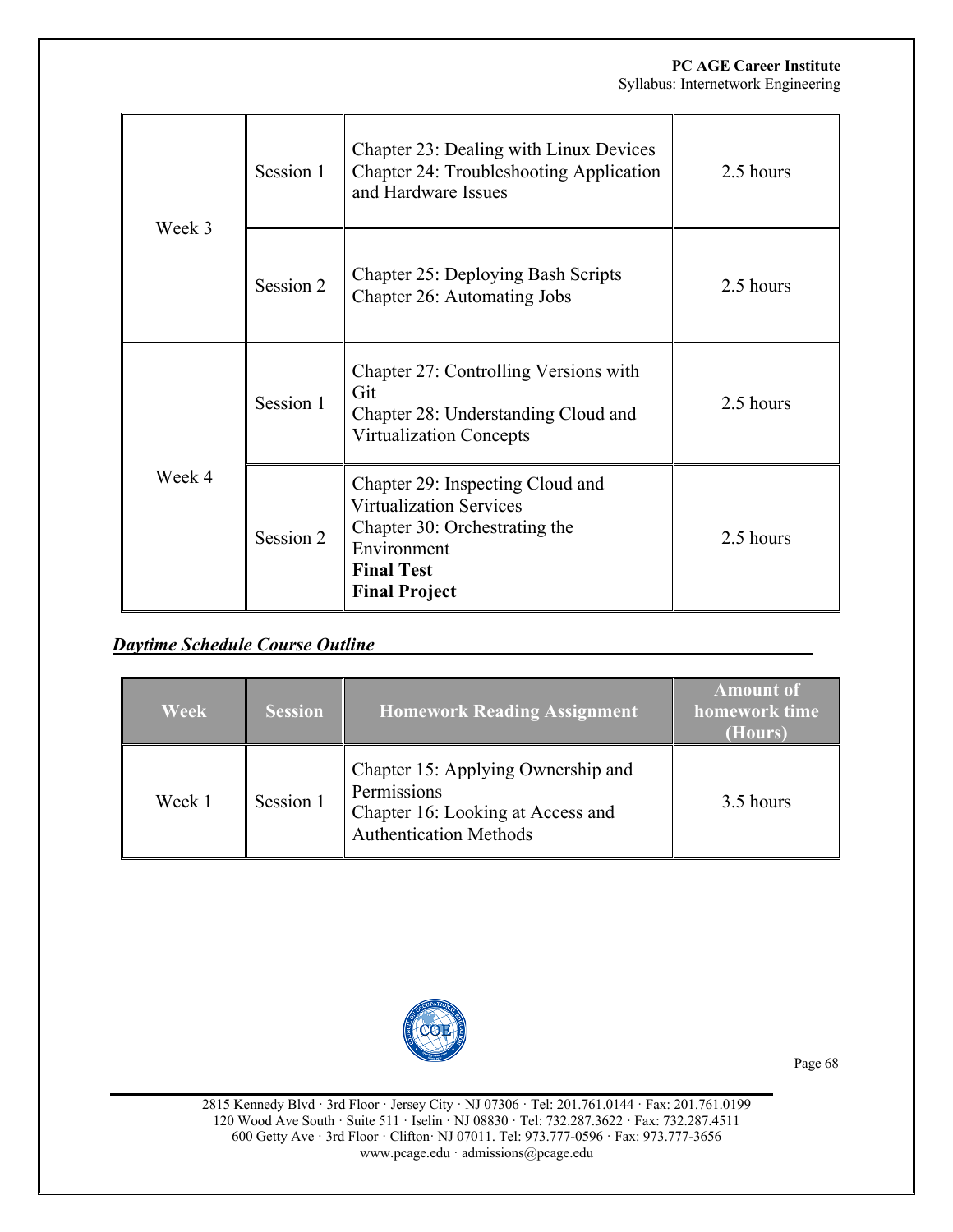| | | | |
|---|---|---|---|
| Week 3 | Session 1 | Chapter 23: Dealing with Linux Devices<br>Chapter 24: Troubleshooting Application and Hardware Issues | 2.5 hours |
| | Session 2 | Chapter 25: Deploying Bash Scripts<br>Chapter 26: Automating Jobs | 2.5 hours |
| Week 4 | Session 1 | Chapter 27: Controlling Versions with Git<br>Chapter 28: Understanding Cloud and Virtualization Concepts | 2.5 hours |
| | Session 2 | Chapter 29: Inspecting Cloud and Virtualization Services<br>Chapter 30: Orchestrating the Environment<br>**Final Test**<br>**Final Project** | 2.5 hours |

***Daytime Schedule Course Outline***

| Week | Session | Homework Reading Assignment | Amount of homework time (Hours) |
|---|---|---|---|
| Week 1 | Session 1 | Chapter 15: Applying Ownership and Permissions<br>Chapter 16: Looking at Access and Authentication Methods | 3.5 hours |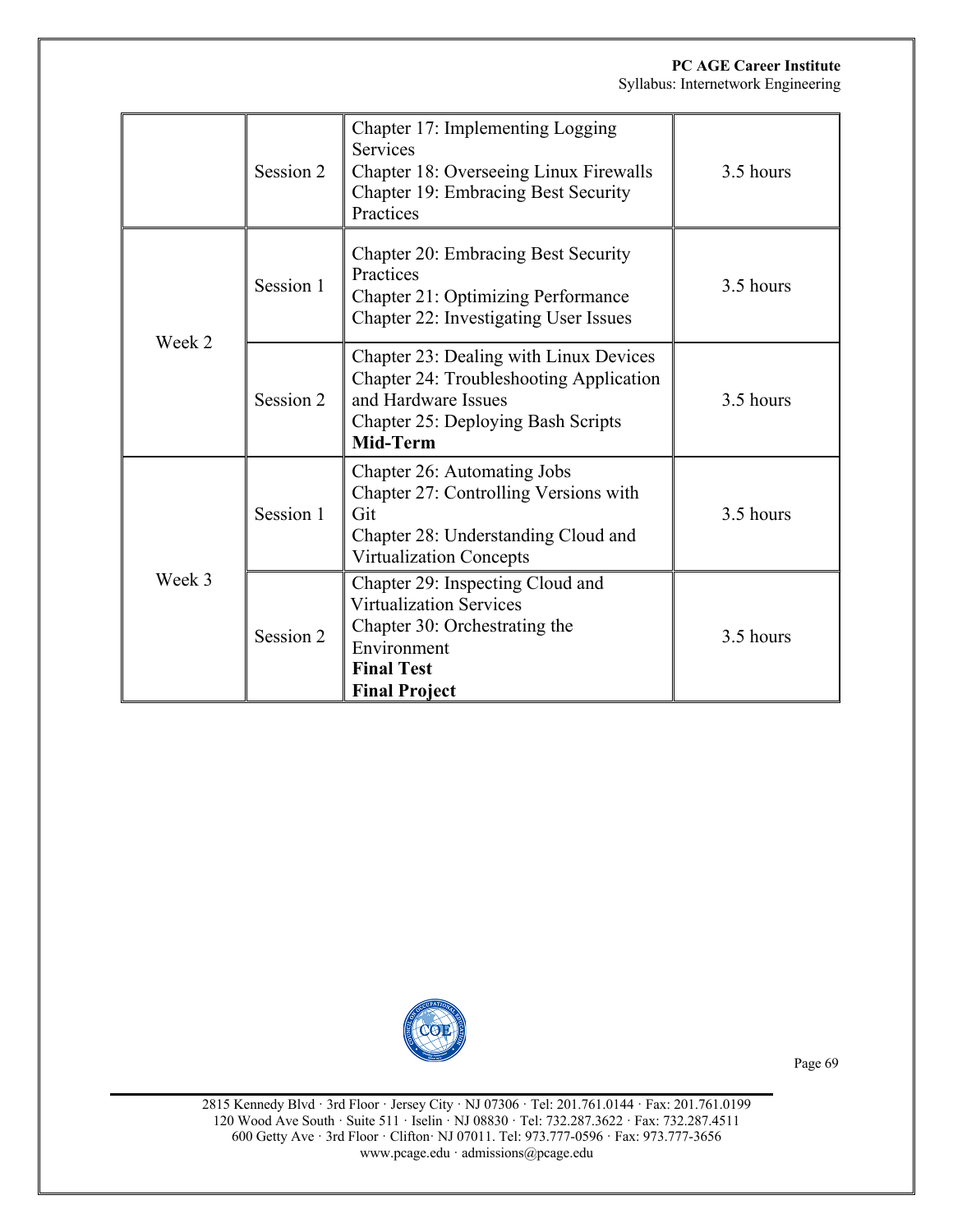| | | | |
|---|---|---|---|
| | Session 2 | Chapter 17: Implementing Logging Services<br>Chapter 18: Overseeing Linux Firewalls<br>Chapter 19: Embracing Best Security Practices | 3.5 hours |
| Week 2 | Session 1 | Chapter 20: Embracing Best Security Practices<br>Chapter 21: Optimizing Performance<br>Chapter 22: Investigating User Issues | 3.5 hours |
| | Session 2 | Chapter 23: Dealing with Linux Devices<br>Chapter 24: Troubleshooting Application and Hardware Issues<br>Chapter 25: Deploying Bash Scripts<br>**Mid-Term** | 3.5 hours |
| Week 3 | Session 1 | Chapter 26: Automating Jobs<br>Chapter 27: Controlling Versions with Git<br>Chapter 28: Understanding Cloud and Virtualization Concepts | 3.5 hours |
| | Session 2 | Chapter 29: Inspecting Cloud and Virtualization Services<br>Chapter 30: Orchestrating the Environment<br>**Final Test**<br>**Final Project** | 3.5 hours |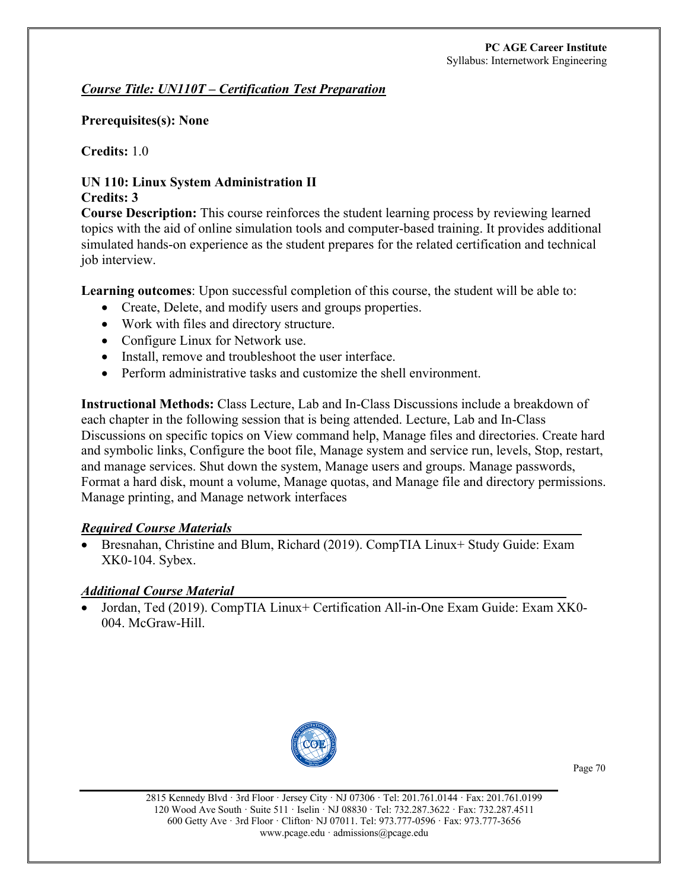***Course Title: UN110T – Certification Test Preparation***

**Prerequisites(s): None**

**Credits:** 1.0

**UN 110: Linux System Administration II**
**Credits: 3**
**Course Description:** This course reinforces the student learning process by reviewing learned topics with the aid of online simulation tools and computer-based training. It provides additional simulated hands-on experience as the student prepares for the related certification and technical job interview.

**Learning outcomes**: Upon successful completion of this course, the student will be able to:

- Create, Delete, and modify users and groups properties.
- Work with files and directory structure.
- Configure Linux for Network use.
- Install, remove and troubleshoot the user interface.
- Perform administrative tasks and customize the shell environment.

**Instructional Methods:** Class Lecture, Lab and In-Class Discussions include a breakdown of each chapter in the following session that is being attended. Lecture, Lab and In-Class Discussions on specific topics on View command help, Manage files and directories. Create hard and symbolic links, Configure the boot file, Manage system and service run, levels, Stop, restart, and manage services. Shut down the system, Manage users and groups. Manage passwords, Format a hard disk, mount a volume, Manage quotas, and Manage file and directory permissions. Manage printing, and Manage network interfaces

***Required Course Materials***

- Bresnahan, Christine and Blum, Richard (2019). CompTIA Linux+ Study Guide: Exam XK0-104. Sybex.

***Additional Course Material***

- Jordan, Ted (2019). CompTIA Linux+ Certification All-in-One Exam Guide: Exam XK0-004. McGraw-Hill.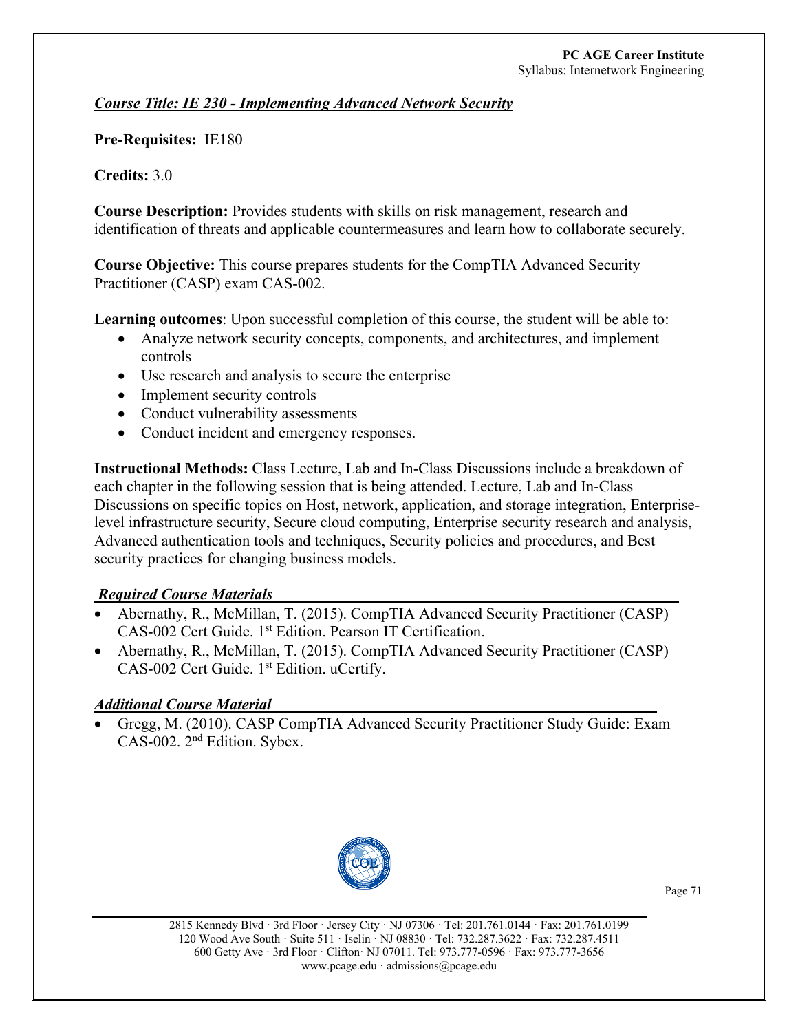## *Course Title: IE 230 - Implementing Advanced Network Security*

**Pre-Requisites:** IE180

**Credits:** 3.0

**Course Description:** Provides students with skills on risk management, research and identification of threats and applicable countermeasures and learn how to collaborate securely.

**Course Objective:** This course prepares students for the CompTIA Advanced Security Practitioner (CASP) exam CAS-002.

**Learning outcomes**: Upon successful completion of this course, the student will be able to:

- Analyze network security concepts, components, and architectures, and implement controls
- Use research and analysis to secure the enterprise
- Implement security controls
- Conduct vulnerability assessments
- Conduct incident and emergency responses.

**Instructional Methods:** Class Lecture, Lab and In-Class Discussions include a breakdown of each chapter in the following session that is being attended. Lecture, Lab and In-Class Discussions on specific topics on Host, network, application, and storage integration, Enterprise-level infrastructure security, Secure cloud computing, Enterprise security research and analysis, Advanced authentication tools and techniques, Security policies and procedures, and Best security practices for changing business models.

### *Required Course Materials*

- Abernathy, R., McMillan, T. (2015). CompTIA Advanced Security Practitioner (CASP) CAS-002 Cert Guide. 1st Edition. Pearson IT Certification.
- Abernathy, R., McMillan, T. (2015). CompTIA Advanced Security Practitioner (CASP) CAS-002 Cert Guide. 1st Edition. uCertify.

### *Additional Course Material*

- Gregg, M. (2010). CASP CompTIA Advanced Security Practitioner Study Guide: Exam CAS-002. 2nd Edition. Sybex.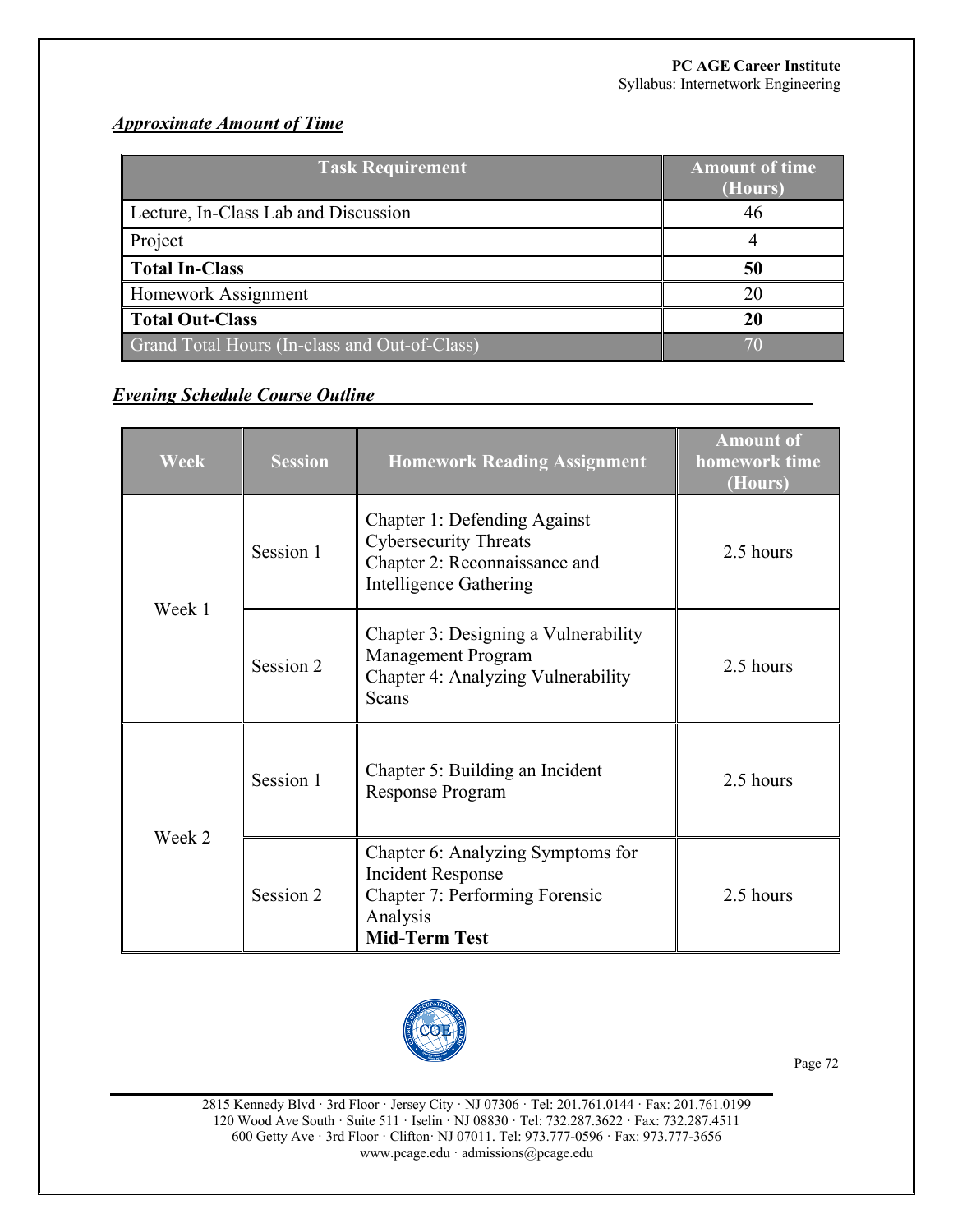***Approximate Amount of Time***

| Task Requirement | Amount of time (Hours) |
| --- | --- |
| Lecture, In-Class Lab and Discussion | 46 |
| Project | 4 |
| **Total In-Class** | **50** |
| Homework Assignment | 20 |
| **Total Out-Class** | **20** |
| Grand Total Hours (In-class and Out-of-Class) | 70 |

***Evening Schedule Course Outline***

| Week | Session | Homework Reading Assignment | Amount of homework time (Hours) |
| --- | --- | --- | --- |
| Week 1 | Session 1 | Chapter 1: Defending Against Cybersecurity Threats<br>Chapter 2: Reconnaissance and Intelligence Gathering | 2.5 hours |
| | Session 2 | Chapter 3: Designing a Vulnerability Management Program<br>Chapter 4: Analyzing Vulnerability Scans | 2.5 hours |
| Week 2 | Session 1 | Chapter 5: Building an Incident Response Program | 2.5 hours |
| | Session 2 | Chapter 6: Analyzing Symptoms for Incident Response<br>Chapter 7: Performing Forensic Analysis<br>**Mid-Term Test** | 2.5 hours |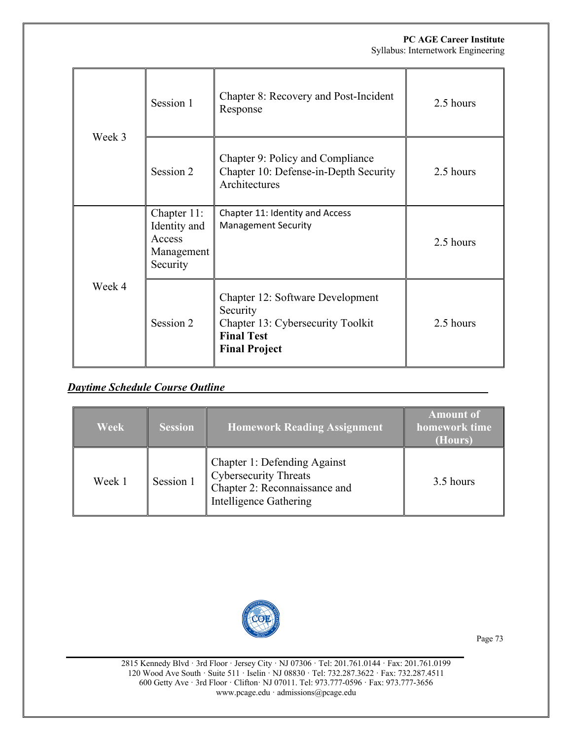| | | | |
|---|---|---|---|
| Week 3 | Session 1 | Chapter 8: Recovery and Post-Incident Response | 2.5 hours |
| | Session 2 | Chapter 9: Policy and Compliance<br>Chapter 10: Defense-in-Depth Security Architectures | 2.5 hours |
| Week 4 | Chapter 11: Identity and Access Management Security | Chapter 11: Identity and Access Management Security | 2.5 hours |
| | Session 2 | Chapter 12: Software Development Security<br>Chapter 13: Cybersecurity Toolkit<br>**Final Test**<br>**Final Project** | 2.5 hours |

***Daytime Schedule Course Outline***

| Week | Session | Homework Reading Assignment | Amount of homework time (Hours) |
|---|---|---|---|
| Week 1 | Session 1 | Chapter 1: Defending Against Cybersecurity Threats<br>Chapter 2: Reconnaissance and Intelligence Gathering | 3.5 hours |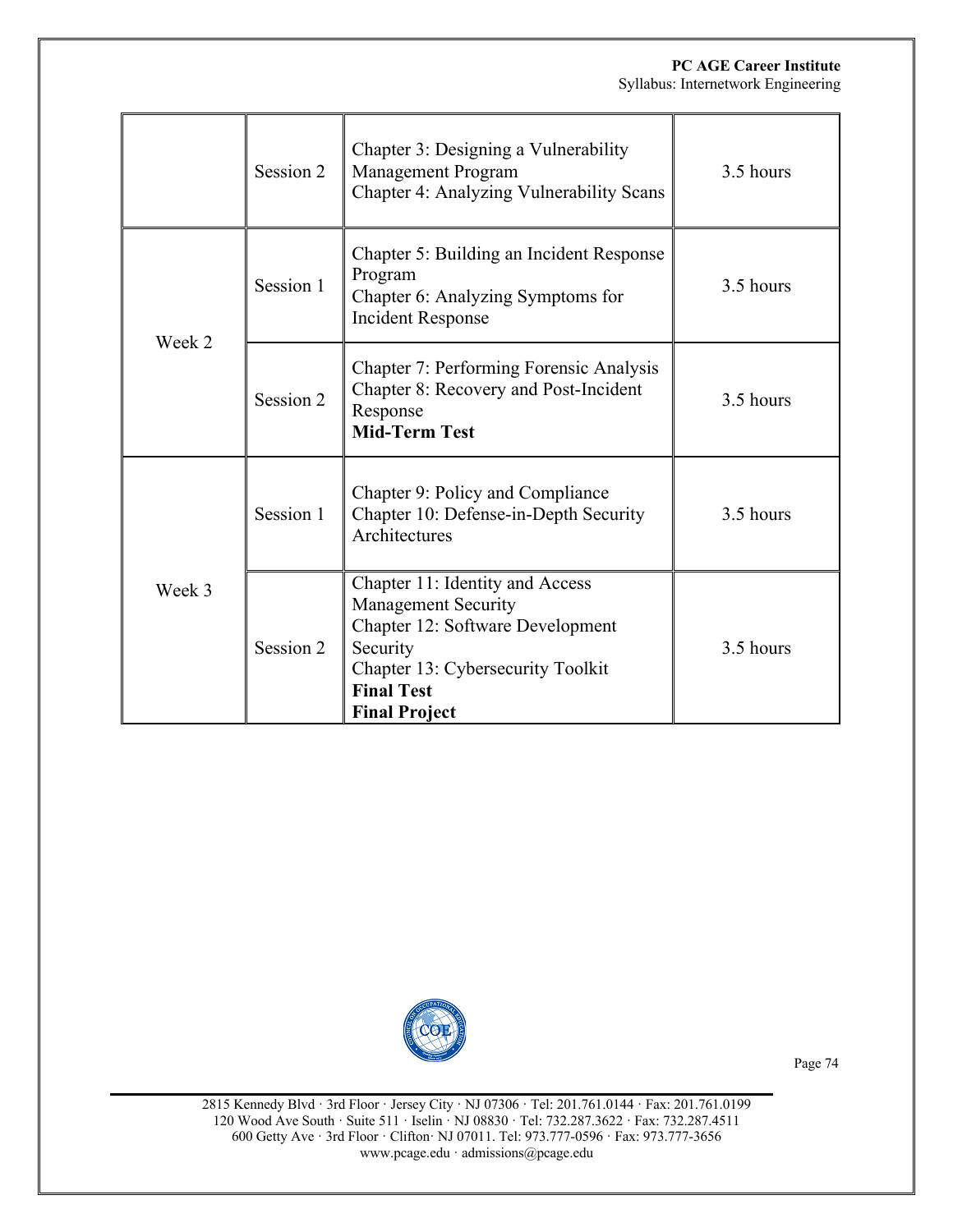| | | | |
|---|---|---|---|
| | Session 2 | Chapter 3: Designing a Vulnerability Management Program<br>Chapter 4: Analyzing Vulnerability Scans | 3.5 hours |
| Week 2 | Session 1 | Chapter 5: Building an Incident Response Program<br>Chapter 6: Analyzing Symptoms for Incident Response | 3.5 hours |
| | Session 2 | Chapter 7: Performing Forensic Analysis<br>Chapter 8: Recovery and Post-Incident Response<br>**Mid-Term Test** | 3.5 hours |
| Week 3 | Session 1 | Chapter 9: Policy and Compliance<br>Chapter 10: Defense-in-Depth Security Architectures | 3.5 hours |
| | Session 2 | Chapter 11: Identity and Access Management Security<br>Chapter 12: Software Development Security<br>Chapter 13: Cybersecurity Toolkit<br>**Final Test**<br>**Final Project** | 3.5 hours |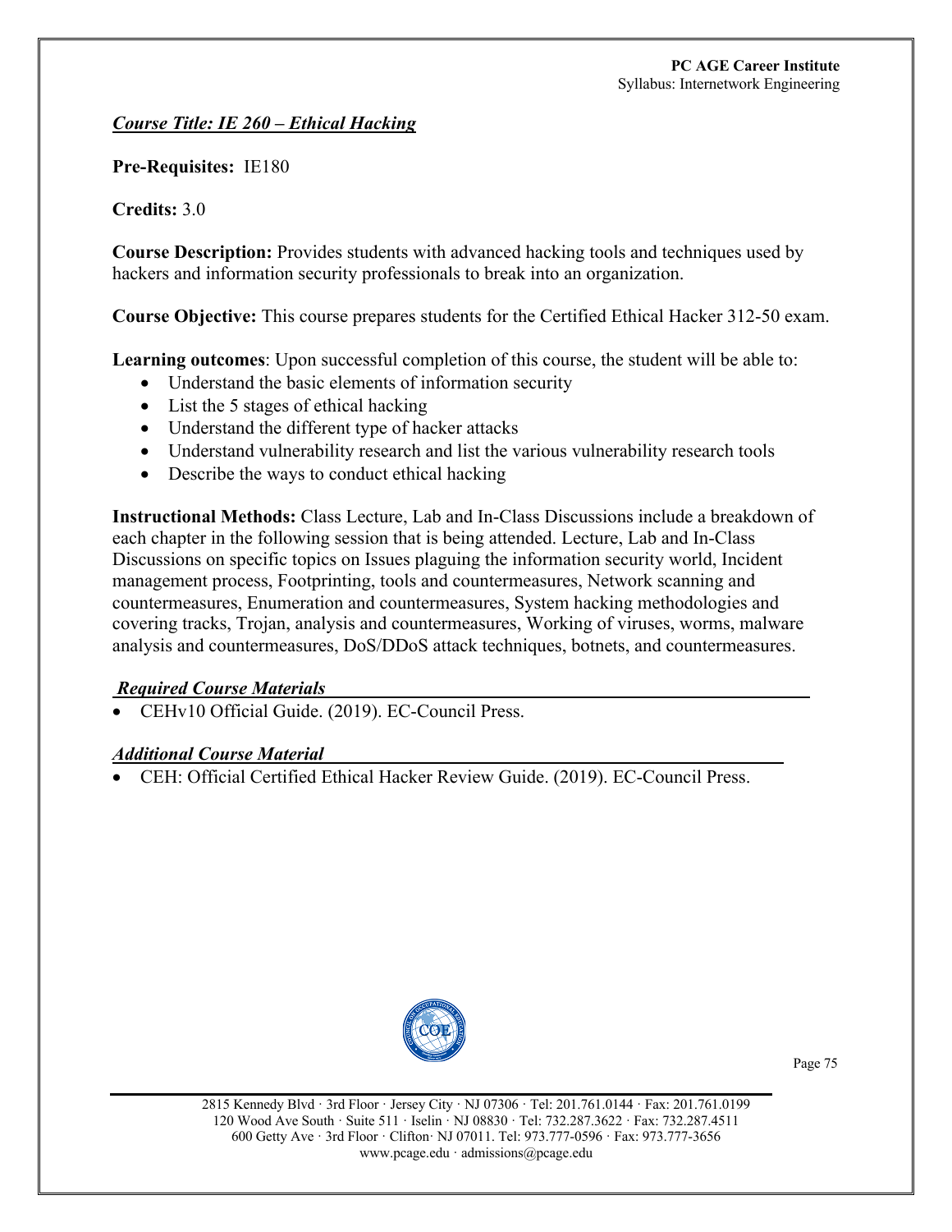***Course Title: IE 260 – Ethical Hacking***

**Pre-Requisites:** IE180

**Credits:** 3.0

**Course Description:** Provides students with advanced hacking tools and techniques used by hackers and information security professionals to break into an organization.

**Course Objective:** This course prepares students for the Certified Ethical Hacker 312-50 exam.

**Learning outcomes**: Upon successful completion of this course, the student will be able to:

- Understand the basic elements of information security
- List the 5 stages of ethical hacking
- Understand the different type of hacker attacks
- Understand vulnerability research and list the various vulnerability research tools
- Describe the ways to conduct ethical hacking

**Instructional Methods:** Class Lecture, Lab and In-Class Discussions include a breakdown of each chapter in the following session that is being attended. Lecture, Lab and In-Class Discussions on specific topics on Issues plaguing the information security world, Incident management process, Footprinting, tools and countermeasures, Network scanning and countermeasures, Enumeration and countermeasures, System hacking methodologies and covering tracks, Trojan, analysis and countermeasures, Working of viruses, worms, malware analysis and countermeasures, DoS/DDoS attack techniques, botnets, and countermeasures.

***Required Course Materials***

- CEHv10 Official Guide. (2019). EC-Council Press.

***Additional Course Material***

- CEH: Official Certified Ethical Hacker Review Guide. (2019). EC-Council Press.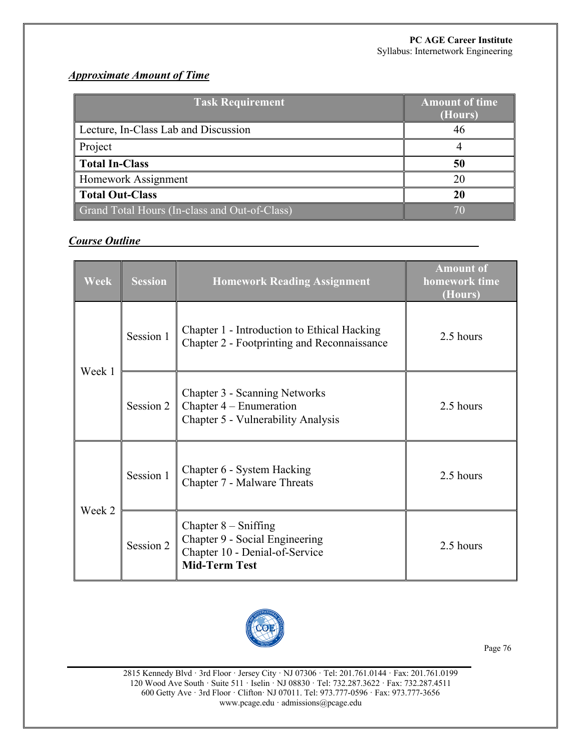***Approximate Amount of Time***

| Task Requirement | Amount of time (Hours) |
|---|---|
| Lecture, In-Class Lab and Discussion | 46 |
| Project | 4 |
| **Total In-Class** | **50** |
| Homework Assignment | 20 |
| **Total Out-Class** | **20** |
| Grand Total Hours (In-class and Out-of-Class) | 70 |

***Course Outline***

| Week | Session | Homework Reading Assignment | Amount of homework time (Hours) |
|---|---|---|---|
| Week 1 | Session 1 | Chapter 1 - Introduction to Ethical Hacking<br>Chapter 2 - Footprinting and Reconnaissance | 2.5 hours |
| | Session 2 | Chapter 3 - Scanning Networks<br>Chapter 4 – Enumeration<br>Chapter 5 - Vulnerability Analysis | 2.5 hours |
| Week 2 | Session 1 | Chapter 6 - System Hacking<br>Chapter 7 - Malware Threats | 2.5 hours |
| | Session 2 | Chapter 8 – Sniffing<br>Chapter 9 - Social Engineering<br>Chapter 10 - Denial-of-Service<br>**Mid-Term Test** | 2.5 hours |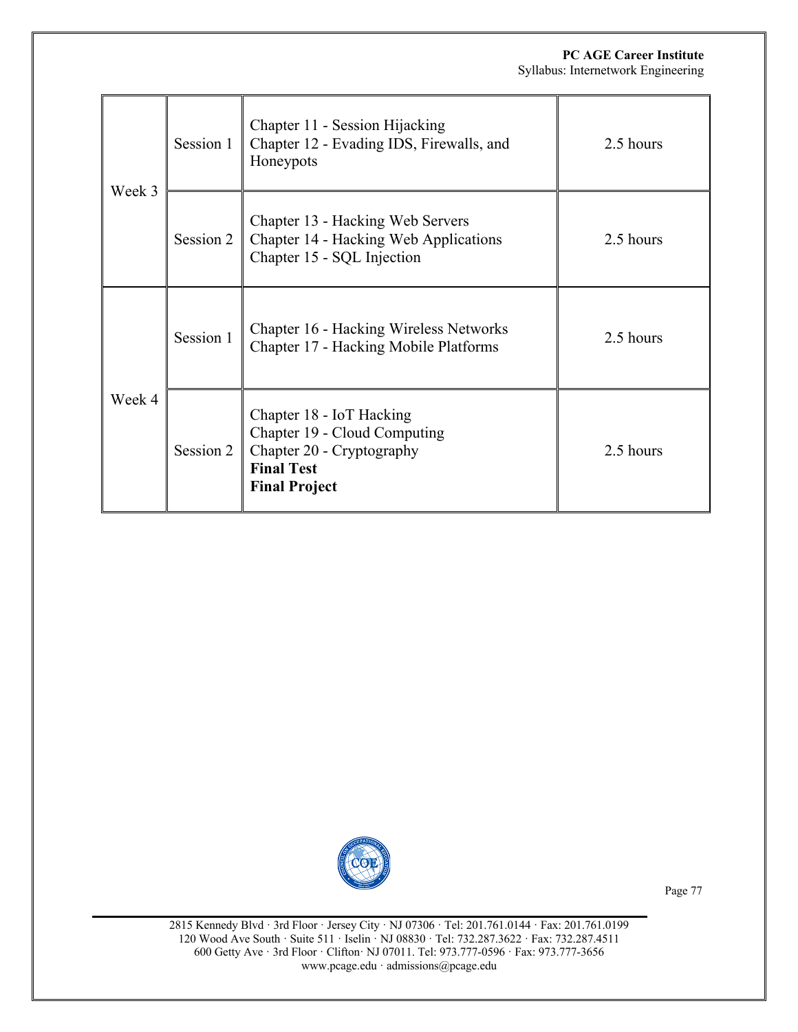| | | | |
|---|---|---|---|
| Week 3 | Session 1 | Chapter 11 - Session Hijacking<br>Chapter 12 - Evading IDS, Firewalls, and Honeypots | 2.5 hours |
| | Session 2 | Chapter 13 - Hacking Web Servers<br>Chapter 14 - Hacking Web Applications<br>Chapter 15 - SQL Injection | 2.5 hours |
| Week 4 | Session 1 | Chapter 16 - Hacking Wireless Networks<br>Chapter 17 - Hacking Mobile Platforms | 2.5 hours |
| | Session 2 | Chapter 18 - IoT Hacking<br>Chapter 19 - Cloud Computing<br>Chapter 20 - Cryptography<br>**Final Test**<br>**Final Project** | 2.5 hours |